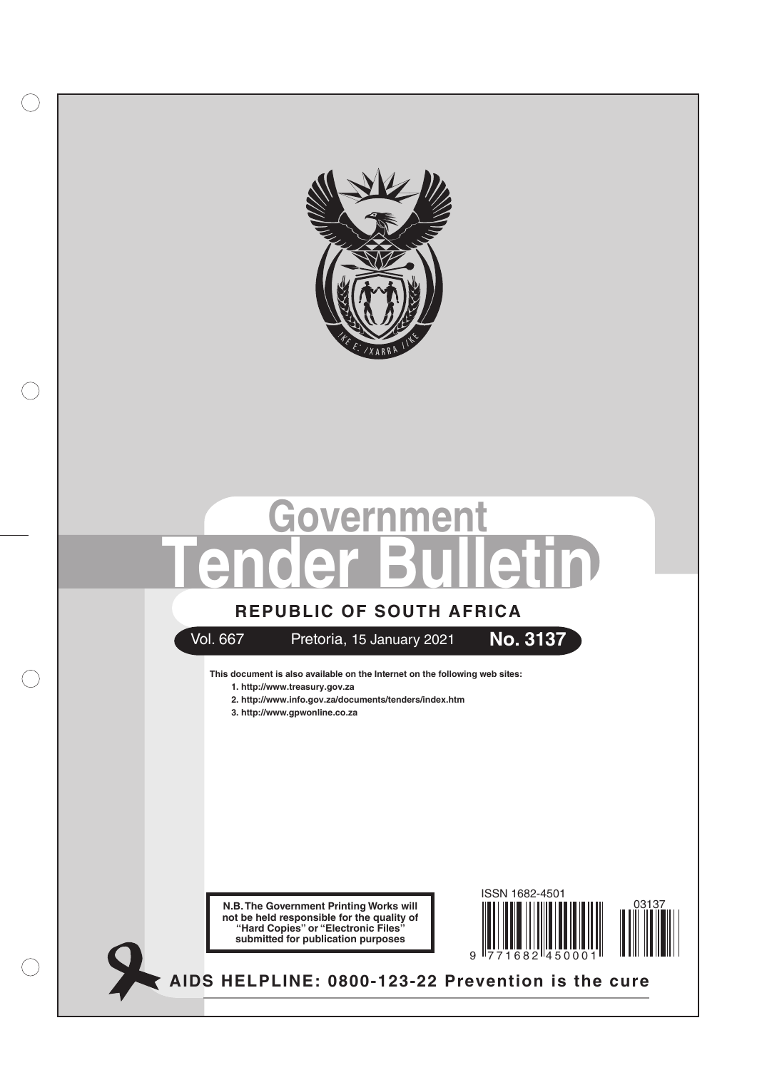# Government Tender Bulletin

## REPUBLIC OF SOUTH AFRICA

Vol. 667 Pretoria, 15 January 2021 **No. 3137**

**This document is also available on the Internet on the following web sites:**

1. **http://www.treasury.gov.za**
2. **http://www.info.gov.za/documents/tenders/index.htm**
3. **http://www.gpwonline.co.za**

**N.B. The Government Printing Works will not be held responsible for the quality of "Hard Copies" or "Electronic Files" submitted for publication purposes**

ISSN 1682-4501

03137

9 771682 450001

**AIDS HELPLINE: 0800-123-22 Prevention is the cure**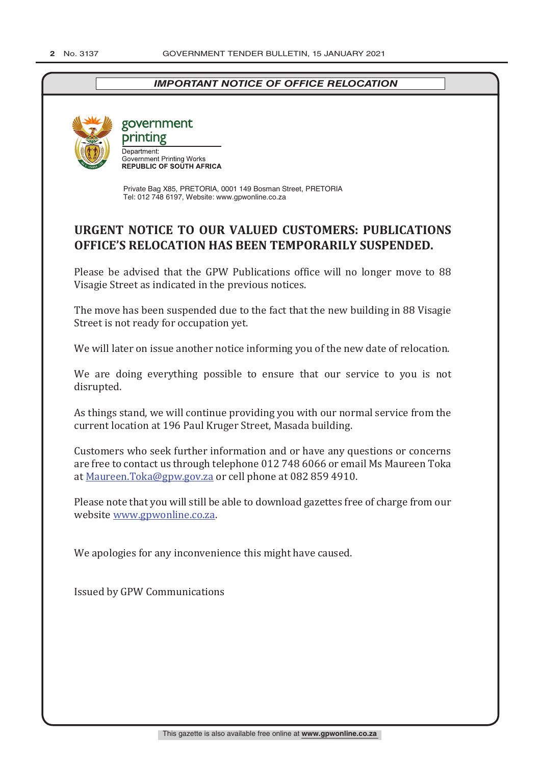***IMPORTANT NOTICE OF OFFICE RELOCATION***

government printing

Department:
Government Printing Works
**REPUBLIC OF SOUTH AFRICA**

Private Bag X85, PRETORIA, 0001 149 Bosman Street, PRETORIA
Tel: 012 748 6197, Website: www.gpwonline.co.za

## URGENT NOTICE TO OUR VALUED CUSTOMERS: PUBLICATIONS OFFICE'S RELOCATION HAS BEEN TEMPORARILY SUSPENDED.

Please be advised that the GPW Publications office will no longer move to 88 Visagie Street as indicated in the previous notices.

The move has been suspended due to the fact that the new building in 88 Visagie Street is not ready for occupation yet.

We will later on issue another notice informing you of the new date of relocation.

We are doing everything possible to ensure that our service to you is not disrupted.

As things stand, we will continue providing you with our normal service from the current location at 196 Paul Kruger Street, Masada building.

Customers who seek further information and or have any questions or concerns are free to contact us through telephone 012 748 6066 or email Ms Maureen Toka at Maureen.Toka@gpw.gov.za or cell phone at 082 859 4910.

Please note that you will still be able to download gazettes free of charge from our website www.gpwonline.co.za.

We apologies for any inconvenience this might have caused.

Issued by GPW Communications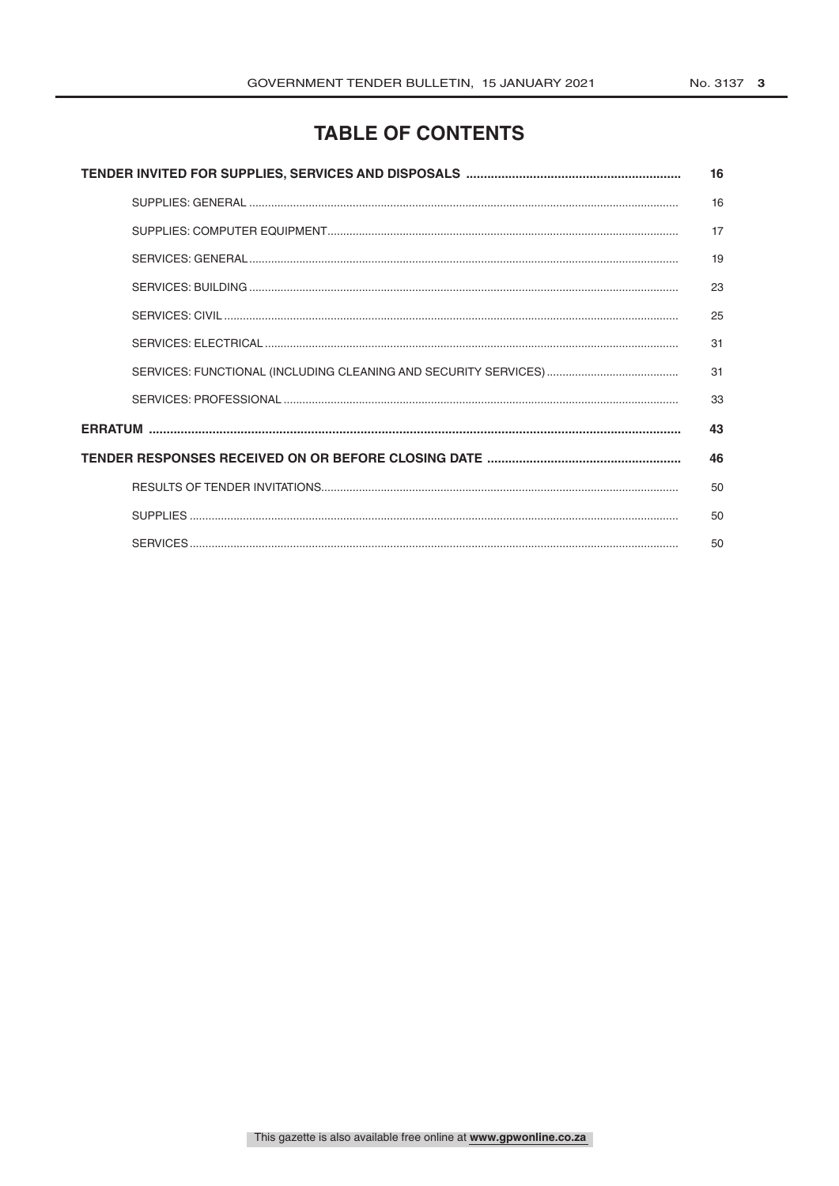# TABLE OF CONTENTS

| | |
|---|---|
| **TENDER INVITED FOR SUPPLIES, SERVICES AND DISPOSALS** | **16** |
| SUPPLIES: GENERAL | 16 |
| SUPPLIES: COMPUTER EQUIPMENT | 17 |
| SERVICES: GENERAL | 19 |
| SERVICES: BUILDING | 23 |
| SERVICES: CIVIL | 25 |
| SERVICES: ELECTRICAL | 31 |
| SERVICES: FUNCTIONAL (INCLUDING CLEANING AND SECURITY SERVICES) | 31 |
| SERVICES: PROFESSIONAL | 33 |
| **ERRATUM** | **43** |
| **TENDER RESPONSES RECEIVED ON OR BEFORE CLOSING DATE** | **46** |
| RESULTS OF TENDER INVITATIONS | 50 |
| SUPPLIES | 50 |
| SERVICES | 50 |

This gazette is also available free online at **www.gpwonline.co.za**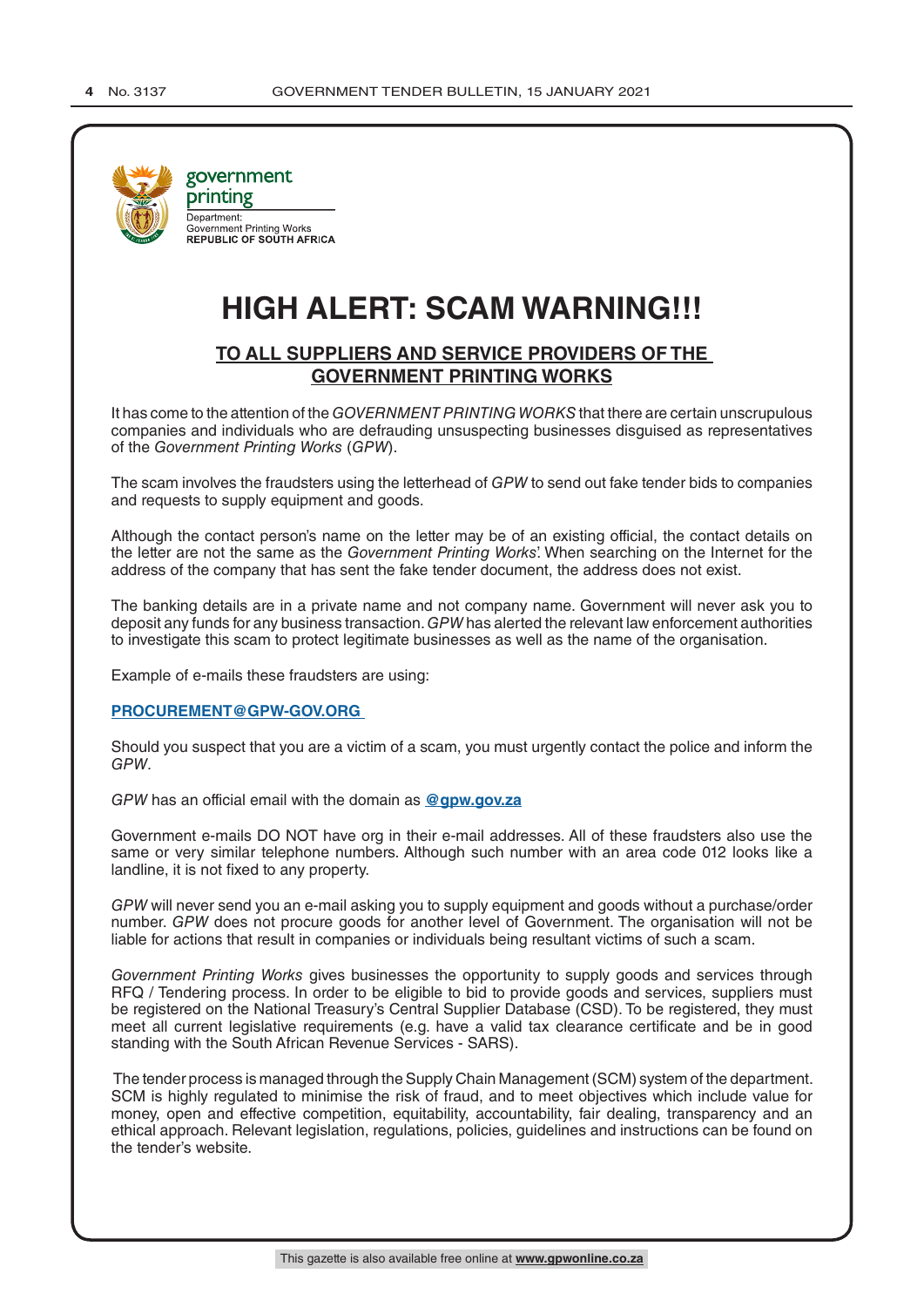government printing

Department:
Government Printing Works
**REPUBLIC OF SOUTH AFRICA**

# HIGH ALERT: SCAM WARNING!!!

## TO ALL SUPPLIERS AND SERVICE PROVIDERS OF THE GOVERNMENT PRINTING WORKS

It has come to the attention of the *GOVERNMENT PRINTING WORKS* that there are certain unscrupulous companies and individuals who are defrauding unsuspecting businesses disguised as representatives of the *Government Printing Works* (*GPW*).

The scam involves the fraudsters using the letterhead of *GPW* to send out fake tender bids to companies and requests to supply equipment and goods.

Although the contact person's name on the letter may be of an existing official, the contact details on the letter are not the same as the *Government Printing Works*'. When searching on the Internet for the address of the company that has sent the fake tender document, the address does not exist.

The banking details are in a private name and not company name. Government will never ask you to deposit any funds for any business transaction. *GPW* has alerted the relevant law enforcement authorities to investigate this scam to protect legitimate businesses as well as the name of the organisation.

Example of e-mails these fraudsters are using:

**PROCUREMENT@GPW-GOV.ORG**

Should you suspect that you are a victim of a scam, you must urgently contact the police and inform the *GPW*.

*GPW* has an official email with the domain as **@gpw.gov.za**

Government e-mails DO NOT have org in their e-mail addresses. All of these fraudsters also use the same or very similar telephone numbers. Although such number with an area code 012 looks like a landline, it is not fixed to any property.

*GPW* will never send you an e-mail asking you to supply equipment and goods without a purchase/order number. *GPW* does not procure goods for another level of Government. The organisation will not be liable for actions that result in companies or individuals being resultant victims of such a scam.

*Government Printing Works* gives businesses the opportunity to supply goods and services through RFQ / Tendering process. In order to be eligible to bid to provide goods and services, suppliers must be registered on the National Treasury's Central Supplier Database (CSD). To be registered, they must meet all current legislative requirements (e.g. have a valid tax clearance certificate and be in good standing with the South African Revenue Services - SARS).

The tender process is managed through the Supply Chain Management (SCM) system of the department. SCM is highly regulated to minimise the risk of fraud, and to meet objectives which include value for money, open and effective competition, equitability, accountability, fair dealing, transparency and an ethical approach. Relevant legislation, regulations, policies, guidelines and instructions can be found on the tender's website.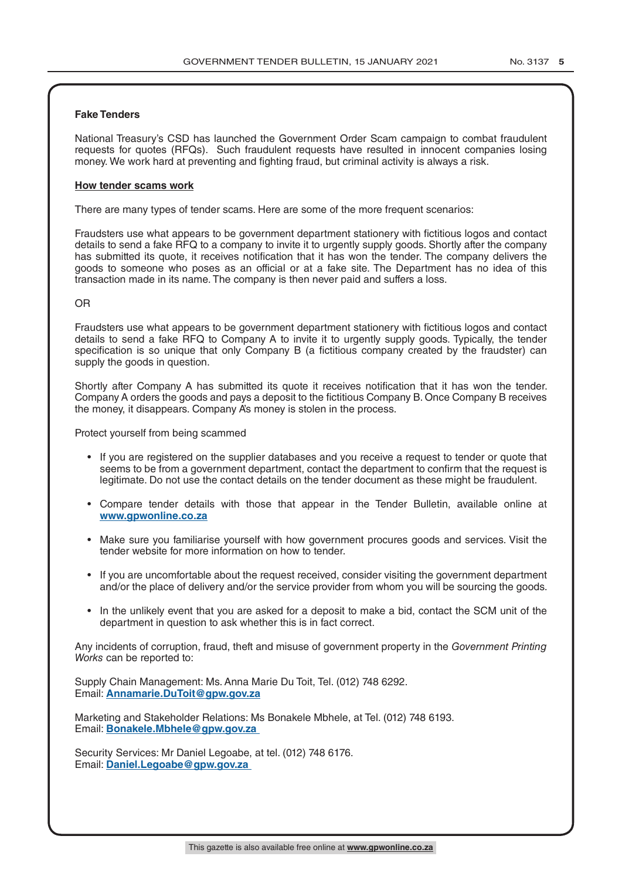**Fake Tenders**

National Treasury's CSD has launched the Government Order Scam campaign to combat fraudulent requests for quotes (RFQs). Such fraudulent requests have resulted in innocent companies losing money. We work hard at preventing and fighting fraud, but criminal activity is always a risk.

**How tender scams work**

There are many types of tender scams. Here are some of the more frequent scenarios:

Fraudsters use what appears to be government department stationery with fictitious logos and contact details to send a fake RFQ to a company to invite it to urgently supply goods. Shortly after the company has submitted its quote, it receives notification that it has won the tender. The company delivers the goods to someone who poses as an official or at a fake site. The Department has no idea of this transaction made in its name. The company is then never paid and suffers a loss.

OR

Fraudsters use what appears to be government department stationery with fictitious logos and contact details to send a fake RFQ to Company A to invite it to urgently supply goods. Typically, the tender specification is so unique that only Company B (a fictitious company created by the fraudster) can supply the goods in question.

Shortly after Company A has submitted its quote it receives notification that it has won the tender. Company A orders the goods and pays a deposit to the fictitious Company B. Once Company B receives the money, it disappears. Company A's money is stolen in the process.

Protect yourself from being scammed

- If you are registered on the supplier databases and you receive a request to tender or quote that seems to be from a government department, contact the department to confirm that the request is legitimate. Do not use the contact details on the tender document as these might be fraudulent.
- Compare tender details with those that appear in the Tender Bulletin, available online at **www.gpwonline.co.za**
- Make sure you familiarise yourself with how government procures goods and services. Visit the tender website for more information on how to tender.
- If you are uncomfortable about the request received, consider visiting the government department and/or the place of delivery and/or the service provider from whom you will be sourcing the goods.
- In the unlikely event that you are asked for a deposit to make a bid, contact the SCM unit of the department in question to ask whether this is in fact correct.

Any incidents of corruption, fraud, theft and misuse of government property in the *Government Printing Works* can be reported to:

Supply Chain Management: Ms. Anna Marie Du Toit, Tel. (012) 748 6292.
Email: **Annamarie.DuToit@gpw.gov.za**

Marketing and Stakeholder Relations: Ms Bonakele Mbhele, at Tel. (012) 748 6193.
Email: **Bonakele.Mbhele@gpw.gov.za**

Security Services: Mr Daniel Legoabe, at tel. (012) 748 6176.
Email: **Daniel.Legoabe@gpw.gov.za**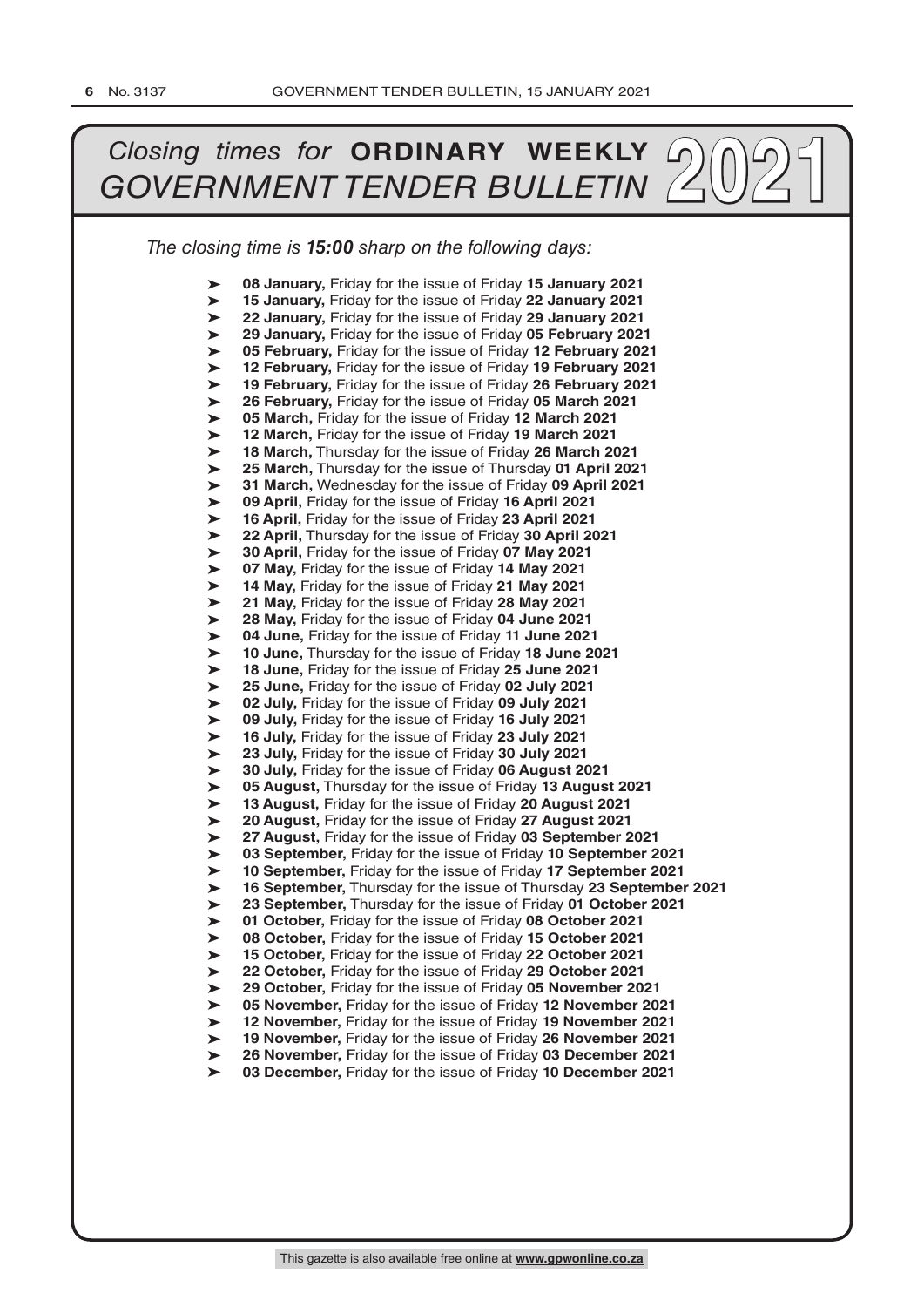# *Closing times for* **ORDINARY WEEKLY** *GOVERNMENT TENDER BULLETIN* 2021

*The closing time is **15:00** sharp on the following days:*

- **08 January,** Friday for the issue of Friday **15 January 2021**
- **15 January,** Friday for the issue of Friday **22 January 2021**
- **22 January,** Friday for the issue of Friday **29 January 2021**
- **29 January,** Friday for the issue of Friday **05 February 2021**
- **05 February,** Friday for the issue of Friday **12 February 2021**
- **12 February,** Friday for the issue of Friday **19 February 2021**
- **19 February,** Friday for the issue of Friday **26 February 2021**
- **26 February,** Friday for the issue of Friday **05 March 2021**
- **05 March,** Friday for the issue of Friday **12 March 2021**
- **12 March,** Friday for the issue of Friday **19 March 2021**
- **18 March,** Thursday for the issue of Friday **26 March 2021**
- **25 March,** Thursday for the issue of Thursday **01 April 2021**
- **31 March,** Wednesday for the issue of Friday **09 April 2021**
- **09 April,** Friday for the issue of Friday **16 April 2021**
- **16 April,** Friday for the issue of Friday **23 April 2021**
- **22 April,** Thursday for the issue of Friday **30 April 2021**
- **30 April,** Friday for the issue of Friday **07 May 2021**
- **07 May,** Friday for the issue of Friday **14 May 2021**
- **14 May,** Friday for the issue of Friday **21 May 2021**
- **21 May,** Friday for the issue of Friday **28 May 2021**
- **28 May,** Friday for the issue of Friday **04 June 2021**
- **04 June,** Friday for the issue of Friday **11 June 2021**
- **10 June,** Thursday for the issue of Friday **18 June 2021**
- **18 June,** Friday for the issue of Friday **25 June 2021**
- **25 June,** Friday for the issue of Friday **02 July 2021**
- **02 July,** Friday for the issue of Friday **09 July 2021**
- **09 July,** Friday for the issue of Friday **16 July 2021**
- **16 July,** Friday for the issue of Friday **23 July 2021**
- **23 July,** Friday for the issue of Friday **30 July 2021**
- **30 July,** Friday for the issue of Friday **06 August 2021**
- **05 August,** Thursday for the issue of Friday **13 August 2021**
- **13 August,** Friday for the issue of Friday **20 August 2021**
- **20 August,** Friday for the issue of Friday **27 August 2021**
- **27 August,** Friday for the issue of Friday **03 September 2021**
- **03 September,** Friday for the issue of Friday **10 September 2021**
- **10 September,** Friday for the issue of Friday **17 September 2021**
- **16 September,** Thursday for the issue of Thursday **23 September 2021**
- **23 September,** Thursday for the issue of Friday **01 October 2021**
- **01 October,** Friday for the issue of Friday **08 October 2021**
- **08 October,** Friday for the issue of Friday **15 October 2021**
- **15 October,** Friday for the issue of Friday **22 October 2021**
- **22 October,** Friday for the issue of Friday **29 October 2021**
- **29 October,** Friday for the issue of Friday **05 November 2021**
- **05 November,** Friday for the issue of Friday **12 November 2021**
- **12 November,** Friday for the issue of Friday **19 November 2021**
- **19 November,** Friday for the issue of Friday **26 November 2021**
- **26 November,** Friday for the issue of Friday **03 December 2021**
- **03 December,** Friday for the issue of Friday **10 December 2021**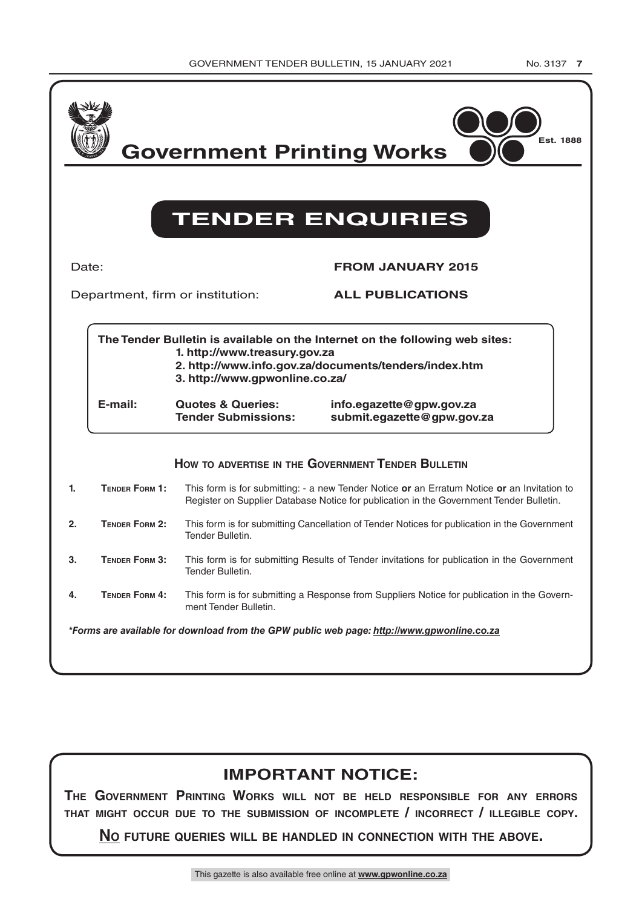# Government Printing Works

Est. 1888

## TENDER ENQUIRIES

Date: **FROM JANUARY 2015**

Department, firm or institution: **ALL PUBLICATIONS**

**The Tender Bulletin is available on the Internet on the following web sites:**
**1. http://www.treasury.gov.za**
**2. http://www.info.gov.za/documents/tenders/index.htm**
**3. http://www.gpwonline.co.za/**

| **E-mail:** | **Quotes & Queries:** | **info.egazette@gpw.gov.za** |
| --- | --- | --- |
| | **Tender Submissions:** | **submit.egazette@gpw.gov.za** |

### How to advertise in the Government Tender Bulletin

1. **Tender Form 1:** This form is for submitting: - a new Tender Notice **or** an Erratum Notice **or** an Invitation to Register on Supplier Database Notice for publication in the Government Tender Bulletin.
2. **Tender Form 2:** This form is for submitting Cancellation of Tender Notices for publication in the Government Tender Bulletin.
3. **Tender Form 3:** This form is for submitting Results of Tender invitations for publication in the Government Tender Bulletin.
4. **Tender Form 4:** This form is for submitting a Response from Suppliers Notice for publication in the Government Tender Bulletin.

***Forms are available for download from the GPW public web page: http://www.gpwonline.co.za***

## IMPORTANT NOTICE:

**The Government Printing Works will not be held responsible for any errors that might occur due to the submission of incomplete / incorrect / illegible copy.**

**No future queries will be handled in connection with the above.**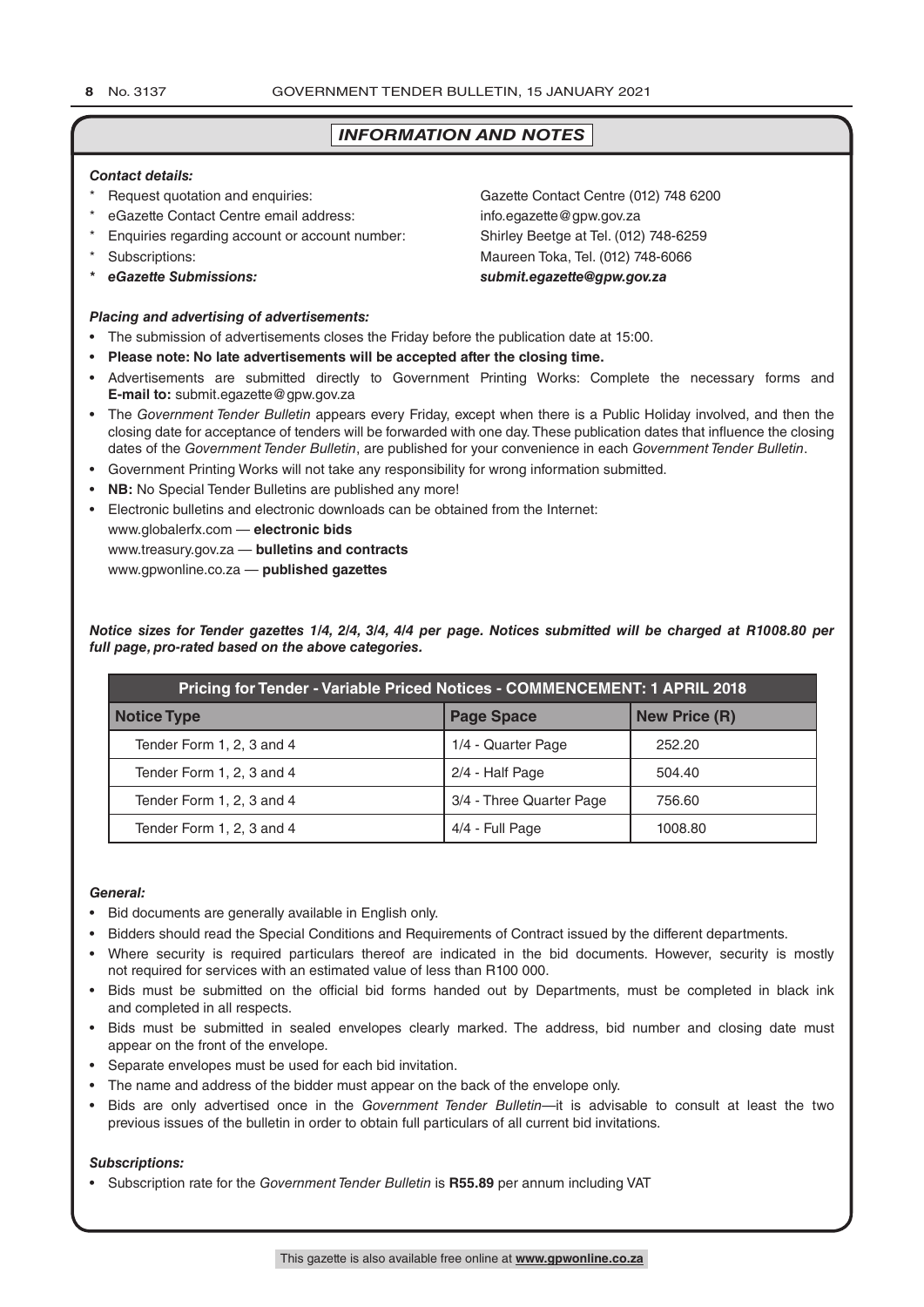## *INFORMATION AND NOTES*

***Contact details:***

- Request quotation and enquiries: Gazette Contact Centre (012) 748 6200
- eGazette Contact Centre email address: info.egazette@gpw.gov.za
- Enquiries regarding account or account number: Shirley Beetge at Tel. (012) 748-6259
- Subscriptions: Maureen Toka, Tel. (012) 748-6066
- ***eGazette Submissions:*** ***submit.egazette@gpw.gov.za***

***Placing and advertising of advertisements:***

- The submission of advertisements closes the Friday before the publication date at 15:00.
- **Please note: No late advertisements will be accepted after the closing time.**
- Advertisements are submitted directly to Government Printing Works: Complete the necessary forms and **E-mail to:** submit.egazette@gpw.gov.za
- The *Government Tender Bulletin* appears every Friday, except when there is a Public Holiday involved, and then the closing date for acceptance of tenders will be forwarded with one day. These publication dates that influence the closing dates of the *Government Tender Bulletin*, are published for your convenience in each *Government Tender Bulletin*.
- Government Printing Works will not take any responsibility for wrong information submitted.
- **NB:** No Special Tender Bulletins are published any more!
- Electronic bulletins and electronic downloads can be obtained from the Internet:
  www.globalerfx.com — **electronic bids**
  www.treasury.gov.za — **bulletins and contracts**
  www.gpwonline.co.za — **published gazettes**

***Notice sizes for Tender gazettes 1/4, 2/4, 3/4, 4/4 per page. Notices submitted will be charged at R1008.80 per full page, pro-rated based on the above categories.***

| Pricing for Tender - Variable Priced Notices - COMMENCEMENT: 1 APRIL 2018 | | |
|---|---|---|
| **Notice Type** | **Page Space** | **New Price (R)** |
| Tender Form 1, 2, 3 and 4 | 1/4 - Quarter Page | 252.20 |
| Tender Form 1, 2, 3 and 4 | 2/4 - Half Page | 504.40 |
| Tender Form 1, 2, 3 and 4 | 3/4 - Three Quarter Page | 756.60 |
| Tender Form 1, 2, 3 and 4 | 4/4 - Full Page | 1008.80 |

***General:***

- Bid documents are generally available in English only.
- Bidders should read the Special Conditions and Requirements of Contract issued by the different departments.
- Where security is required particulars thereof are indicated in the bid documents. However, security is mostly not required for services with an estimated value of less than R100 000.
- Bids must be submitted on the official bid forms handed out by Departments, must be completed in black ink and completed in all respects.
- Bids must be submitted in sealed envelopes clearly marked. The address, bid number and closing date must appear on the front of the envelope.
- Separate envelopes must be used for each bid invitation.
- The name and address of the bidder must appear on the back of the envelope only.
- Bids are only advertised once in the *Government Tender Bulletin*—it is advisable to consult at least the two previous issues of the bulletin in order to obtain full particulars of all current bid invitations.

***Subscriptions:***

- Subscription rate for the *Government Tender Bulletin* is **R55.89** per annum including VAT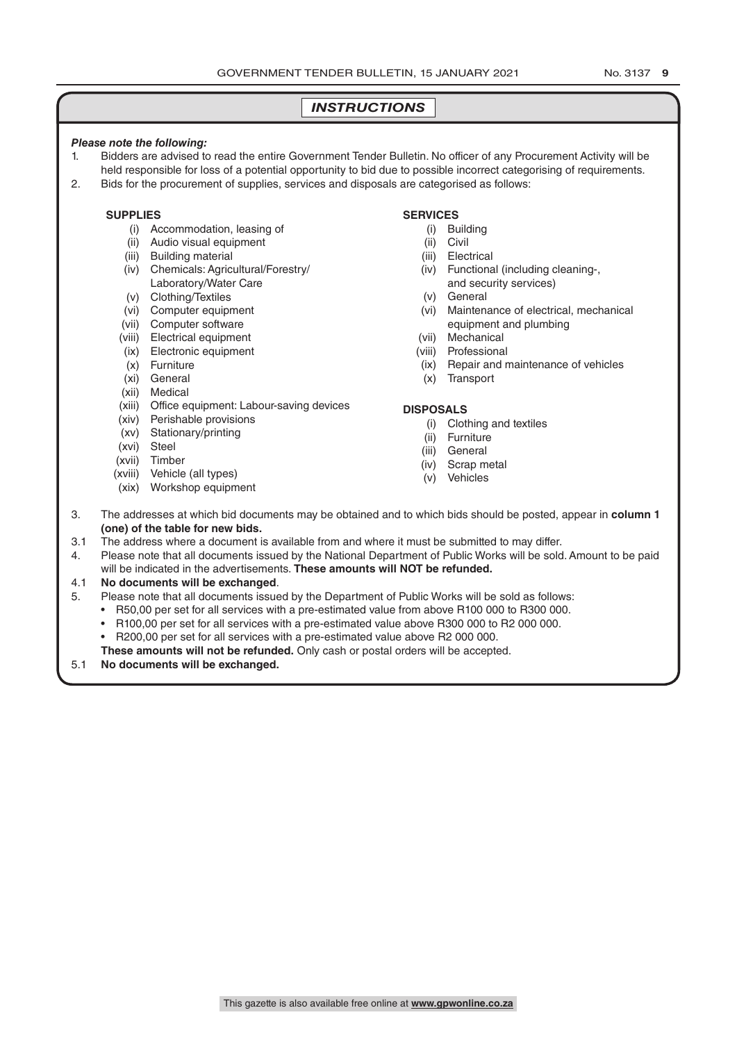# INSTRUCTIONS

***Please note the following:***

1. Bidders are advised to read the entire Government Tender Bulletin. No officer of any Procurement Activity will be held responsible for loss of a potential opportunity to bid due to possible incorrect categorising of requirements.
2. Bids for the procurement of supplies, services and disposals are categorised as follows:

**SUPPLIES**

- (i) Accommodation, leasing of
- (ii) Audio visual equipment
- (iii) Building material
- (iv) Chemicals: Agricultural/Forestry/ Laboratory/Water Care
- (v) Clothing/Textiles
- (vi) Computer equipment
- (vii) Computer software
- (viii) Electrical equipment
- (ix) Electronic equipment
- (x) Furniture
- (xi) General
- (xii) Medical
- (xiii) Office equipment: Labour-saving devices
- (xiv) Perishable provisions
- (xv) Stationary/printing
- (xvi) Steel
- (xvii) Timber
- (xviii) Vehicle (all types)
- (xix) Workshop equipment

**SERVICES**

- (i) Building
- (ii) Civil
- (iii) Electrical
- (iv) Functional (including cleaning-, and security services)
- (v) General
- (vi) Maintenance of electrical, mechanical equipment and plumbing
- (vii) Mechanical
- (viii) Professional
- (ix) Repair and maintenance of vehicles
- (x) Transport

**DISPOSALS**

- (i) Clothing and textiles
- (ii) Furniture
- (iii) General
- (iv) Scrap metal
- (v) Vehicles

3. The addresses at which bid documents may be obtained and to which bids should be posted, appear in **column 1 (one) of the table for new bids.**

3.1 The address where a document is available from and where it must be submitted to may differ.

4. Please note that all documents issued by the National Department of Public Works will be sold. Amount to be paid will be indicated in the advertisements. **These amounts will NOT be refunded.**

4.1 **No documents will be exchanged**.

5. Please note that all documents issued by the Department of Public Works will be sold as follows:
   - R50,00 per set for all services with a pre-estimated value from above R100 000 to R300 000.
   - R100,00 per set for all services with a pre-estimated value above R300 000 to R2 000 000.
   - R200,00 per set for all services with a pre-estimated value above R2 000 000.

   **These amounts will not be refunded.** Only cash or postal orders will be accepted.

5.1 **No documents will be exchanged.**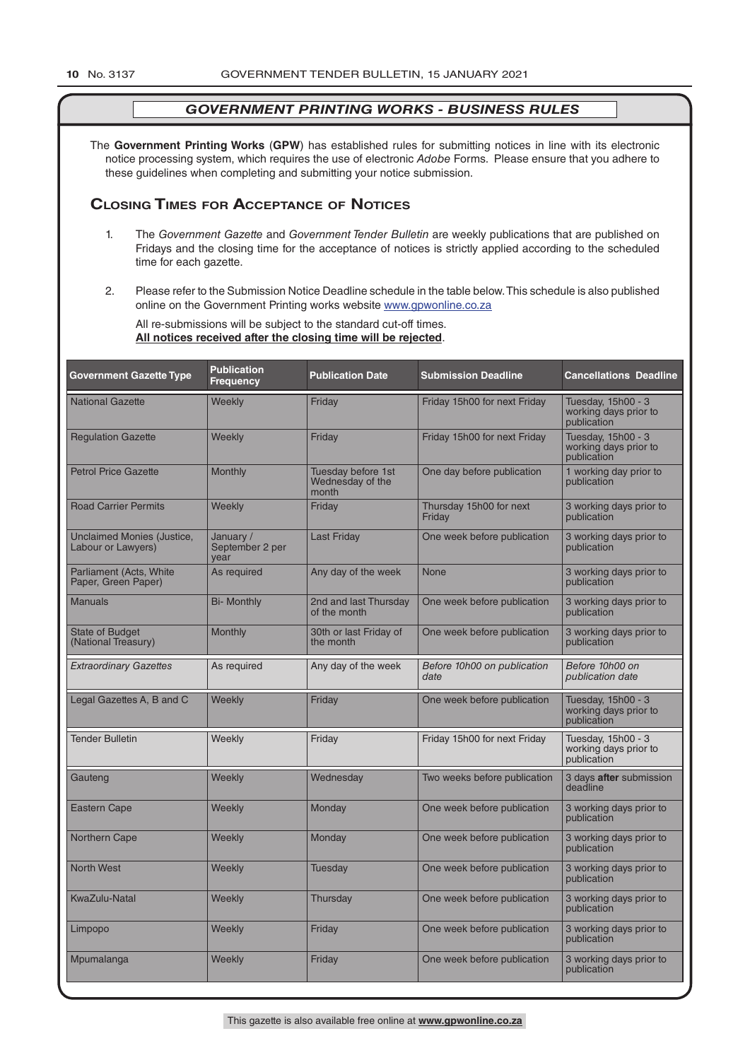## *GOVERNMENT PRINTING WORKS - BUSINESS RULES*

The **Government Printing Works** (**GPW**) has established rules for submitting notices in line with its electronic notice processing system, which requires the use of electronic *Adobe* Forms. Please ensure that you adhere to these guidelines when completing and submitting your notice submission.

## Closing Times for Acceptance of Notices

1. The *Government Gazette* and *Government Tender Bulletin* are weekly publications that are published on Fridays and the closing time for the acceptance of notices is strictly applied according to the scheduled time for each gazette.

2. Please refer to the Submission Notice Deadline schedule in the table below. This schedule is also published online on the Government Printing works website www.gpwonline.co.za

   All re-submissions will be subject to the standard cut-off times.
   **All notices received after the closing time will be rejected**.

| Government Gazette Type | Publication Frequency | Publication Date | Submission Deadline | Cancellations Deadline |
|---|---|---|---|---|
| National Gazette | Weekly | Friday | Friday 15h00 for next Friday | Tuesday, 15h00 - 3 working days prior to publication |
| Regulation Gazette | Weekly | Friday | Friday 15h00 for next Friday | Tuesday, 15h00 - 3 working days prior to publication |
| Petrol Price Gazette | Monthly | Tuesday before 1st Wednesday of the month | One day before publication | 1 working day prior to publication |
| Road Carrier Permits | Weekly | Friday | Thursday 15h00 for next Friday | 3 working days prior to publication |
| Unclaimed Monies (Justice, Labour or Lawyers) | January / September 2 per year | Last Friday | One week before publication | 3 working days prior to publication |
| Parliament (Acts, White Paper, Green Paper) | As required | Any day of the week | None | 3 working days prior to publication |
| Manuals | Bi- Monthly | 2nd and last Thursday of the month | One week before publication | 3 working days prior to publication |
| State of Budget (National Treasury) | Monthly | 30th or last Friday of the month | One week before publication | 3 working days prior to publication |
| *Extraordinary Gazettes* | As required | Any day of the week | *Before 10h00 on publication date* | *Before 10h00 on publication date* |
| Legal Gazettes A, B and C | Weekly | Friday | One week before publication | Tuesday, 15h00 - 3 working days prior to publication |
| Tender Bulletin | Weekly | Friday | Friday 15h00 for next Friday | Tuesday, 15h00 - 3 working days prior to publication |
| Gauteng | Weekly | Wednesday | Two weeks before publication | 3 days **after** submission deadline |
| Eastern Cape | Weekly | Monday | One week before publication | 3 working days prior to publication |
| Northern Cape | Weekly | Monday | One week before publication | 3 working days prior to publication |
| North West | Weekly | Tuesday | One week before publication | 3 working days prior to publication |
| KwaZulu-Natal | Weekly | Thursday | One week before publication | 3 working days prior to publication |
| Limpopo | Weekly | Friday | One week before publication | 3 working days prior to publication |
| Mpumalanga | Weekly | Friday | One week before publication | 3 working days prior to publication |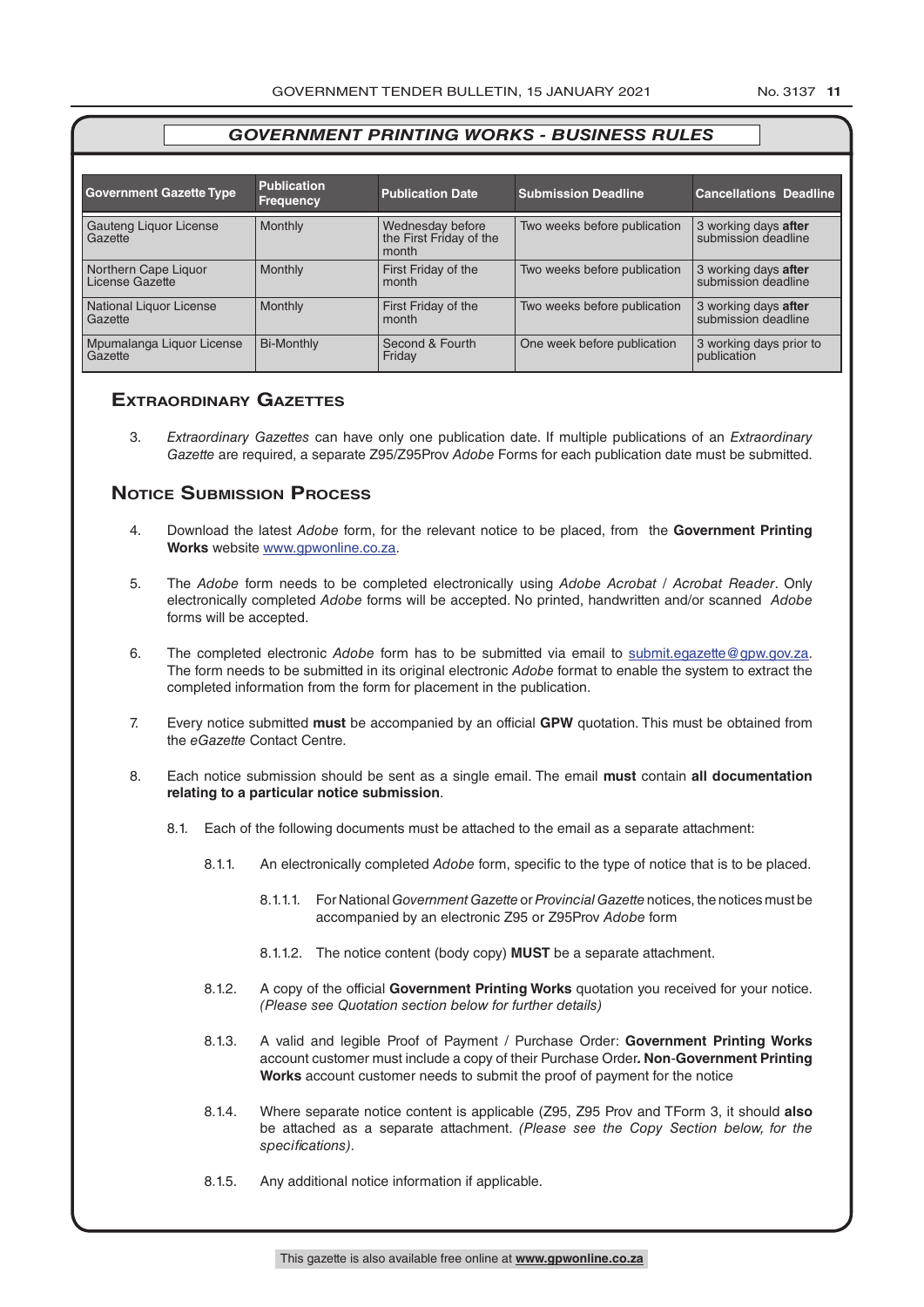## GOVERNMENT PRINTING WORKS - BUSINESS RULES

| Government Gazette Type | Publication Frequency | Publication Date | Submission Deadline | Cancellations Deadline |
|---|---|---|---|---|
| Gauteng Liquor License Gazette | Monthly | Wednesday before the First Friday of the month | Two weeks before publication | 3 working days **after** submission deadline |
| Northern Cape Liquor License Gazette | Monthly | First Friday of the month | Two weeks before publication | 3 working days **after** submission deadline |
| National Liquor License Gazette | Monthly | First Friday of the month | Two weeks before publication | 3 working days **after** submission deadline |
| Mpumalanga Liquor License Gazette | Bi-Monthly | Second & Fourth Friday | One week before publication | 3 working days prior to publication |

## Extraordinary Gazettes

3. *Extraordinary Gazettes* can have only one publication date. If multiple publications of an *Extraordinary Gazette* are required, a separate Z95/Z95Prov *Adobe* Forms for each publication date must be submitted.

## Notice Submission Process

4. Download the latest *Adobe* form, for the relevant notice to be placed, from the **Government Printing Works** website www.gpwonline.co.za.

5. The *Adobe* form needs to be completed electronically using *Adobe Acrobat* / *Acrobat Reader*. Only electronically completed *Adobe* forms will be accepted. No printed, handwritten and/or scanned *Adobe* forms will be accepted.

6. The completed electronic *Adobe* form has to be submitted via email to submit.egazette@gpw.gov.za. The form needs to be submitted in its original electronic *Adobe* format to enable the system to extract the completed information from the form for placement in the publication.

7. Every notice submitted **must** be accompanied by an official **GPW** quotation. This must be obtained from the *eGazette* Contact Centre.

8. Each notice submission should be sent as a single email. The email **must** contain **all documentation relating to a particular notice submission**.

 8.1. Each of the following documents must be attached to the email as a separate attachment:

  8.1.1. An electronically completed *Adobe* form, specific to the type of notice that is to be placed.

   8.1.1.1. For National *Government Gazette* or *Provincial Gazette* notices, the notices must be accompanied by an electronic Z95 or Z95Prov *Adobe* form

   8.1.1.2. The notice content (body copy) **MUST** be a separate attachment.

  8.1.2. A copy of the official **Government Printing Works** quotation you received for your notice. *(Please see Quotation section below for further details)*

  8.1.3. A valid and legible Proof of Payment / Purchase Order: **Government Printing Works** account customer must include a copy of their Purchase Order**. Non**-**Government Printing Works** account customer needs to submit the proof of payment for the notice

  8.1.4. Where separate notice content is applicable (Z95, Z95 Prov and TForm 3, it should **also** be attached as a separate attachment. *(Please see the Copy Section below, for the specifications)*.

  8.1.5. Any additional notice information if applicable.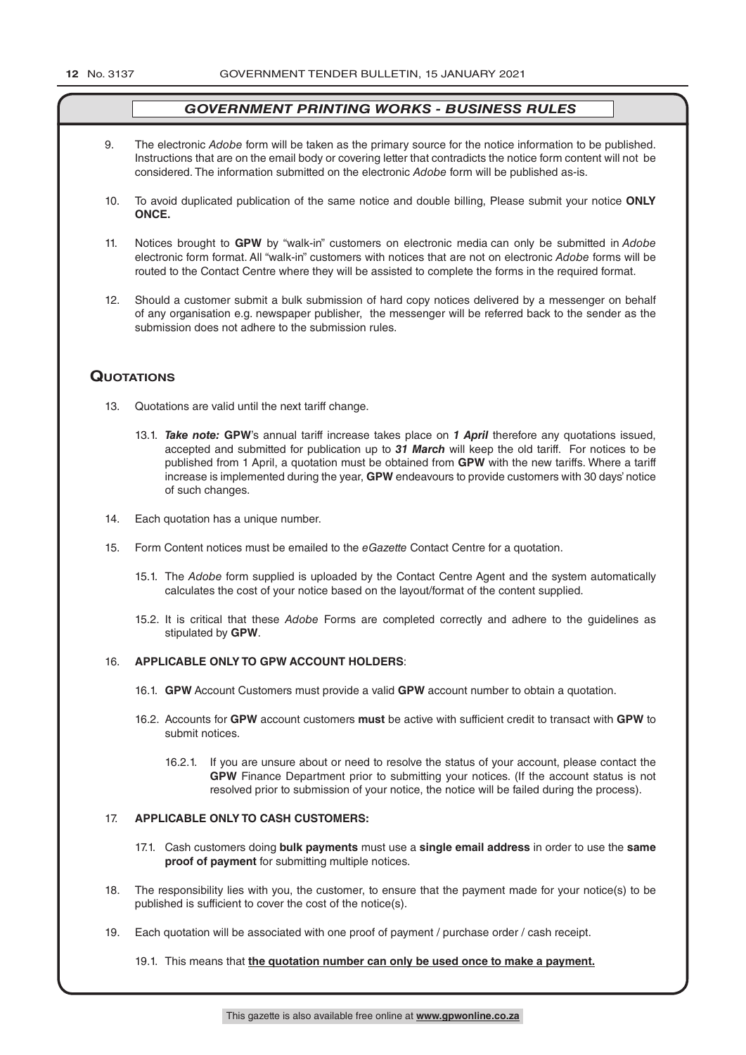## *GOVERNMENT PRINTING WORKS - BUSINESS RULES*

9. The electronic *Adobe* form will be taken as the primary source for the notice information to be published. Instructions that are on the email body or covering letter that contradicts the notice form content will not be considered. The information submitted on the electronic *Adobe* form will be published as-is.

10. To avoid duplicated publication of the same notice and double billing, Please submit your notice **ONLY ONCE.**

11. Notices brought to **GPW** by "walk-in" customers on electronic media can only be submitted in *Adobe* electronic form format. All "walk-in" customers with notices that are not on electronic *Adobe* forms will be routed to the Contact Centre where they will be assisted to complete the forms in the required format.

12. Should a customer submit a bulk submission of hard copy notices delivered by a messenger on behalf of any organisation e.g. newspaper publisher, the messenger will be referred back to the sender as the submission does not adhere to the submission rules.

## Quotations

13. Quotations are valid until the next tariff change.

    13.1. ***Take note:*** **GPW**'s annual tariff increase takes place on ***1 April*** therefore any quotations issued, accepted and submitted for publication up to ***31 March*** will keep the old tariff. For notices to be published from 1 April, a quotation must be obtained from **GPW** with the new tariffs. Where a tariff increase is implemented during the year, **GPW** endeavours to provide customers with 30 days' notice of such changes.

14. Each quotation has a unique number.

15. Form Content notices must be emailed to the *eGazette* Contact Centre for a quotation.

    15.1. The *Adobe* form supplied is uploaded by the Contact Centre Agent and the system automatically calculates the cost of your notice based on the layout/format of the content supplied.

    15.2. It is critical that these *Adobe* Forms are completed correctly and adhere to the guidelines as stipulated by **GPW**.

16. **APPLICABLE ONLY TO GPW ACCOUNT HOLDERS**:

    16.1. **GPW** Account Customers must provide a valid **GPW** account number to obtain a quotation.

    16.2. Accounts for **GPW** account customers **must** be active with sufficient credit to transact with **GPW** to submit notices.

        16.2.1. If you are unsure about or need to resolve the status of your account, please contact the **GPW** Finance Department prior to submitting your notices. (If the account status is not resolved prior to submission of your notice, the notice will be failed during the process).

17. **APPLICABLE ONLY TO CASH CUSTOMERS:**

    17.1. Cash customers doing **bulk payments** must use a **single email address** in order to use the **same proof of payment** for submitting multiple notices.

18. The responsibility lies with you, the customer, to ensure that the payment made for your notice(s) to be published is sufficient to cover the cost of the notice(s).

19. Each quotation will be associated with one proof of payment / purchase order / cash receipt.

    19.1. This means that **<u>the quotation number can only be used once to make a payment.</u>**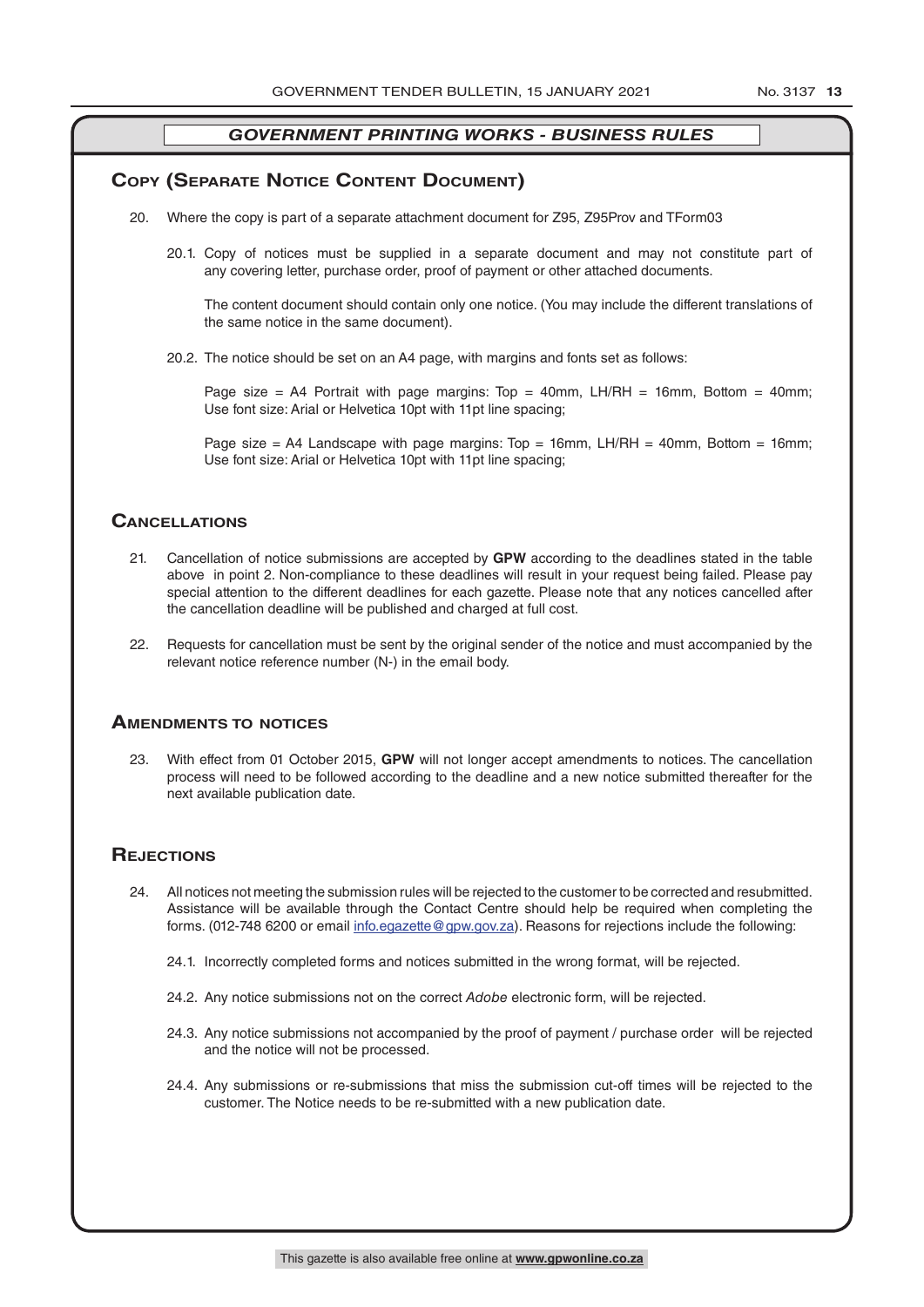## *GOVERNMENT PRINTING WORKS - BUSINESS RULES*

## Copy (Separate Notice Content Document)

20. Where the copy is part of a separate attachment document for Z95, Z95Prov and TForm03

    20.1. Copy of notices must be supplied in a separate document and may not constitute part of any covering letter, purchase order, proof of payment or other attached documents.

    The content document should contain only one notice. (You may include the different translations of the same notice in the same document).

    20.2. The notice should be set on an A4 page, with margins and fonts set as follows:

    Page size = A4 Portrait with page margins: Top = 40mm, LH/RH = 16mm, Bottom = 40mm; Use font size: Arial or Helvetica 10pt with 11pt line spacing;

    Page size = A4 Landscape with page margins: Top = 16mm, LH/RH = 40mm, Bottom = 16mm; Use font size: Arial or Helvetica 10pt with 11pt line spacing;

## Cancellations

21. Cancellation of notice submissions are accepted by **GPW** according to the deadlines stated in the table above in point 2. Non-compliance to these deadlines will result in your request being failed. Please pay special attention to the different deadlines for each gazette. Please note that any notices cancelled after the cancellation deadline will be published and charged at full cost.

22. Requests for cancellation must be sent by the original sender of the notice and must accompanied by the relevant notice reference number (N-) in the email body.

## Amendments to notices

23. With effect from 01 October 2015, **GPW** will not longer accept amendments to notices. The cancellation process will need to be followed according to the deadline and a new notice submitted thereafter for the next available publication date.

## Rejections

24. All notices not meeting the submission rules will be rejected to the customer to be corrected and resubmitted. Assistance will be available through the Contact Centre should help be required when completing the forms. (012-748 6200 or email info.egazette@gpw.gov.za). Reasons for rejections include the following:

    24.1. Incorrectly completed forms and notices submitted in the wrong format, will be rejected.

    24.2. Any notice submissions not on the correct *Adobe* electronic form, will be rejected.

    24.3. Any notice submissions not accompanied by the proof of payment / purchase order will be rejected and the notice will not be processed.

    24.4. Any submissions or re-submissions that miss the submission cut-off times will be rejected to the customer. The Notice needs to be re-submitted with a new publication date.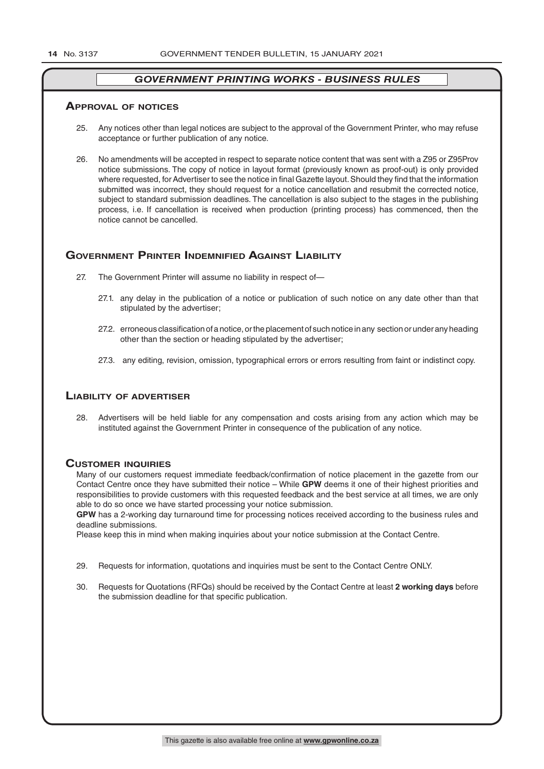## GOVERNMENT PRINTING WORKS - BUSINESS RULES

### Approval of notices

25. Any notices other than legal notices are subject to the approval of the Government Printer, who may refuse acceptance or further publication of any notice.

26. No amendments will be accepted in respect to separate notice content that was sent with a Z95 or Z95Prov notice submissions. The copy of notice in layout format (previously known as proof-out) is only provided where requested, for Advertiser to see the notice in final Gazette layout. Should they find that the information submitted was incorrect, they should request for a notice cancellation and resubmit the corrected notice, subject to standard submission deadlines. The cancellation is also subject to the stages in the publishing process, i.e. If cancellation is received when production (printing process) has commenced, then the notice cannot be cancelled.

### Government Printer Indemnified Against Liability

27. The Government Printer will assume no liability in respect of—

 27.1. any delay in the publication of a notice or publication of such notice on any date other than that stipulated by the advertiser;

 27.2. erroneous classification of a notice, or the placement of such notice in any section or under any heading other than the section or heading stipulated by the advertiser;

 27.3. any editing, revision, omission, typographical errors or errors resulting from faint or indistinct copy.

### Liability of advertiser

28. Advertisers will be held liable for any compensation and costs arising from any action which may be instituted against the Government Printer in consequence of the publication of any notice.

### Customer inquiries

Many of our customers request immediate feedback/confirmation of notice placement in the gazette from our Contact Centre once they have submitted their notice – While **GPW** deems it one of their highest priorities and responsibilities to provide customers with this requested feedback and the best service at all times, we are only able to do so once we have started processing your notice submission.

**GPW** has a 2-working day turnaround time for processing notices received according to the business rules and deadline submissions.

Please keep this in mind when making inquiries about your notice submission at the Contact Centre.

29. Requests for information, quotations and inquiries must be sent to the Contact Centre ONLY.

30. Requests for Quotations (RFQs) should be received by the Contact Centre at least **2 working days** before the submission deadline for that specific publication.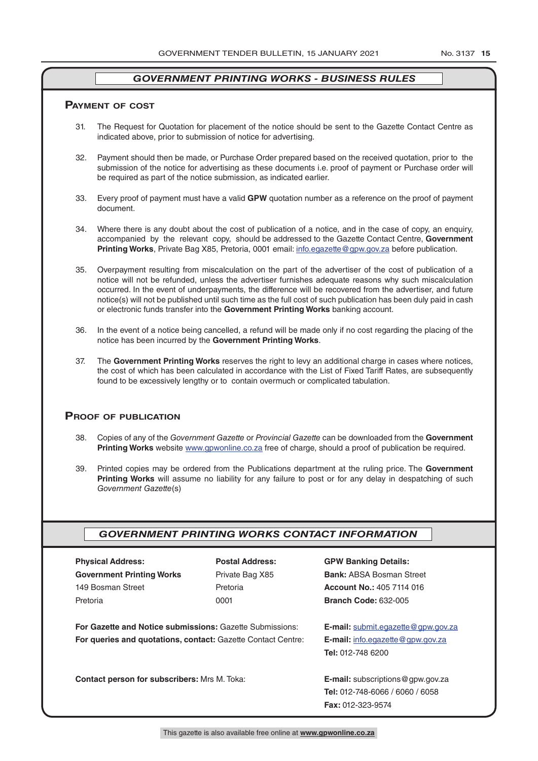## GOVERNMENT PRINTING WORKS - BUSINESS RULES

### Payment of cost

31. The Request for Quotation for placement of the notice should be sent to the Gazette Contact Centre as indicated above, prior to submission of notice for advertising.

32. Payment should then be made, or Purchase Order prepared based on the received quotation, prior to the submission of the notice for advertising as these documents i.e. proof of payment or Purchase order will be required as part of the notice submission, as indicated earlier.

33. Every proof of payment must have a valid **GPW** quotation number as a reference on the proof of payment document.

34. Where there is any doubt about the cost of publication of a notice, and in the case of copy, an enquiry, accompanied by the relevant copy, should be addressed to the Gazette Contact Centre, **Government Printing Works**, Private Bag X85, Pretoria, 0001 email: info.egazette@gpw.gov.za before publication.

35. Overpayment resulting from miscalculation on the part of the advertiser of the cost of publication of a notice will not be refunded, unless the advertiser furnishes adequate reasons why such miscalculation occurred. In the event of underpayments, the difference will be recovered from the advertiser, and future notice(s) will not be published until such time as the full cost of such publication has been duly paid in cash or electronic funds transfer into the **Government Printing Works** banking account.

36. In the event of a notice being cancelled, a refund will be made only if no cost regarding the placing of the notice has been incurred by the **Government Printing Works**.

37. The **Government Printing Works** reserves the right to levy an additional charge in cases where notices, the cost of which has been calculated in accordance with the List of Fixed Tariff Rates, are subsequently found to be excessively lengthy or to contain overmuch or complicated tabulation.

### Proof of publication

38. Copies of any of the *Government Gazette* or *Provincial Gazette* can be downloaded from the **Government Printing Works** website www.gpwonline.co.za free of charge, should a proof of publication be required.

39. Printed copies may be ordered from the Publications department at the ruling price. The **Government Printing Works** will assume no liability for any failure to post or for any delay in despatching of such *Government Gazette*(s)

## GOVERNMENT PRINTING WORKS CONTACT INFORMATION

**Physical Address:**
**Government Printing Works**
149 Bosman Street
Pretoria

**Postal Address:**
Private Bag X85
Pretoria
0001

**GPW Banking Details:**
**Bank:** ABSA Bosman Street
**Account No.:** 405 7114 016
**Branch Code:** 632-005

**For Gazette and Notice submissions:** Gazette Submissions: **E-mail:** submit.egazette@gpw.gov.za

**For queries and quotations, contact:** Gazette Contact Centre: **E-mail:** info.egazette@gpw.gov.za
**Tel:** 012-748 6200

**Contact person for subscribers:** Mrs M. Toka: **E-mail:** subscriptions@gpw.gov.za
**Tel:** 012-748-6066 / 6060 / 6058
**Fax:** 012-323-9574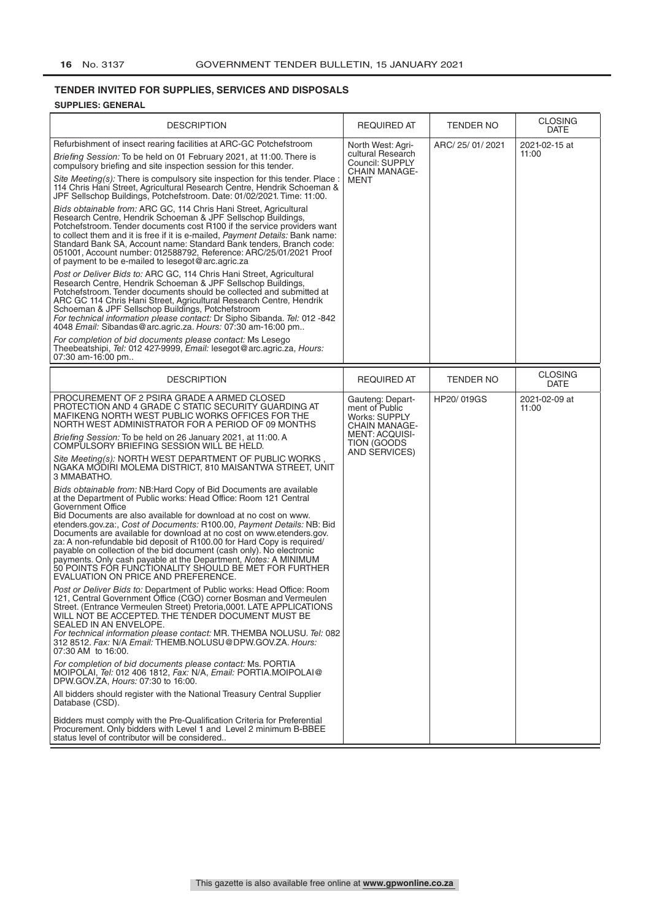## TENDER INVITED FOR SUPPLIES, SERVICES AND DISPOSALS

### SUPPLIES: GENERAL

| DESCRIPTION | REQUIRED AT | TENDER NO | CLOSING DATE |
|---|---|---|---|
| Refurbishment of insect rearing facilities at ARC-GC Potchefstroom<br>*Briefing Session:* To be held on 01 February 2021, at 11:00. There is compulsory briefing and site inspection session for this tender.<br>*Site Meeting(s):* There is compulsory site inspection for this tender. Place : 114 Chris Hani Street, Agricultural Research Centre, Hendrik Schoeman & JPF Sellschop Buildings, Potchefstroom. Date: 01/02/2021. Time: 11:00.<br>*Bids obtainable from:* ARC GC, 114 Chris Hani Street, Agricultural Research Centre, Hendrik Schoeman & JPF Sellschop Buildings, Potchefstroom. Tender documents cost R100 if the service providers want to collect them and it is free if it is e-mailed, *Payment Details:* Bank name: Standard Bank SA, Account name: Standard Bank tenders, Branch code: 051001, Account number: 012588792, Reference: ARC/25/01/2021 Proof of payment to be e-mailed to lesegot@arc.agric.za<br>*Post or Deliver Bids to:* ARC GC, 114 Chris Hani Street, Agricultural Research Centre, Hendrik Schoeman & JPF Sellschop Buildings, Potchefstroom. Tender documents should be collected and submitted at ARC GC 114 Chris Hani Street, Agricultural Research Centre, Hendrik Schoeman & JPF Sellschop Buildings, Potchefstroom<br>*For technical information please contact:* Dr Sipho Sibanda. *Tel:* 012 -842 4048 *Email:* Sibandas@arc.agric.za. *Hours:* 07:30 am-16:00 pm..<br>*For completion of bid documents please contact:* Ms Lesego Theebeatshipi, *Tel:* 012 427-9999, *Email:* lesegot@arc.agric.za, *Hours:* 07:30 am-16:00 pm.. | North West: Agricultural Research Council: SUPPLY CHAIN MANAGEMENT | ARC/ 25/ 01/ 2021 | 2021-02-15 at 11:00 |

| DESCRIPTION | REQUIRED AT | TENDER NO | CLOSING DATE |
|---|---|---|---|
| PROCUREMENT OF 2 PSIRA GRADE A ARMED CLOSED PROTECTION AND 4 GRADE C STATIC SECURITY GUARDING AT MAFIKENG NORTH WEST PUBLIC WORKS OFFICES FOR THE NORTH WEST ADMINISTRATOR FOR A PERIOD OF 09 MONTHS<br>*Briefing Session:* To be held on 26 January 2021, at 11:00. A COMPULSORY BRIEFING SESSION WILL BE HELD.<br>*Site Meeting(s):* NORTH WEST DEPARTMENT OF PUBLIC WORKS , NGAKA MODIRI MOLEMA DISTRICT, 810 MAISANTWA STREET, UNIT 3 MMABATHO.<br>*Bids obtainable from:* NB:Hard Copy of Bid Documents are available at the Department of Public works: Head Office: Room 121 Central Government Office<br>Bid Documents are also available for download at no cost on www.etenders.gov.za:, *Cost of Documents:* R100.00, *Payment Details:* NB: Bid Documents are available for download at no cost on www.etenders.gov.za: A non-refundable bid deposit of R100.00 for Hard Copy is required/ payable on collection of the bid document (cash only). No electronic payments. Only cash payable at the Department, *Notes:* A MINIMUM 50 POINTS FOR FUNCTIONALITY SHOULD BE MET FOR FURTHER EVALUATION ON PRICE AND PREFERENCE.<br>*Post or Deliver Bids to:* Department of Public works: Head Office: Room 121, Central Government Office (CGO) corner Bosman and Vermeulen Street. (Entrance Vermeulen Street) Pretoria,0001. LATE APPLICATIONS WILL NOT BE ACCEPTED. THE TENDER DOCUMENT MUST BE SEALED IN AN ENVELOPE.<br>*For technical information please contact:* MR. THEMBA NOLUSU. *Tel:* 082 312 8512. *Fax:* N/A *Email:* THEMB.NOLUSU@DPW.GOV.ZA. *Hours:* 07:30 AM to 16:00.<br>*For completion of bid documents please contact:* Ms. PORTIA MOIPOLAI, *Tel:* 012 406 1812, *Fax:* N/A, *Email:* PORTIA.MOIPOLAI@DPW.GOV.ZA, *Hours:* 07:30 to 16:00.<br>All bidders should register with the National Treasury Central Supplier Database (CSD).<br>Bidders must comply with the Pre-Qualification Criteria for Preferential Procurement. Only bidders with Level 1 and Level 2 minimum B-BBEE status level of contributor will be considered.. | Gauteng: Department of Public Works: SUPPLY CHAIN MANAGEMENT: ACQUISITION (GOODS AND SERVICES) | HP20/ 019GS | 2021-02-09 at 11:00 |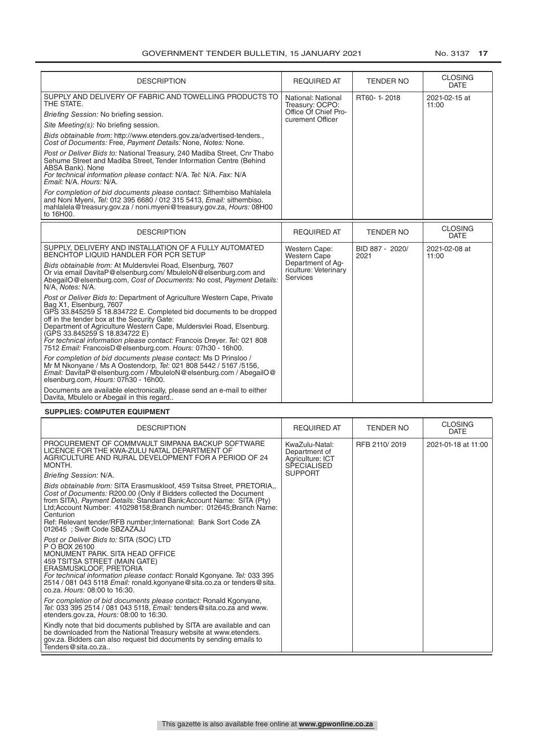| DESCRIPTION | REQUIRED AT | TENDER NO | CLOSING DATE |
|---|---|---|---|
| SUPPLY AND DELIVERY OF FABRIC AND TOWELLING PRODUCTS TO THE STATE.<br>*Briefing Session:* No briefing session.<br>*Site Meeting(s):* No briefing session.<br>*Bids obtainable from:* http://www.etenders.gov.za/advertised-tenders., *Cost of Documents:* Free, *Payment Details:* None, *Notes:* None.<br>*Post or Deliver Bids to:* National Treasury, 240 Madiba Street, Cnr Thabo Sehume Street and Madiba Street, Tender Information Centre (Behind ABSA Bank). None<br>*For technical information please contact:* N/A. *Tel:* N/A. *Fax:* N/A *Email:* N/A. *Hours:* N/A.<br>*For completion of bid documents please contact:* Sithembiso Mahlalela and Noni Myeni, *Tel:* 012 395 6680 / 012 315 5413, *Email:* sithembiso.mahlalela@treasury.gov.za / noni.myeni@treasury.gov.za, *Hours:* 08H00 to 16H00. | National: National Treasury: OCPO: Office Of Chief Procurement Officer | RT60- 1- 2018 | 2021-02-15 at 11:00 |

| DESCRIPTION | REQUIRED AT | TENDER NO | CLOSING DATE |
|---|---|---|---|
| SUPPLY, DELIVERY AND INSTALLATION OF A FULLY AUTOMATED BENCHTOP LIQUID HANDLER FOR PCR SETUP<br>*Bids obtainable from:* At Muldersvlei Road, Elsenburg, 7607 Or via email DavitaP@elsenburg.com/ MbuleloN@elsenburg.com and AbegailO@elsenburg.com, *Cost of Documents:* No cost, *Payment Details:* N/A, *Notes:* N/A.<br>*Post or Deliver Bids to:* Department of Agriculture Western Cape, Private Bag X1, Elsenburg, 7607 GPS 33.845259 S 18.834722 E. Completed bid documents to be dropped off in the tender box at the Security Gate: Department of Agriculture Western Cape, Muldersvlei Road, Elsenburg. (GPS 33.845259 S 18.834722 E)<br>*For technical information please contact:* Francois Dreyer. *Tel:* 021 808 7512 *Email:* FrancoisD@elsenburg.com. *Hours:* 07h30 - 16h00.<br>*For completion of bid documents please contact:* Ms D Prinsloo / Mr M Nkonyane / Ms A Oostendorp, *Tel:* 021 808 5442 / 5167 /5156, *Email:* DavitaP@elsenburg.com / MbuleloN@elsenburg.com / AbegailO@elsenburg.com, *Hours:* 07h30 - 16h00.<br>Documents are available electronically, please send an e-mail to either Davita, Mbulelo or Abegail in this regard.. | Western Cape: Western Cape Department of Agriculture: Veterinary Services | BID 887 - 2020/ 2021 | 2021-02-08 at 11:00 |

**SUPPLIES: COMPUTER EQUIPMENT**

| DESCRIPTION | REQUIRED AT | TENDER NO | CLOSING DATE |
|---|---|---|---|
| PROCUREMENT OF COMMVAULT SIMPANA BACKUP SOFTWARE LICENCE FOR THE KWA-ZULU NATAL DEPARTMENT OF AGRICULTURE AND RURAL DEVELOPMENT FOR A PERIOD OF 24 MONTH.<br>*Briefing Session:* N/A.<br>*Bids obtainable from:* SITA Erasmuskloof, 459 Tsitsa Street, PRETORIA,, *Cost of Documents:* R200.00 (Only if Bidders collected the Document from SITA), *Payment Details:* Standard Bank;Account Name: SITA (Pty) Ltd;Account Number: 410298158;Branch number: 012645;Branch Name: Centurion Ref: Relevant tender/RFB number;International: Bank Sort Code ZA 012645 ; Swift Code SBZAZAJJ<br>*Post or Deliver Bids to:* SITA (SOC) LTD P O BOX 26100 MONUMENT PARK. SITA HEAD OFFICE 459 TSITSA STREET (MAIN GATE) ERASMUSKLOOF, PRETORIA<br>*For technical information please contact:* Ronald Kgonyane. *Tel:* 033 395 2514 / 081 043 5118 *Email:* ronald.kgonyane@sita.co.za or tenders@sita.co.za. *Hours:* 08:00 to 16:30.<br>*For completion of bid documents please contact:* Ronald Kgonyane, *Tel:* 033 395 2514 / 081 043 5118, *Email:* tenders@sita.co.za and www.etenders.gov.za, *Hours:* 08:00 to 16:30.<br>Kindly note that bid documents published by SITA are available and can be downloaded from the National Treasury website at www.etenders.gov.za. Bidders can also request bid documents by sending emails to Tenders@sita.co.za.. | KwaZulu-Natal: Department of Agriculture: ICT SPECIALISED SUPPORT | RFB 2110/ 2019 | 2021-01-18 at 11:00 |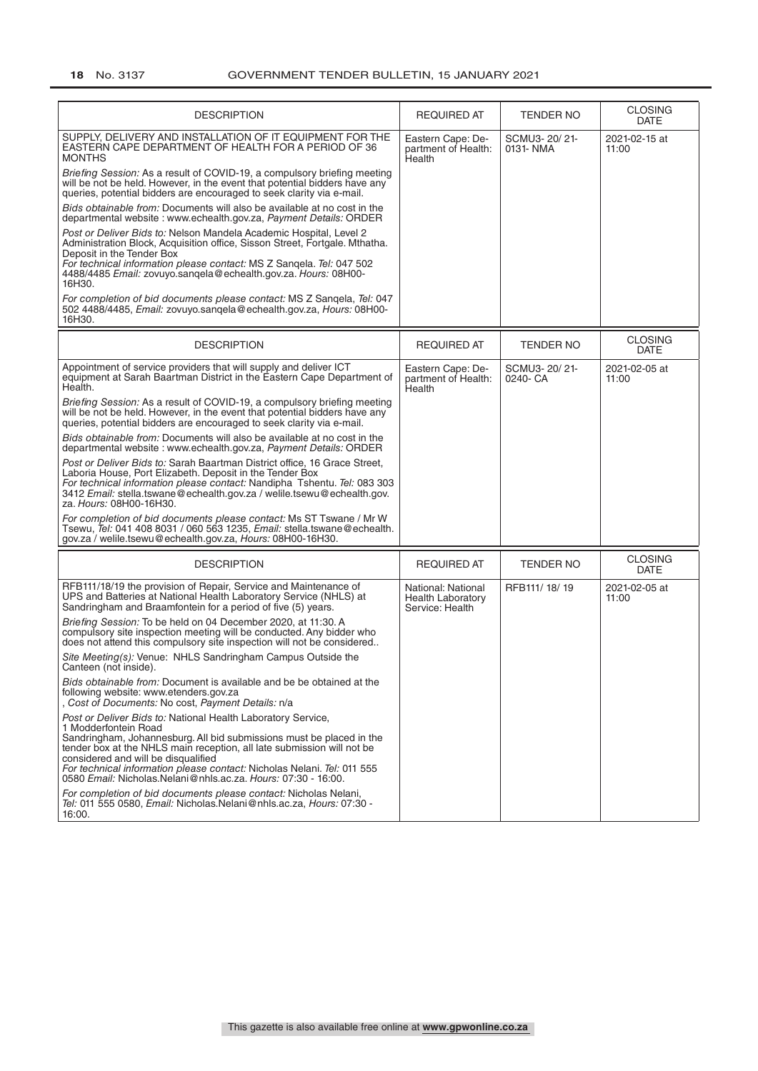| DESCRIPTION | REQUIRED AT | TENDER NO | CLOSING DATE |
|---|---|---|---|
| SUPPLY, DELIVERY AND INSTALLATION OF IT EQUIPMENT FOR THE EASTERN CAPE DEPARTMENT OF HEALTH FOR A PERIOD OF 36 MONTHS<br><br>*Briefing Session:* As a result of COVID-19, a compulsory briefing meeting will be not be held. However, in the event that potential bidders have any queries, potential bidders are encouraged to seek clarity via e-mail.<br><br>*Bids obtainable from:* Documents will also be available at no cost in the departmental website : www.echealth.gov.za, *Payment Details:* ORDER<br><br>*Post or Deliver Bids to:* Nelson Mandela Academic Hospital, Level 2 Administration Block, Acquisition office, Sisson Street, Fortgale. Mthatha. Deposit in the Tender Box<br>*For technical information please contact:* MS Z Sanqela. *Tel:* 047 502 4488/4485 *Email:* zovuyo.sanqela@echealth.gov.za. *Hours:* 08H00-16H30.<br><br>*For completion of bid documents please contact:* MS Z Sanqela, *Tel:* 047 502 4488/4485, *Email:* zovuyo.sanqela@echealth.gov.za, *Hours:* 08H00-16H30. | Eastern Cape: Department of Health: Health | SCMU3- 20/ 21- 0131- NMA | 2021-02-15 at 11:00 |

| DESCRIPTION | REQUIRED AT | TENDER NO | CLOSING DATE |
|---|---|---|---|
| Appointment of service providers that will supply and deliver ICT equipment at Sarah Baartman District in the Eastern Cape Department of Health.<br><br>*Briefing Session:* As a result of COVID-19, a compulsory briefing meeting will be not be held. However, in the event that potential bidders have any queries, potential bidders are encouraged to seek clarity via e-mail.<br><br>*Bids obtainable from:* Documents will also be available at no cost in the departmental website : www.echealth.gov.za, *Payment Details:* ORDER<br><br>*Post or Deliver Bids to:* Sarah Baartman District office, 16 Grace Street, Laboria House, Port Elizabeth. Deposit in the Tender Box<br>*For technical information please contact:* Nandipha Tshentu. *Tel:* 083 303 3412 *Email:* stella.tswane@echealth.gov.za / welile.tsewu@echealth.gov.za. *Hours:* 08H00-16H30.<br><br>*For completion of bid documents please contact:* Ms ST Tswane / Mr W Tsewu, *Tel:* 041 408 8031 / 060 563 1235, *Email:* stella.tswane@echealth.gov.za / welile.tsewu@echealth.gov.za, *Hours:* 08H00-16H30. | Eastern Cape: Department of Health: Health | SCMU3- 20/ 21- 0240- CA | 2021-02-05 at 11:00 |

| DESCRIPTION | REQUIRED AT | TENDER NO | CLOSING DATE |
|---|---|---|---|
| RFB111/18/19 the provision of Repair, Service and Maintenance of UPS and Batteries at National Health Laboratory Service (NHLS) at Sandringham and Braamfontein for a period of five (5) years.<br><br>*Briefing Session:* To be held on 04 December 2020, at 11:30. A compulsory site inspection meeting will be conducted. Any bidder who does not attend this compulsory site inspection will not be considered..<br><br>*Site Meeting(s):* Venue: NHLS Sandringham Campus Outside the Canteen (not inside).<br><br>*Bids obtainable from:* Document is available and be be obtained at the following website: www.etenders.gov.za<br>, *Cost of Documents:* No cost, *Payment Details:* n/a<br><br>*Post or Deliver Bids to:* National Health Laboratory Service,<br>1 Modderfontein Road<br>Sandringham, Johannesburg. All bid submissions must be placed in the tender box at the NHLS main reception, all late submission will not be considered and will be disqualified<br>*For technical information please contact:* Nicholas Nelani. *Tel:* 011 555 0580 *Email:* Nicholas.Nelani@nhls.ac.za. *Hours:* 07:30 - 16:00.<br><br>*For completion of bid documents please contact:* Nicholas Nelani, *Tel:* 011 555 0580, *Email:* Nicholas.Nelani@nhls.ac.za, *Hours:* 07:30 - 16:00. | National: National Health Laboratory Service: Health | RFB111/ 18/ 19 | 2021-02-05 at 11:00 |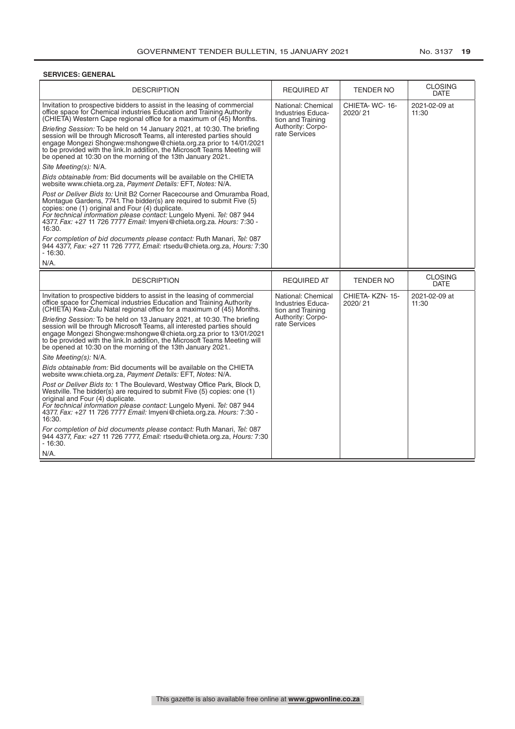**SERVICES: GENERAL**

| DESCRIPTION | REQUIRED AT | TENDER NO | CLOSING DATE |
|---|---|---|---|
| Invitation to prospective bidders to assist in the leasing of commercial office space for Chemical industries Education and Training Authority (CHIETA) Western Cape regional office for a maximum of (45) Months.<br>*Briefing Session:* To be held on 14 January 2021, at 10:30. The briefing session will be through Microsoft Teams, all interested parties should engage Mongezi Shongwe:mshongwe@chieta.org.za prior to 14/01/2021 to be provided with the link.In addition, the Microsoft Teams Meeting will be opened at 10:30 on the morning of the 13th January 2021..<br>*Site Meeting(s):* N/A.<br>*Bids obtainable from:* Bid documents will be available on the CHIETA website www.chieta.org.za, *Payment Details:* EFT, *Notes:* N/A.<br>*Post or Deliver Bids to:* Unit B2 Corner Racecourse and Omuramba Road, Montague Gardens, 7741. The bidder(s) are required to submit Five (5) copies: one (1) original and Four (4) duplicate.<br>*For technical information please contact:* Lungelo Myeni. *Tel:* 087 944 4377. *Fax:* +27 11 726 7777 *Email:* lmyeni@chieta.org.za. *Hours:* 7:30 - 16:30.<br>*For completion of bid documents please contact:* Ruth Manari, *Tel:* 087 944 4377, *Fax:* +27 11 726 7777, *Email:* rtsedu@chieta.org.za, *Hours:* 7:30 - 16:30.<br>N/A. | National: Chemical Industries Education and Training Authority: Corporate Services | CHIETA- WC- 16-2020/ 21 | 2021-02-09 at 11:30 |

| DESCRIPTION | REQUIRED AT | TENDER NO | CLOSING DATE |
|---|---|---|---|
| Invitation to prospective bidders to assist in the leasing of commercial office space for Chemical industries Education and Training Authority (CHIETA) Kwa-Zulu Natal regional office for a maximum of (45) Months.<br>*Briefing Session:* To be held on 13 January 2021, at 10:30. The briefing session will be through Microsoft Teams, all interested parties should engage Mongezi Shongwe:mshongwe@chieta.org.za prior to 13/01/2021 to be provided with the link.In addition, the Microsoft Teams Meeting will be opened at 10:30 on the morning of the 13th January 2021..<br>*Site Meeting(s):* N/A.<br>*Bids obtainable from:* Bid documents will be available on the CHIETA website www.chieta.org.za, *Payment Details:* EFT, *Notes:* N/A.<br>*Post or Deliver Bids to:* 1 The Boulevard, Westway Office Park, Block D, Westville. The bidder(s) are required to submit Five (5) copies: one (1) original and Four (4) duplicate.<br>*For technical information please contact:* Lungelo Myeni. *Tel:* 087 944 4377. *Fax:* +27 11 726 7777 *Email:* lmyeni@chieta.org.za. *Hours:* 7:30 - 16:30.<br>*For completion of bid documents please contact:* Ruth Manari, *Tel:* 087 944 4377, *Fax:* +27 11 726 7777, *Email:* rtsedu@chieta.org.za, *Hours:* 7:30 - 16:30.<br>N/A. | National: Chemical Industries Education and Training Authority: Corporate Services | CHIETA- KZN- 15-2020/ 21 | 2021-02-09 at 11:30 |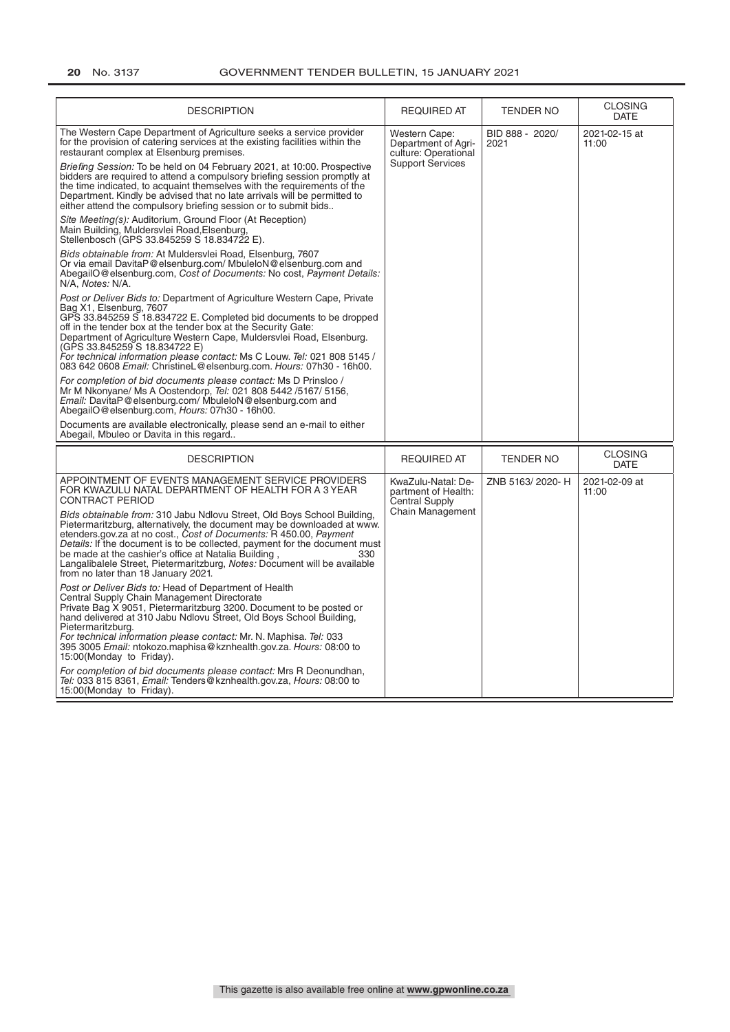| DESCRIPTION | REQUIRED AT | TENDER NO | CLOSING DATE |
|---|---|---|---|
| The Western Cape Department of Agriculture seeks a service provider for the provision of catering services at the existing facilities within the restaurant complex at Elsenburg premises.<br><br>*Briefing Session:* To be held on 04 February 2021, at 10:00. Prospective bidders are required to attend a compulsory briefing session promptly at the time indicated, to acquaint themselves with the requirements of the Department. Kindly be advised that no late arrivals will be permitted to either attend the compulsory briefing session or to submit bids..<br><br>*Site Meeting(s):* Auditorium, Ground Floor (At Reception) Main Building, Muldersvlei Road,Elsenburg, Stellenbosch (GPS 33.845259 S 18.834722 E).<br><br>*Bids obtainable from:* At Muldersvlei Road, Elsenburg, 7607 Or via email DavitaP@elsenburg.com/ MbuleloN@elsenburg.com and AbegailO@elsenburg.com, *Cost of Documents:* No cost, *Payment Details:* N/A, *Notes:* N/A.<br><br>*Post or Deliver Bids to:* Department of Agriculture Western Cape, Private Bag X1, Elsenburg, 7607 GPS 33.845259 S 18.834722 E. Completed bid documents to be dropped off in the tender box at the tender box at the Security Gate: Department of Agriculture Western Cape, Muldersvlei Road, Elsenburg. (GPS 33.845259 S 18.834722 E)<br>*For technical information please contact:* Ms C Louw. *Tel:* 021 808 5145 / 083 642 0608 *Email:* ChristineL@elsenburg.com. *Hours:* 07h30 - 16h00.<br><br>*For completion of bid documents please contact:* Ms D Prinsloo / Mr M Nkonyane/ Ms A Oostendorp, *Tel:* 021 808 5442 /5167/ 5156, *Email:* DavitaP@elsenburg.com/ MbuleloN@elsenburg.com and AbegailO@elsenburg.com, *Hours:* 07h30 - 16h00.<br><br>Documents are available electronically, please send an e-mail to either Abegail, Mbuleo or Davita in this regard.. | Western Cape: Department of Agriculture: Operational Support Services | BID 888 - 2020/ 2021 | 2021-02-15 at 11:00 |

| DESCRIPTION | REQUIRED AT | TENDER NO | CLOSING DATE |
|---|---|---|---|
| APPOINTMENT OF EVENTS MANAGEMENT SERVICE PROVIDERS FOR KWAZULU NATAL DEPARTMENT OF HEALTH FOR A 3 YEAR CONTRACT PERIOD<br><br>*Bids obtainable from:* 310 Jabu Ndlovu Street, Old Boys School Building, Pietermaritzburg, alternatively, the document may be downloaded at www.etenders.gov.za at no cost., *Cost of Documents:* R 450.00, *Payment Details:* If the document is to be collected, payment for the document must be made at the cashier's office at Natalia Building , 330 Langalibalele Street, Pietermaritzburg, *Notes:* Document will be available from no later than 18 January 2021.<br><br>*Post or Deliver Bids to:* Head of Department of Health Central Supply Chain Management Directorate Private Bag X 9051, Pietermaritzburg 3200. Document to be posted or hand delivered at 310 Jabu Ndlovu Street, Old Boys School Building, Pietermaritzburg.<br>*For technical information please contact:* Mr. N. Maphisa. *Tel:* 033 395 3005 *Email:* ntokozo.maphisa@kznhealth.gov.za. *Hours:* 08:00 to 15:00(Monday to Friday).<br><br>*For completion of bid documents please contact:* Mrs R Deonundhan, *Tel:* 033 815 8361, *Email:* Tenders@kznhealth.gov.za, *Hours:* 08:00 to 15:00(Monday to Friday). | KwaZulu-Natal: Department of Health: Central Supply Chain Management | ZNB 5163/ 2020- H | 2021-02-09 at 11:00 |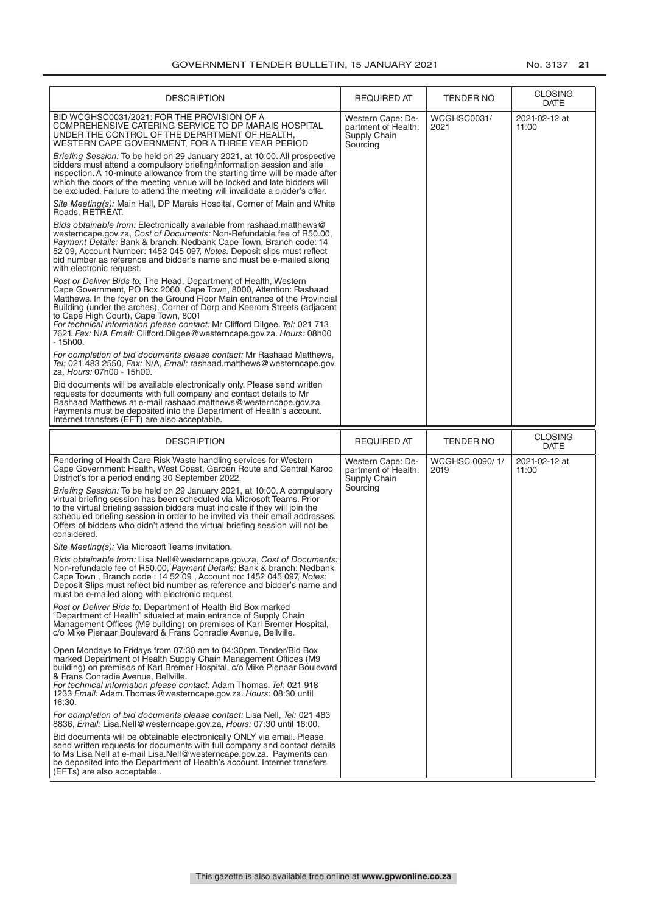| DESCRIPTION | REQUIRED AT | TENDER NO | CLOSING DATE |
|---|---|---|---|
| BID WCGHSC0031/2021: FOR THE PROVISION OF A COMPREHENSIVE CATERING SERVICE TO DP MARAIS HOSPITAL UNDER THE CONTROL OF THE DEPARTMENT OF HEALTH, WESTERN CAPE GOVERNMENT, FOR A THREE YEAR PERIOD<br><br>*Briefing Session:* To be held on 29 January 2021, at 10:00. All prospective bidders must attend a compulsory briefing/information session and site inspection. A 10-minute allowance from the starting time will be made after which the doors of the meeting venue will be locked and late bidders will be excluded. Failure to attend the meeting will invalidate a bidder's offer.<br><br>*Site Meeting(s):* Main Hall, DP Marais Hospital, Corner of Main and White Roads, RETREAT.<br><br>*Bids obtainable from:* Electronically available from rashaad.matthews@westerncape.gov.za, *Cost of Documents:* Non-Refundable fee of R50.00, *Payment Details:* Bank & branch: Nedbank Cape Town, Branch code: 14 52 09, Account Number: 1452 045 097, *Notes:* Deposit slips must reflect bid number as reference and bidder's name and must be e-mailed along with electronic request.<br><br>*Post or Deliver Bids to:* The Head, Department of Health, Western Cape Government, PO Box 2060, Cape Town, 8000, Attention: Rashaad Matthews. In the foyer on the Ground Floor Main entrance of the Provincial Building (under the arches), Corner of Dorp and Keerom Streets (adjacent to Cape High Court), Cape Town, 8001<br>*For technical information please contact:* Mr Clifford Dilgee. *Tel:* 021 713 7621. *Fax:* N/A *Email:* Clifford.Dilgee@westerncape.gov.za. *Hours:* 08h00 - 15h00.<br><br>*For completion of bid documents please contact:* Mr Rashaad Matthews, *Tel:* 021 483 2550, *Fax:* N/A, *Email:* rashaad.matthews@westerncape.gov.za, *Hours:* 07h00 - 15h00.<br><br>Bid documents will be available electronically only. Please send written requests for documents with full company and contact details to Mr Rashaad Matthews at e-mail rashaad.matthews@westerncape.gov.za. Payments must be deposited into the Department of Health's account. Internet transfers (EFT) are also acceptable. | Western Cape: Department of Health: Supply Chain Sourcing | WCGHSC0031/2021 | 2021-02-12 at 11:00 |

| DESCRIPTION | REQUIRED AT | TENDER NO | CLOSING DATE |
|---|---|---|---|
| Rendering of Health Care Risk Waste handling services for Western Cape Government: Health, West Coast, Garden Route and Central Karoo District's for a period ending 30 September 2022.<br><br>*Briefing Session:* To be held on 29 January 2021, at 10:00. A compulsory virtual briefing session has been scheduled via Microsoft Teams. Prior to the virtual briefing session bidders must indicate if they will join the scheduled briefing session in order to be invited via their email addresses. Offers of bidders who didn't attend the virtual briefing session will not be considered.<br><br>*Site Meeting(s):* Via Microsoft Teams invitation.<br><br>*Bids obtainable from:* Lisa.Nell@westerncape.gov.za, *Cost of Documents:* Non-refundable fee of R50.00, *Payment Details:* Bank & branch: Nedbank Cape Town , Branch code : 14 52 09 , Account no: 1452 045 097, *Notes:* Deposit Slips must reflect bid number as reference and bidder's name and must be e-mailed along with electronic request.<br><br>*Post or Deliver Bids to:* Department of Health Bid Box marked "Department of Health" situated at main entrance of Supply Chain Management Offices (M9 building) on premises of Karl Bremer Hospital, c/o Mike Pienaar Boulevard & Frans Conradie Avenue, Bellville.<br><br>Open Mondays to Fridays from 07:30 am to 04:30pm. Tender/Bid Box marked Department of Health Supply Chain Management Offices (M9 building) on premises of Karl Bremer Hospital, c/o Mike Pienaar Boulevard & Frans Conradie Avenue, Bellville.<br>*For technical information please contact:* Adam Thomas. *Tel:* 021 918 1233 *Email:* Adam.Thomas@westerncape.gov.za. *Hours:* 08:30 until 16:30.<br><br>*For completion of bid documents please contact:* Lisa Nell, *Tel:* 021 483 8836, *Email:* Lisa.Nell@westerncape.gov.za, *Hours:* 07:30 until 16:00.<br><br>Bid documents will be obtainable electronically ONLY via email. Please send written requests for documents with full company and contact details to Ms Lisa Nell at e-mail Lisa.Nell@westerncape.gov.za. Payments can be deposited into the Department of Health's account. Internet transfers (EFTs) are also acceptable.. | Western Cape: Department of Health: Supply Chain Sourcing | WCGHSC 0090/ 1/ 2019 | 2021-02-12 at 11:00 |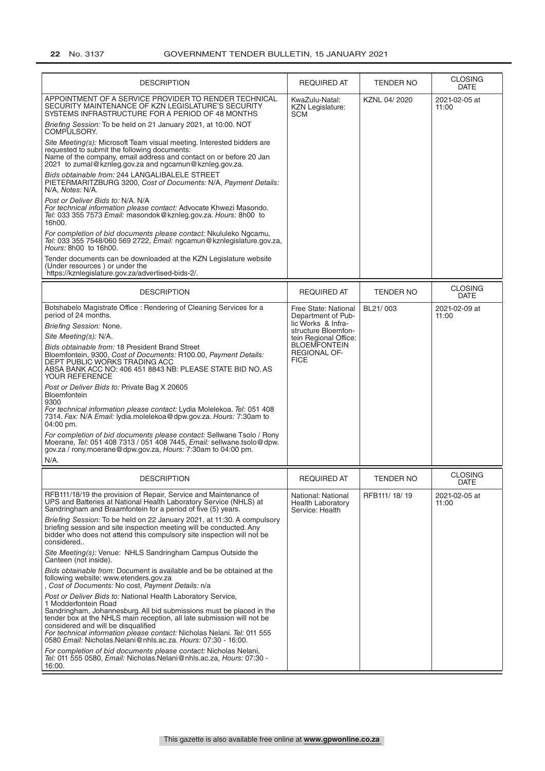| DESCRIPTION | REQUIRED AT | TENDER NO | CLOSING DATE |
|---|---|---|---|
| APPOINTMENT OF A SERVICE PROVIDER TO RENDER TECHNICAL SECURITY MAINTENANCE OF KZN LEGISLATURE'S SECURITY SYSTEMS INFRASTRUCTURE FOR A PERIOD OF 48 MONTHS<br><br>*Briefing Session:* To be held on 21 January 2021, at 10:00. NOT COMPULSORY.<br><br>*Site Meeting(s):* Microsoft Team visual meeting. Interested bidders are requested to submit the following documents: Name of the company, email address and contact on or before 20 Jan 2021 to zumal@kznleg.gov.za and ngcamun@kznleg.gov.za.<br><br>*Bids obtainable from:* 244 LANGALIBALELE STREET PIETERMARITZBURG 3200, *Cost of Documents:* N/A, *Payment Details:* N/A, *Notes:* N/A.<br><br>*Post or Deliver Bids to:* N/A. N/A<br>*For technical information please contact:* Advocate Khwezi Masondo. *Tel:* 033 355 7573 *Email:* masondok@kznleg.gov.za. *Hours:* 8h00 to 16h00.<br><br>*For completion of bid documents please contact:* Nkululeko Ngcamu, *Tel:* 033 355 7548/060 569 2722, *Email:* ngcamun@kznlegislature.gov.za, *Hours:* 8h00 to 16h00.<br><br>Tender documents can be downloaded at the KZN Legislature website (Under resources ) or under the https://kznlegislature.gov.za/advertised-bids-2/. | KwaZulu-Natal: KZN Legislature: SCM | KZNL 04/ 2020 | 2021-02-05 at 11:00 |

| DESCRIPTION | REQUIRED AT | TENDER NO | CLOSING DATE |
|---|---|---|---|
| Botshabelo Magistrate Office : Rendering of Cleaning Services for a period of 24 months.<br><br>*Briefing Session:* None.<br><br>*Site Meeting(s):* N/A.<br><br>*Bids obtainable from:* 18 President Brand Street Bloemfontein, 9300, *Cost of Documents:* R100.00, *Payment Details:* DEPT PUBLIC WORKS TRADING ACC ABSA BANK ACC NO: 406 451 8843 NB: PLEASE STATE BID NO. AS YOUR REFERENCE<br><br>*Post or Deliver Bids to:* Private Bag X 20605 Bloemfontein 9300<br>*For technical information please contact:* Lydia Molelekoa. *Tel:* 051 408 7314. *Fax:* N/A *Email:* lydia.molelekoa@dpw.gov.za. *Hours:* 7:30am to 04:00 pm.<br><br>*For completion of bid documents please contact:* Sellwane Tsolo / Rony Moerane, *Tel:* 051 408 7313 / 051 408 7445, *Email:* sellwane.tsolo@dpw.gov.za / rony.moerane@dpw.gov.za, *Hours:* 7:30am to 04:00 pm.<br><br>N/A. | Free State: National Department of Public Works & Infrastructure Bloemfontein Regional Office: BLOEMFONTEIN REGIONAL OFFICE | BL21/ 003 | 2021-02-09 at 11:00 |

| DESCRIPTION | REQUIRED AT | TENDER NO | CLOSING DATE |
|---|---|---|---|
| RFB111/18/19 the provision of Repair, Service and Maintenance of UPS and Batteries at National Health Laboratory Service (NHLS) at Sandringham and Braamfontein for a period of five (5) years.<br><br>*Briefing Session:* To be held on 22 January 2021, at 11:30. A compulsory briefing session and site inspection meeting will be conducted. Any bidder who does not attend this compulsory site inspection will not be considered..<br><br>*Site Meeting(s):* Venue: NHLS Sandringham Campus Outside the Canteen (not inside).<br><br>*Bids obtainable from:* Document is available and be be obtained at the following website: www.etenders.gov.za , *Cost of Documents:* No cost, *Payment Details:* n/a<br><br>*Post or Deliver Bids to:* National Health Laboratory Service, 1 Modderfontein Road Sandringham, Johannesburg. All bid submissions must be placed in the tender box at the NHLS main reception, all late submission will not be considered and will be disqualified<br>*For technical information please contact:* Nicholas Nelani. *Tel:* 011 555 0580 *Email:* Nicholas.Nelani@nhls.ac.za. *Hours:* 07:30 - 16:00.<br><br>*For completion of bid documents please contact:* Nicholas Nelani, *Tel:* 011 555 0580, *Email:* Nicholas.Nelani@nhls.ac.za, *Hours:* 07:30 - 16:00. | National: National Health Laboratory Service: Health | RFB111/ 18/ 19 | 2021-02-05 at 11:00 |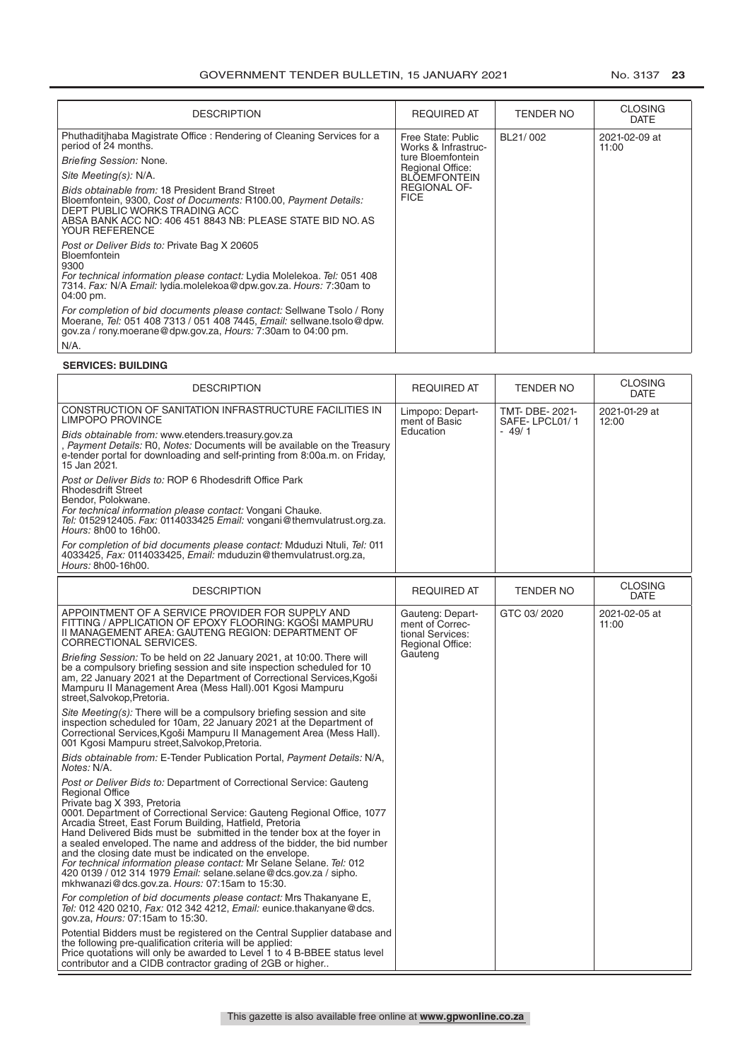| DESCRIPTION | REQUIRED AT | TENDER NO | CLOSING DATE |
|---|---|---|---|
| Phuthaditjhaba Magistrate Office : Rendering of Cleaning Services for a period of 24 months.<br>*Briefing Session:* None.<br>*Site Meeting(s):* N/A.<br>*Bids obtainable from:* 18 President Brand Street Bloemfontein, 9300, *Cost of Documents:* R100.00, *Payment Details:* DEPT PUBLIC WORKS TRADING ACC ABSA BANK ACC NO: 406 451 8843 NB: PLEASE STATE BID NO. AS YOUR REFERENCE<br>*Post or Deliver Bids to:* Private Bag X 20605 Bloemfontein 9300<br>*For technical information please contact:* Lydia Molelekoa. *Tel:* 051 408 7314. *Fax:* N/A *Email:* lydia.molelekoa@dpw.gov.za. *Hours:* 7:30am to 04:00 pm.<br>*For completion of bid documents please contact:* Sellwane Tsolo / Rony Moerane, *Tel:* 051 408 7313 / 051 408 7445, *Email:* sellwane.tsolo@dpw.gov.za / rony.moerane@dpw.gov.za, *Hours:* 7:30am to 04:00 pm.<br>N/A. | Free State: Public Works & Infrastructure Bloemfontein Regional Office: BLOEMFONTEIN REGIONAL OFFICE | BL21/ 002 | 2021-02-09 at 11:00 |

**SERVICES: BUILDING**

| DESCRIPTION | REQUIRED AT | TENDER NO | CLOSING DATE |
|---|---|---|---|
| CONSTRUCTION OF SANITATION INFRASTRUCTURE FACILITIES IN LIMPOPO PROVINCE<br>*Bids obtainable from:* www.etenders.treasury.gov.za , *Payment Details:* R0, *Notes:* Documents will be available on the Treasury e-tender portal for downloading and self-printing from 8:00a.m. on Friday, 15 Jan 2021.<br>*Post or Deliver Bids to:* ROP 6 Rhodesdrift Office Park Rhodesdrift Street Bendor, Polokwane.<br>*For technical information please contact:* Vongani Chauke. *Tel:* 0152912405. *Fax:* 0114033425 *Email:* vongani@themvulatrust.org.za. *Hours:* 8h00 to 16h00.<br>*For completion of bid documents please contact:* Mduduzi Ntuli, *Tel:* 011 4033425, *Fax:* 0114033425, *Email:* mduduzin@themvulatrust.org.za, *Hours:* 8h00-16h00. | Limpopo: Department of Basic Education | TMT- DBE- 2021-SAFE- LPCL01/ 1 - 49/ 1 | 2021-01-29 at 12:00 |

| DESCRIPTION | REQUIRED AT | TENDER NO | CLOSING DATE |
|---|---|---|---|
| APPOINTMENT OF A SERVICE PROVIDER FOR SUPPLY AND FITTING / APPLICATION OF EPOXY FLOORING: KGOŠI MAMPURU II MANAGEMENT AREA: GAUTENG REGION: DEPARTMENT OF CORRECTIONAL SERVICES.<br>*Briefing Session:* To be held on 22 January 2021, at 10:00. There will be a compulsory briefing session and site inspection scheduled for 10 am, 22 January 2021 at the Department of Correctional Services,Kgoši Mampuru II Management Area (Mess Hall).001 Kgosi Mampuru street,Salvokop,Pretoria.<br>*Site Meeting(s):* There will be a compulsory briefing session and site inspection scheduled for 10am, 22 January 2021 at the Department of Correctional Services,Kgoši Mampuru II Management Area (Mess Hall). 001 Kgosi Mampuru street,Salvokop,Pretoria.<br>*Bids obtainable from:* E-Tender Publication Portal, *Payment Details:* N/A, *Notes:* N/A.<br>*Post or Deliver Bids to:* Department of Correctional Service: Gauteng Regional Office Private bag X 393, Pretoria 0001. Department of Correctional Service: Gauteng Regional Office, 1077 Arcadia Street, East Forum Building, Hatfield, Pretoria Hand Delivered Bids must be submitted in the tender box at the foyer in a sealed enveloped. The name and address of the bidder, the bid number and the closing date must be indicated on the envelope.<br>*For technical information please contact:* Mr Selane Selane. *Tel:* 012 420 0139 / 012 314 1979 *Email:* selane.selane@dcs.gov.za / sipho.mkhwanazi@dcs.gov.za. *Hours:* 07:15am to 15:30.<br>*For completion of bid documents please contact:* Mrs Thakanyane E, *Tel:* 012 420 0210, *Fax:* 012 342 4212, *Email:* eunice.thakanyane@dcs.gov.za, *Hours:* 07:15am to 15:30.<br>Potential Bidders must be registered on the Central Supplier database and the following pre-qualification criteria will be applied: Price quotations will only be awarded to Level 1 to 4 B-BBEE status level contributor and a CIDB contractor grading of 2GB or higher.. | Gauteng: Department of Correctional Services: Regional Office: Gauteng | GTC 03/ 2020 | 2021-02-05 at 11:00 |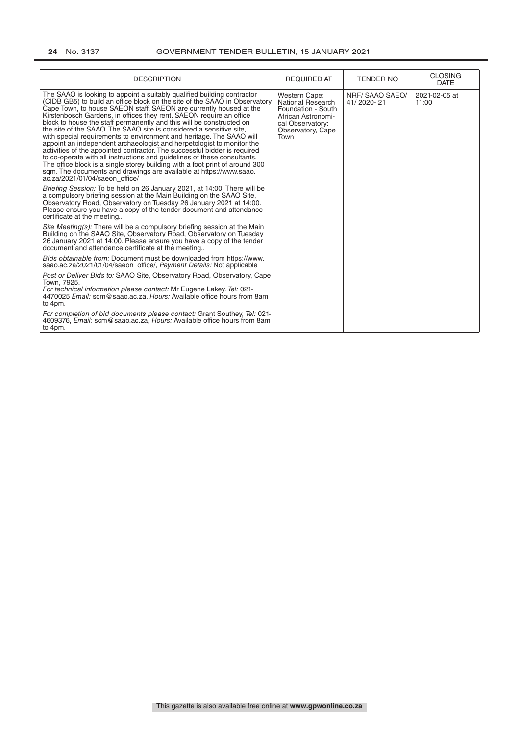| DESCRIPTION | REQUIRED AT | TENDER NO | CLOSING DATE |
|---|---|---|---|
| The SAAO is looking to appoint a suitably qualified building contractor (CIDB GB5) to build an office block on the site of the SAAO in Observatory Cape Town, to house SAEON staff. SAEON are currently housed at the Kirstenbosch Gardens, in offices they rent. SAEON require an office block to house the staff permanently and this will be constructed on the site of the SAAO. The SAAO site is considered a sensitive site, with special requirements to environment and heritage. The SAAO will appoint an independent archaeologist and herpetologist to monitor the activities of the appointed contractor. The successful bidder is required to co-operate with all instructions and guidelines of these consultants. The office block is a single storey building with a foot print of around 300 sqm. The documents and drawings are available at https://www.saao.ac.za/2021/01/04/saeon_office/<br><br>*Briefing Session:* To be held on 26 January 2021, at 14:00. There will be a compulsory briefing session at the Main Building on the SAAO Site, Observatory Road, Observatory on Tuesday 26 January 2021 at 14:00. Please ensure you have a copy of the tender document and attendance certificate at the meeting..<br><br>*Site Meeting(s):* There will be a compulsory briefing session at the Main Building on the SAAO Site, Observatory Road, Observatory on Tuesday 26 January 2021 at 14:00. Please ensure you have a copy of the tender document and attendance certificate at the meeting..<br><br>*Bids obtainable from:* Document must be downloaded from https://www.saao.ac.za/2021/01/04/saeon_office/, *Payment Details:* Not applicable<br><br>*Post or Deliver Bids to:* SAAO Site, Observatory Road, Observatory, Cape Town, 7925.<br>*For technical information please contact:* Mr Eugene Lakey. *Tel:* 021-4470025 *Email:* scm@saao.ac.za. *Hours:* Available office hours from 8am to 4pm.<br><br>*For completion of bid documents please contact:* Grant Southey, *Tel:* 021-4609376, *Email:* scm@saao.ac.za, *Hours:* Available office hours from 8am to 4pm. | Western Cape: National Research Foundation - South African Astronomical Observatory: Observatory, Cape Town | NRF/ SAAO SAEO/ 41/ 2020- 21 | 2021-02-05 at 11:00 |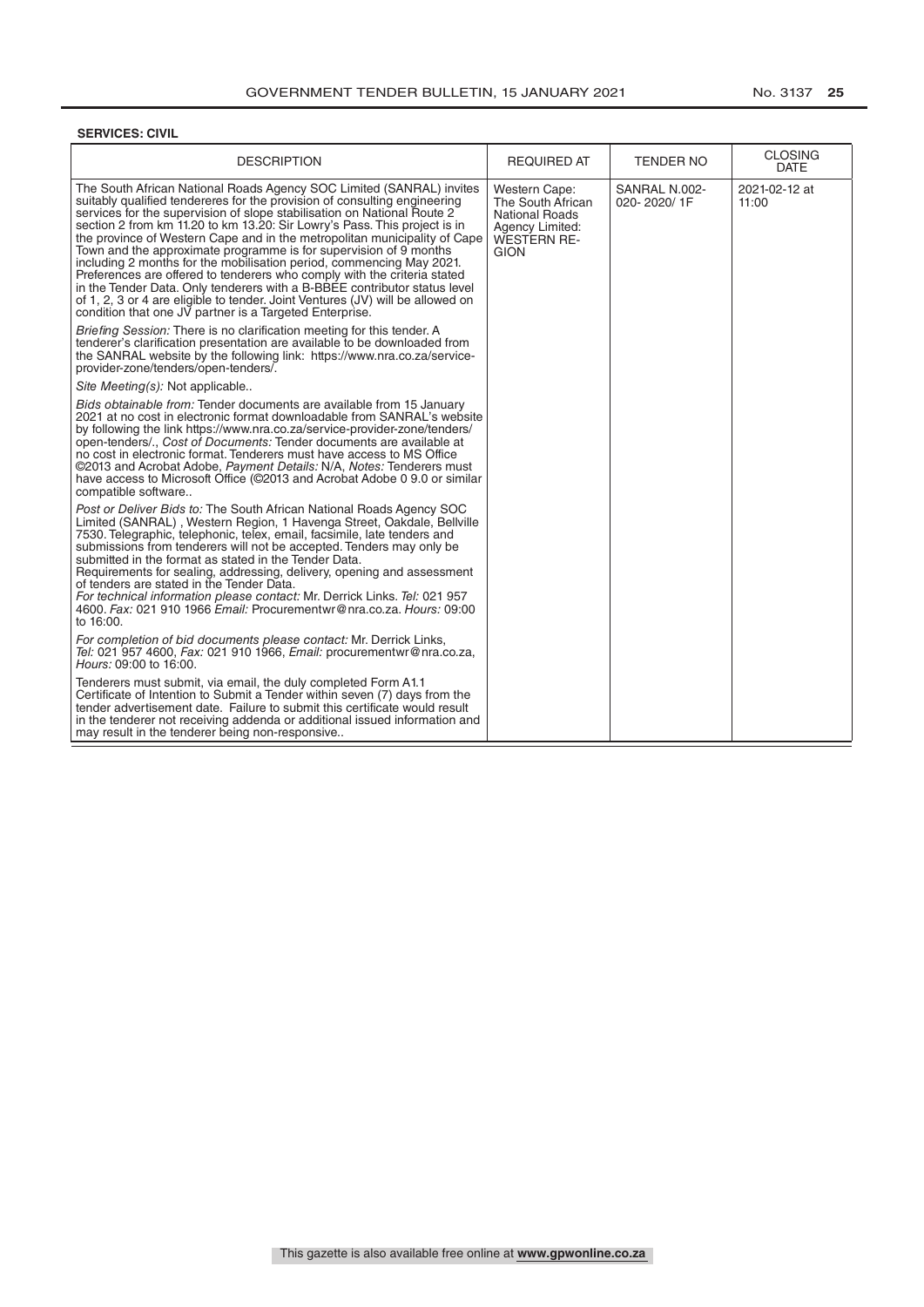**SERVICES: CIVIL**

| DESCRIPTION | REQUIRED AT | TENDER NO | CLOSING DATE |
|---|---|---|---|
| The South African National Roads Agency SOC Limited (SANRAL) invites suitably qualified tendereres for the provision of consulting engineering services for the supervision of slope stabilisation on National Route 2 section 2 from km 11.20 to km 13.20: Sir Lowry's Pass. This project is in the province of Western Cape and in the metropolitan municipality of Cape Town and the approximate programme is for supervision of 9 months including 2 months for the mobilisation period, commencing May 2021. Preferences are offered to tenderers who comply with the criteria stated in the Tender Data. Only tenderers with a B-BBEE contributor status level of 1, 2, 3 or 4 are eligible to tender. Joint Ventures (JV) will be allowed on condition that one JV partner is a Targeted Enterprise.<br>*Briefing Session:* There is no clarification meeting for this tender. A tenderer's clarification presentation are available to be downloaded from the SANRAL website by the following link: https://www.nra.co.za/service-provider-zone/tenders/open-tenders/.<br>*Site Meeting(s):* Not applicable..<br>*Bids obtainable from:* Tender documents are available from 15 January 2021 at no cost in electronic format downloadable from SANRAL's website by following the link https://www.nra.co.za/service-provider-zone/tenders/open-tenders/., *Cost of Documents:* Tender documents are available at no cost in electronic format. Tenderers must have access to MS Office ©2013 and Acrobat Adobe, *Payment Details:* N/A, *Notes:* Tenderers must have access to Microsoft Office (©2013 and Acrobat Adobe 0 9.0 or similar compatible software..<br>*Post or Deliver Bids to:* The South African National Roads Agency SOC Limited (SANRAL) , Western Region, 1 Havenga Street, Oakdale, Bellville 7530. Telegraphic, telephonic, telex, email, facsimile, late tenders and submissions from tenderers will not be accepted. Tenders may only be submitted in the format as stated in the Tender Data.<br>Requirements for sealing, addressing, delivery, opening and assessment of tenders are stated in the Tender Data.<br>*For technical information please contact:* Mr. Derrick Links. *Tel:* 021 957 4600. *Fax:* 021 910 1966 *Email:* Procurementwr@nra.co.za. *Hours:* 09:00 to 16:00.<br>*For completion of bid documents please contact:* Mr. Derrick Links, *Tel:* 021 957 4600, *Fax:* 021 910 1966, *Email:* procurementwr@nra.co.za, *Hours:* 09:00 to 16:00.<br>Tenderers must submit, via email, the duly completed Form A1.1 Certificate of Intention to Submit a Tender within seven (7) days from the tender advertisement date. Failure to submit this certificate would result in the tenderer not receiving addenda or additional issued information and may result in the tenderer being non-responsive.. | Western Cape: The South African National Roads Agency Limited: WESTERN REGION | SANRAL N.002-020- 2020/ 1F | 2021-02-12 at 11:00 |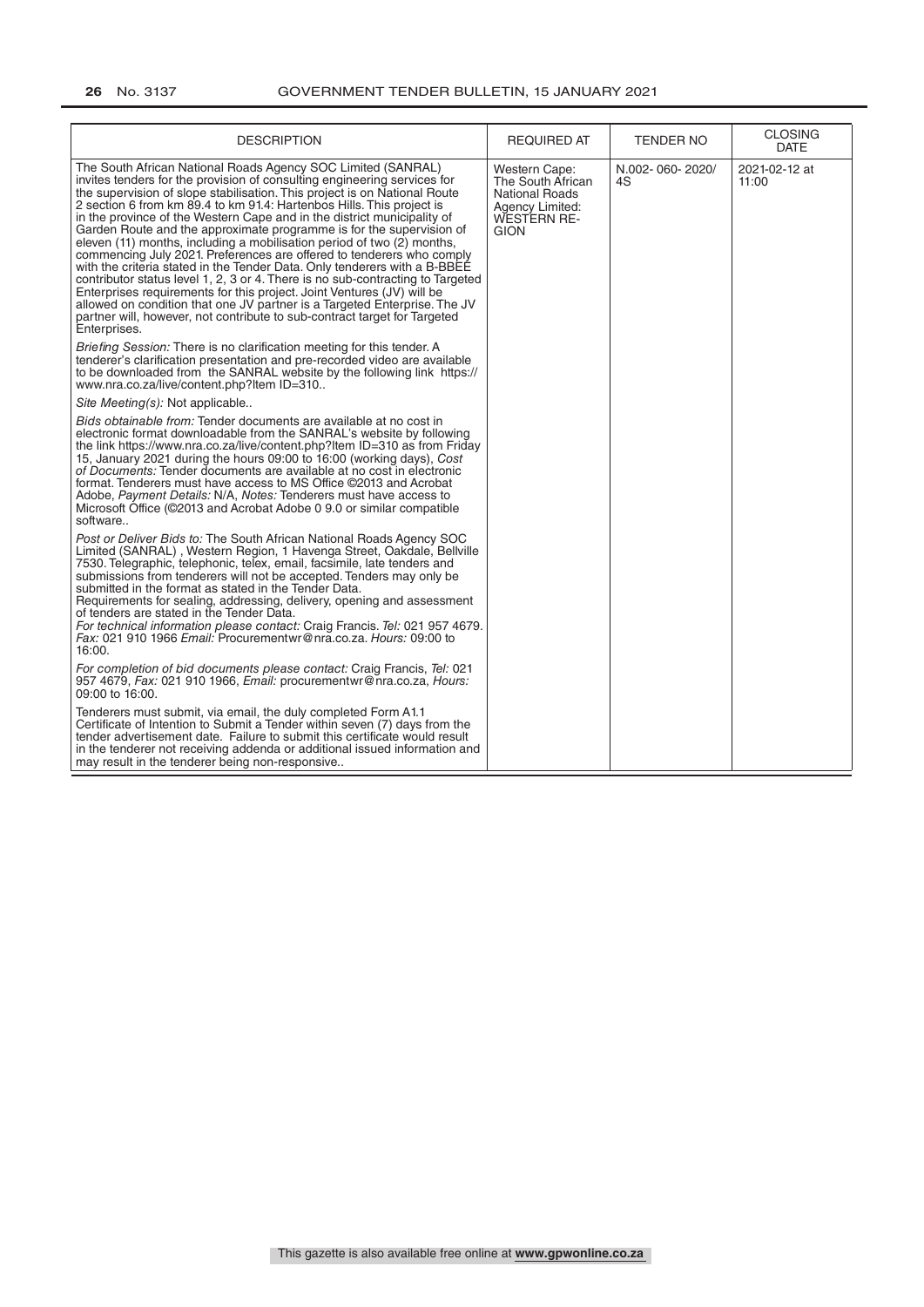| DESCRIPTION | REQUIRED AT | TENDER NO | CLOSING DATE |
|---|---|---|---|
| The South African National Roads Agency SOC Limited (SANRAL) invites tenders for the provision of consulting engineering services for the supervision of slope stabilisation. This project is on National Route 2 section 6 from km 89.4 to km 91.4: Hartenbos Hills. This project is in the province of the Western Cape and in the district municipality of Garden Route and the approximate programme is for the supervision of eleven (11) months, including a mobilisation period of two (2) months, commencing July 2021. Preferences are offered to tenderers who comply with the criteria stated in the Tender Data. Only tenderers with a B-BBEE contributor status level 1, 2, 3 or 4. There is no sub-contracting to Targeted Enterprises requirements for this project. Joint Ventures (JV) will be allowed on condition that one JV partner is a Targeted Enterprise. The JV partner will, however, not contribute to sub-contract target for Targeted Enterprises.<br><br>*Briefing Session:* There is no clarification meeting for this tender. A tenderer's clarification presentation and pre-recorded video are available to be downloaded from the SANRAL website by the following link https://www.nra.co.za/live/content.php?Item ID=310..<br><br>*Site Meeting(s):* Not applicable..<br><br>*Bids obtainable from:* Tender documents are available at no cost in electronic format downloadable from the SANRAL's website by following the link https://www.nra.co.za/live/content.php?Item ID=310 as from Friday 15, January 2021 during the hours 09:00 to 16:00 (working days), *Cost of Documents:* Tender documents are available at no cost in electronic format. Tenderers must have access to MS Office ©2013 and Acrobat Adobe, *Payment Details:* N/A, *Notes:* Tenderers must have access to Microsoft Office (©2013 and Acrobat Adobe 0 9.0 or similar compatible software..<br><br>*Post or Deliver Bids to:* The South African National Roads Agency SOC Limited (SANRAL) , Western Region, 1 Havenga Street, Oakdale, Bellville 7530. Telegraphic, telephonic, telex, email, facsimile, late tenders and submissions from tenderers will not be accepted. Tenders may only be submitted in the format as stated in the Tender Data.<br>Requirements for sealing, addressing, delivery, opening and assessment of tenders are stated in the Tender Data.<br>*For technical information please contact:* Craig Francis. *Tel:* 021 957 4679. *Fax:* 021 910 1966 *Email:* Procurementwr@nra.co.za. *Hours:* 09:00 to 16:00.<br><br>*For completion of bid documents please contact:* Craig Francis, *Tel:* 021 957 4679, *Fax:* 021 910 1966, *Email:* procurementwr@nra.co.za, *Hours:* 09:00 to 16:00.<br><br>Tenderers must submit, via email, the duly completed Form A1.1 Certificate of Intention to Submit a Tender within seven (7) days from the tender advertisement date. Failure to submit this certificate would result in the tenderer not receiving addenda or additional issued information and may result in the tenderer being non-responsive.. | Western Cape: The South African National Roads Agency Limited: WESTERN REGION | N.002- 060- 2020/4S | 2021-02-12 at 11:00 |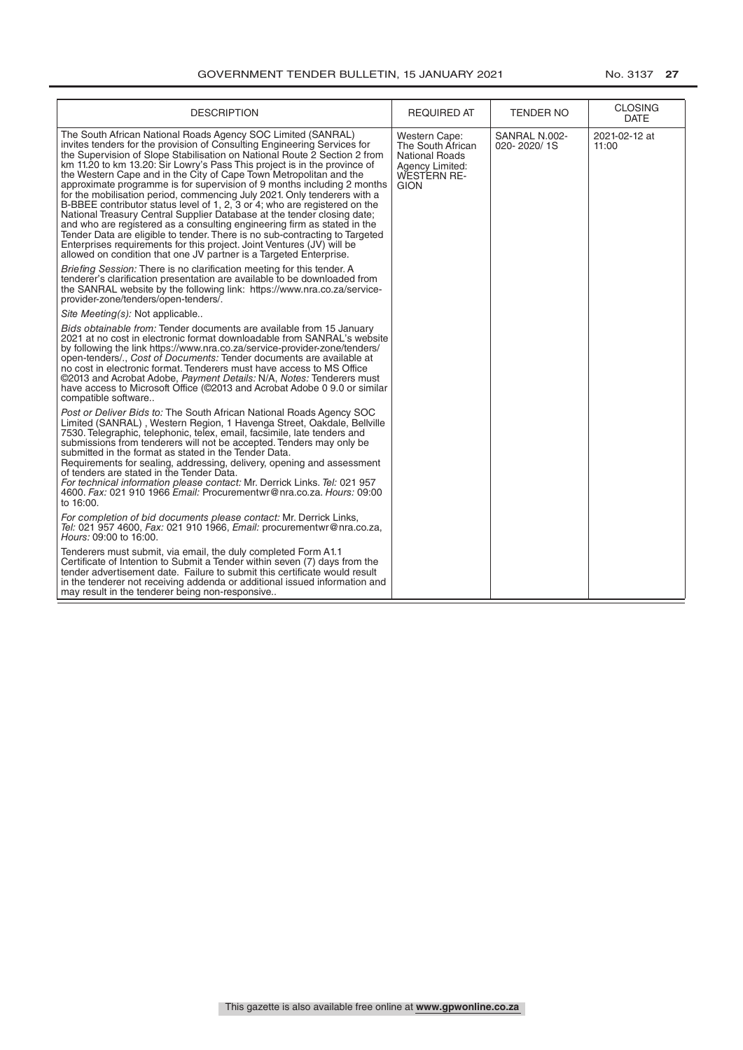| DESCRIPTION | REQUIRED AT | TENDER NO | CLOSING DATE |
|---|---|---|---|
| The South African National Roads Agency SOC Limited (SANRAL) invites tenders for the provision of Consulting Engineering Services for the Supervision of Slope Stabilisation on National Route 2 Section 2 from km 11.20 to km 13.20: Sir Lowry's Pass This project is in the province of the Western Cape and in the City of Cape Town Metropolitan and the approximate programme is for supervision of 9 months including 2 months for the mobilisation period, commencing July 2021. Only tenderers with a B-BBEE contributor status level of 1, 2, 3 or 4; who are registered on the National Treasury Central Supplier Database at the tender closing date; and who are registered as a consulting engineering firm as stated in the Tender Data are eligible to tender. There is no sub-contracting to Targeted Enterprises requirements for this project. Joint Ventures (JV) will be allowed on condition that one JV partner is a Targeted Enterprise.<br><br>*Briefing Session:* There is no clarification meeting for this tender. A tenderer's clarification presentation are available to be downloaded from the SANRAL website by the following link: https://www.nra.co.za/service-provider-zone/tenders/open-tenders/.<br><br>*Site Meeting(s):* Not applicable..<br><br>*Bids obtainable from:* Tender documents are available from 15 January 2021 at no cost in electronic format downloadable from SANRAL's website by following the link https://www.nra.co.za/service-provider-zone/tenders/open-tenders/., *Cost of Documents:* Tender documents are available at no cost in electronic format. Tenderers must have access to MS Office ©2013 and Acrobat Adobe, *Payment Details:* N/A, *Notes:* Tenderers must have access to Microsoft Office (©2013 and Acrobat Adobe 0 9.0 or similar compatible software..<br><br>*Post or Deliver Bids to:* The South African National Roads Agency SOC Limited (SANRAL) , Western Region, 1 Havenga Street, Oakdale, Bellville 7530. Telegraphic, telephonic, telex, email, facsimile, late tenders and submissions from tenderers will not be accepted. Tenders may only be submitted in the format as stated in the Tender Data.<br>Requirements for sealing, addressing, delivery, opening and assessment of tenders are stated in the Tender Data.<br>*For technical information please contact:* Mr. Derrick Links. *Tel:* 021 957 4600. *Fax:* 021 910 1966 *Email:* Procurementwr@nra.co.za. *Hours:* 09:00 to 16:00.<br><br>*For completion of bid documents please contact:* Mr. Derrick Links, *Tel:* 021 957 4600, *Fax:* 021 910 1966, *Email:* procurementwr@nra.co.za, *Hours:* 09:00 to 16:00.<br><br>Tenderers must submit, via email, the duly completed Form A1.1 Certificate of Intention to Submit a Tender within seven (7) days from the tender advertisement date. Failure to submit this certificate would result in the tenderer not receiving addenda or additional issued information and may result in the tenderer being non-responsive.. | Western Cape: The South African National Roads Agency Limited: WESTERN REGION | SANRAL N.002-020-2020/1S | 2021-02-12 at 11:00 |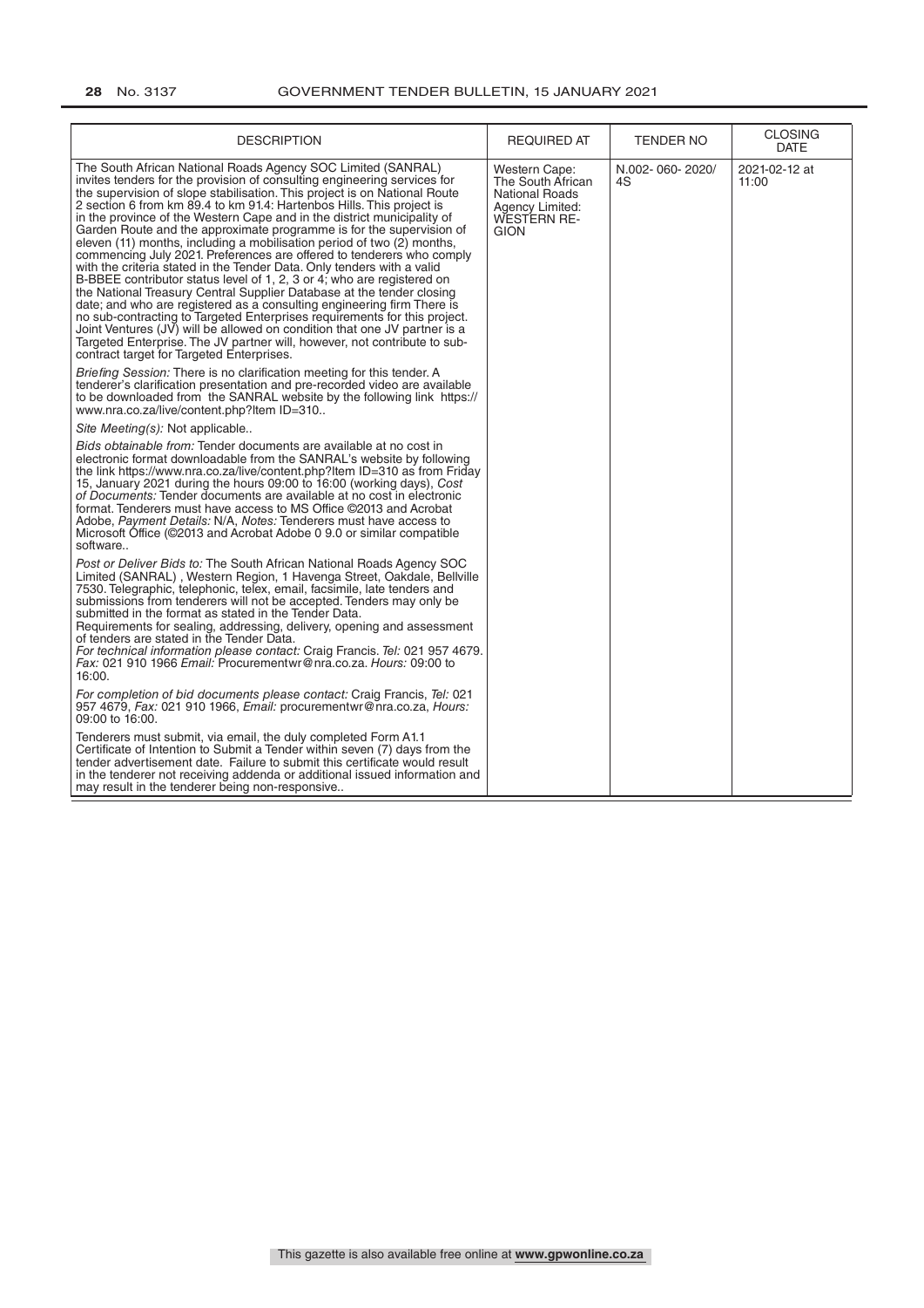| DESCRIPTION | REQUIRED AT | TENDER NO | CLOSING DATE |
|---|---|---|---|
| The South African National Roads Agency SOC Limited (SANRAL) invites tenders for the provision of consulting engineering services for the supervision of slope stabilisation. This project is on National Route 2 section 6 from km 89.4 to km 91.4: Hartenbos Hills. This project is in the province of the Western Cape and in the district municipality of Garden Route and the approximate programme is for the supervision of eleven (11) months, including a mobilisation period of two (2) months, commencing July 2021. Preferences are offered to tenderers who comply with the criteria stated in the Tender Data. Only tenders with a valid B-BBEE contributor status level of 1, 2, 3 or 4; who are registered on the National Treasury Central Supplier Database at the tender closing date; and who are registered as a consulting engineering firm There is no sub-contracting to Targeted Enterprises requirements for this project. Joint Ventures (JV) will be allowed on condition that one JV partner is a Targeted Enterprise. The JV partner will, however, not contribute to sub-contract target for Targeted Enterprises.<br><br>*Briefing Session:* There is no clarification meeting for this tender. A tenderer's clarification presentation and pre-recorded video are available to be downloaded from the SANRAL website by the following link https://www.nra.co.za/live/content.php?Item ID=310..<br><br>*Site Meeting(s):* Not applicable..<br><br>*Bids obtainable from:* Tender documents are available at no cost in electronic format downloadable from the SANRAL's website by following the link https://www.nra.co.za/live/content.php?Item ID=310 as from Friday 15, January 2021 during the hours 09:00 to 16:00 (working days), *Cost of Documents:* Tender documents are available at no cost in electronic format. Tenderers must have access to MS Office ©2013 and Acrobat Adobe, *Payment Details:* N/A, *Notes:* Tenderers must have access to Microsoft Office (©2013 and Acrobat Adobe 0 9.0 or similar compatible software..<br><br>*Post or Deliver Bids to:* The South African National Roads Agency SOC Limited (SANRAL) , Western Region, 1 Havenga Street, Oakdale, Bellville 7530. Telegraphic, telephonic, telex, email, facsimile, late tenders and submissions from tenderers will not be accepted. Tenders may only be submitted in the format as stated in the Tender Data.<br>Requirements for sealing, addressing, delivery, opening and assessment of tenders are stated in the Tender Data.<br>*For technical information please contact:* Craig Francis. *Tel:* 021 957 4679. *Fax:* 021 910 1966 *Email:* Procurementwr@nra.co.za. *Hours:* 09:00 to 16:00.<br><br>*For completion of bid documents please contact:* Craig Francis, *Tel:* 021 957 4679, *Fax:* 021 910 1966, *Email:* procurementwr@nra.co.za, *Hours:* 09:00 to 16:00.<br><br>Tenderers must submit, via email, the duly completed Form A1.1 Certificate of Intention to Submit a Tender within seven (7) days from the tender advertisement date. Failure to submit this certificate would result in the tenderer not receiving addenda or additional issued information and may result in the tenderer being non-responsive.. | Western Cape: The South African National Roads Agency Limited: WESTERN REGION | N.002- 060- 2020/ 4S | 2021-02-12 at 11:00 |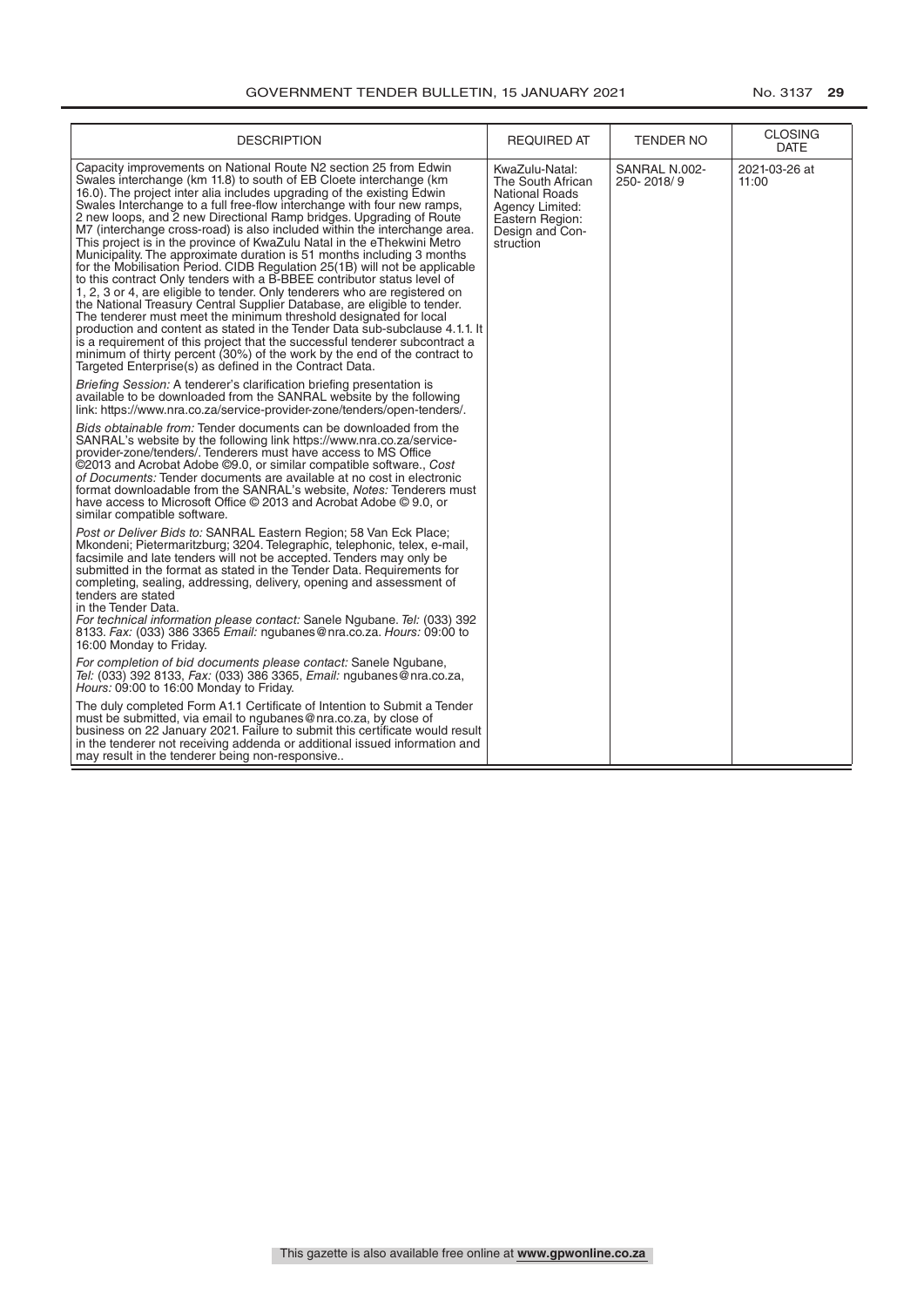| DESCRIPTION | REQUIRED AT | TENDER NO | CLOSING DATE |
|---|---|---|---|
| Capacity improvements on National Route N2 section 25 from Edwin Swales interchange (km 11.8) to south of EB Cloete interchange (km 16.0). The project inter alia includes upgrading of the existing Edwin Swales Interchange to a full free-flow interchange with four new ramps, 2 new loops, and 2 new Directional Ramp bridges. Upgrading of Route M7 (interchange cross-road) is also included within the interchange area. This project is in the province of KwaZulu Natal in the eThekwini Metro Municipality. The approximate duration is 51 months including 3 months for the Mobilisation Period. CIDB Regulation 25(1B) will not be applicable to this contract Only tenders with a B-BBEE contributor status level of 1, 2, 3 or 4, are eligible to tender. Only tenderers who are registered on the National Treasury Central Supplier Database, are eligible to tender. The tenderer must meet the minimum threshold designated for local production and content as stated in the Tender Data sub-subclause 4.1.1. It is a requirement of this project that the successful tenderer subcontract a minimum of thirty percent (30%) of the work by the end of the contract to Targeted Enterprise(s) as defined in the Contract Data.<br><br>*Briefing Session:* A tenderer's clarification briefing presentation is available to be downloaded from the SANRAL website by the following link: https://www.nra.co.za/service-provider-zone/tenders/open-tenders/.<br><br>*Bids obtainable from:* Tender documents can be downloaded from the SANRAL's website by the following link https://www.nra.co.za/service-provider-zone/tenders/. Tenderers must have access to MS Office ©2013 and Acrobat Adobe ©9.0, or similar compatible software., *Cost of Documents:* Tender documents are available at no cost in electronic format downloadable from the SANRAL's website, *Notes:* Tenderers must have access to Microsoft Office © 2013 and Acrobat Adobe © 9.0, or similar compatible software.<br><br>*Post or Deliver Bids to:* SANRAL Eastern Region; 58 Van Eck Place; Mkondeni; Pietermaritzburg; 3204. Telegraphic, telephonic, telex, e-mail, facsimile and late tenders will not be accepted. Tenders may only be submitted in the format as stated in the Tender Data. Requirements for completing, sealing, addressing, delivery, opening and assessment of tenders are stated in the Tender Data.<br>*For technical information please contact:* Sanele Ngubane. *Tel:* (033) 392 8133. *Fax:* (033) 386 3365 *Email:* ngubanes@nra.co.za. *Hours:* 09:00 to 16:00 Monday to Friday.<br><br>*For completion of bid documents please contact:* Sanele Ngubane, *Tel:* (033) 392 8133, *Fax:* (033) 386 3365, *Email:* ngubanes@nra.co.za, *Hours:* 09:00 to 16:00 Monday to Friday.<br><br>The duly completed Form A1.1 Certificate of Intention to Submit a Tender must be submitted, via email to ngubanes@nra.co.za, by close of business on 22 January 2021. Failure to submit this certificate would result in the tenderer not receiving addenda or additional issued information and may result in the tenderer being non-responsive.. | KwaZulu-Natal: The South African National Roads Agency Limited: Eastern Region: Design and Construction | SANRAL N.002-250- 2018/ 9 | 2021-03-26 at 11:00 |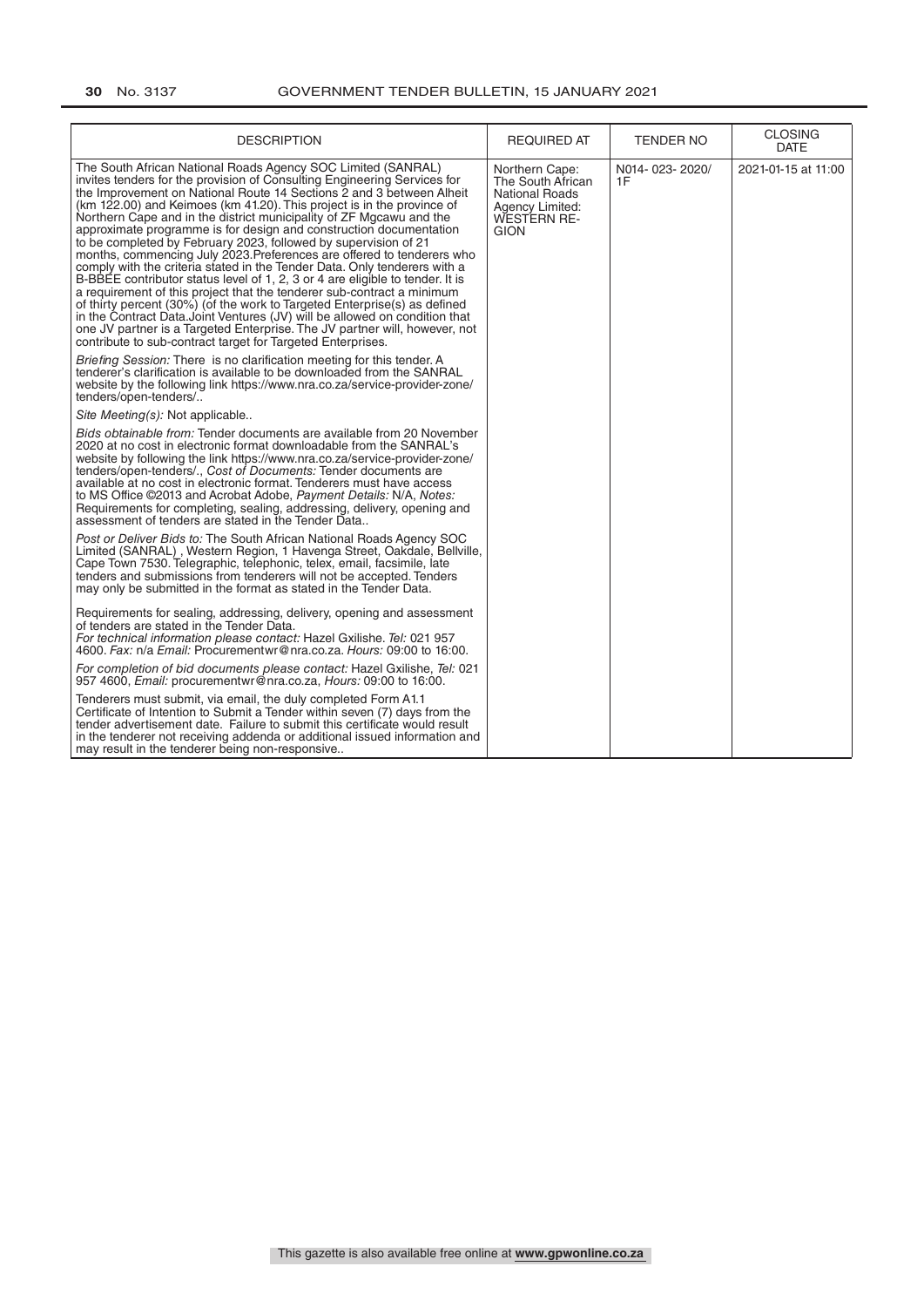| DESCRIPTION | REQUIRED AT | TENDER NO | CLOSING DATE |
|---|---|---|---|
| The South African National Roads Agency SOC Limited (SANRAL) invites tenders for the provision of Consulting Engineering Services for the Improvement on National Route 14 Sections 2 and 3 between Alheit (km 122.00) and Keimoes (km 41.20). This project is in the province of Northern Cape and in the district municipality of ZF Mgcawu and the approximate programme is for design and construction documentation to be completed by February 2023, followed by supervision of 21 months, commencing July 2023.Preferences are offered to tenderers who comply with the criteria stated in the Tender Data. Only tenderers with a B-BBEE contributor status level of 1, 2, 3 or 4 are eligible to tender. It is a requirement of this project that the tenderer sub-contract a minimum of thirty percent (30%) (of the work to Targeted Enterprise(s) as defined in the Contract Data.Joint Ventures (JV) will be allowed on condition that one JV partner is a Targeted Enterprise. The JV partner will, however, not contribute to sub-contract target for Targeted Enterprises.<br><br>*Briefing Session:* There is no clarification meeting for this tender. A tenderer's clarification is available to be downloaded from the SANRAL website by the following link https://www.nra.co.za/service-provider-zone/tenders/open-tenders/..<br><br>*Site Meeting(s):* Not applicable..<br><br>*Bids obtainable from:* Tender documents are available from 20 November 2020 at no cost in electronic format downloadable from the SANRAL's website by following the link https://www.nra.co.za/service-provider-zone/tenders/open-tenders/., *Cost of Documents:* Tender documents are available at no cost in electronic format. Tenderers must have access to MS Office ©2013 and Acrobat Adobe, *Payment Details:* N/A, *Notes:* Requirements for completing, sealing, addressing, delivery, opening and assessment of tenders are stated in the Tender Data..<br><br>*Post or Deliver Bids to:* The South African National Roads Agency SOC Limited (SANRAL) , Western Region, 1 Havenga Street, Oakdale, Bellville, Cape Town 7530. Telegraphic, telephonic, telex, email, facsimile, late tenders and submissions from tenderers will not be accepted. Tenders may only be submitted in the format as stated in the Tender Data.<br><br>Requirements for sealing, addressing, delivery, opening and assessment of tenders are stated in the Tender Data.<br>*For technical information please contact:* Hazel Gxilishe. *Tel:* 021 957 4600. *Fax:* n/a *Email:* Procurementwr@nra.co.za. *Hours:* 09:00 to 16:00.<br><br>*For completion of bid documents please contact:* Hazel Gxilishe, *Tel:* 021 957 4600, *Email:* procurementwr@nra.co.za, *Hours:* 09:00 to 16:00.<br><br>Tenderers must submit, via email, the duly completed Form A1.1 Certificate of Intention to Submit a Tender within seven (7) days from the tender advertisement date. Failure to submit this certificate would result in the tenderer not receiving addenda or additional issued information and may result in the tenderer being non-responsive.. | Northern Cape: The South African National Roads Agency Limited: WESTERN REGION | N014- 023- 2020/1F | 2021-01-15 at 11:00 |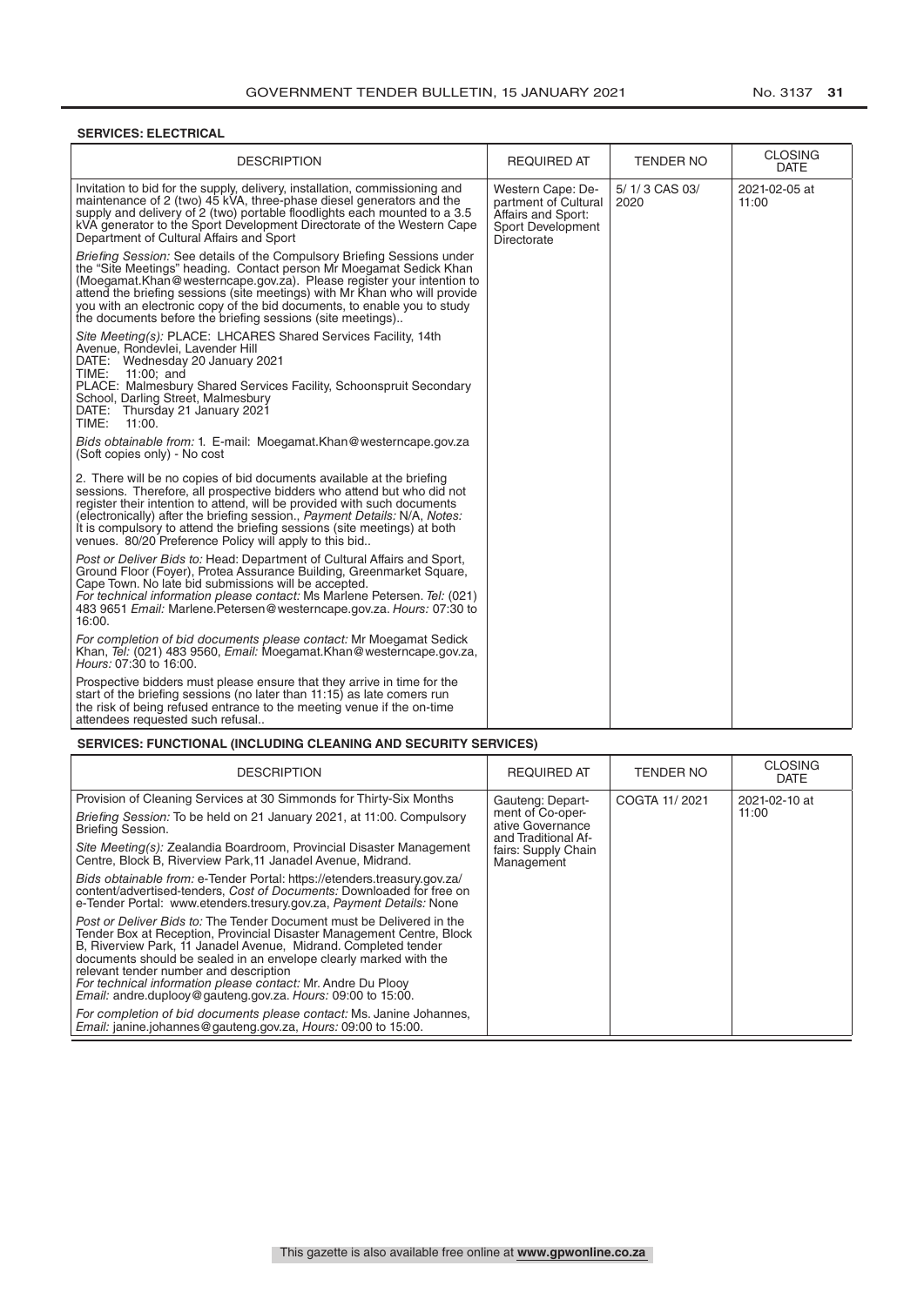**SERVICES: ELECTRICAL**

| DESCRIPTION | REQUIRED AT | TENDER NO | CLOSING DATE |
|---|---|---|---|
| Invitation to bid for the supply, delivery, installation, commissioning and maintenance of 2 (two) 45 kVA, three-phase diesel generators and the supply and delivery of 2 (two) portable floodlights each mounted to a 3.5 kVA generator to the Sport Development Directorate of the Western Cape Department of Cultural Affairs and Sport<br><br>*Briefing Session:* See details of the Compulsory Briefing Sessions under the "Site Meetings" heading. Contact person Mr Moegamat Sedick Khan (Moegamat.Khan@westerncape.gov.za). Please register your intention to attend the briefing sessions (site meetings) with Mr Khan who will provide you with an electronic copy of the bid documents, to enable you to study the documents before the briefing sessions (site meetings)..<br><br>*Site Meeting(s):* PLACE: LHCARES Shared Services Facility, 14th Avenue, Rondevlei, Lavender Hill<br>DATE: Wednesday 20 January 2021<br>TIME: 11:00; and<br>PLACE: Malmesbury Shared Services Facility, Schoonspruit Secondary School, Darling Street, Malmesbury<br>DATE: Thursday 21 January 2021<br>TIME: 11:00.<br><br>*Bids obtainable from:* 1. E-mail: Moegamat.Khan@westerncape.gov.za (Soft copies only) - No cost<br><br>2. There will be no copies of bid documents available at the briefing sessions. Therefore, all prospective bidders who attend but who did not register their intention to attend, will be provided with such documents (electronically) after the briefing session., *Payment Details:* N/A, *Notes:* It is compulsory to attend the briefing sessions (site meetings) at both venues. 80/20 Preference Policy will apply to this bid..<br><br>*Post or Deliver Bids to:* Head: Department of Cultural Affairs and Sport, Ground Floor (Foyer), Protea Assurance Building, Greenmarket Square, Cape Town. No late bid submissions will be accepted.<br>*For technical information please contact:* Ms Marlene Petersen. *Tel:* (021) 483 9651 *Email:* Marlene.Petersen@westerncape.gov.za. *Hours:* 07:30 to 16:00.<br><br>*For completion of bid documents please contact:* Mr Moegamat Sedick Khan, *Tel:* (021) 483 9560, *Email:* Moegamat.Khan@westerncape.gov.za, *Hours:* 07:30 to 16:00.<br><br>Prospective bidders must please ensure that they arrive in time for the start of the briefing sessions (no later than 11:15) as late comers run the risk of being refused entrance to the meeting venue if the on-time attendees requested such refusal.. | Western Cape: Department of Cultural Affairs and Sport: Sport Development Directorate | 5/ 1/ 3 CAS 03/ 2020 | 2021-02-05 at 11:00 |

**SERVICES: FUNCTIONAL (INCLUDING CLEANING AND SECURITY SERVICES)**

| DESCRIPTION | REQUIRED AT | TENDER NO | CLOSING DATE |
|---|---|---|---|
| Provision of Cleaning Services at 30 Simmonds for Thirty-Six Months<br><br>*Briefing Session:* To be held on 21 January 2021, at 11:00. Compulsory Briefing Session.<br><br>*Site Meeting(s):* Zealandia Boardroom, Provincial Disaster Management Centre, Block B, Riverview Park,11 Janadel Avenue, Midrand.<br><br>*Bids obtainable from:* e-Tender Portal: https://etenders.treasury.gov.za/content/advertised-tenders, *Cost of Documents:* Downloaded for free on e-Tender Portal: www.etenders.tresury.gov.za, *Payment Details:* None<br><br>*Post or Deliver Bids to:* The Tender Document must be Delivered in the Tender Box at Reception, Provincial Disaster Management Centre, Block B, Riverview Park, 11 Janadel Avenue, Midrand. Completed tender documents should be sealed in an envelope clearly marked with the relevant tender number and description<br>*For technical information please contact:* Mr. Andre Du Plooy<br>*Email:* andre.duplooy@gauteng.gov.za. *Hours:* 09:00 to 15:00.<br><br>*For completion of bid documents please contact:* Ms. Janine Johannes, *Email:* janine.johannes@gauteng.gov.za, *Hours:* 09:00 to 15:00. | Gauteng: Department of Co-operative Governance and Traditional Affairs: Supply Chain Management | COGTA 11/ 2021 | 2021-02-10 at 11:00 |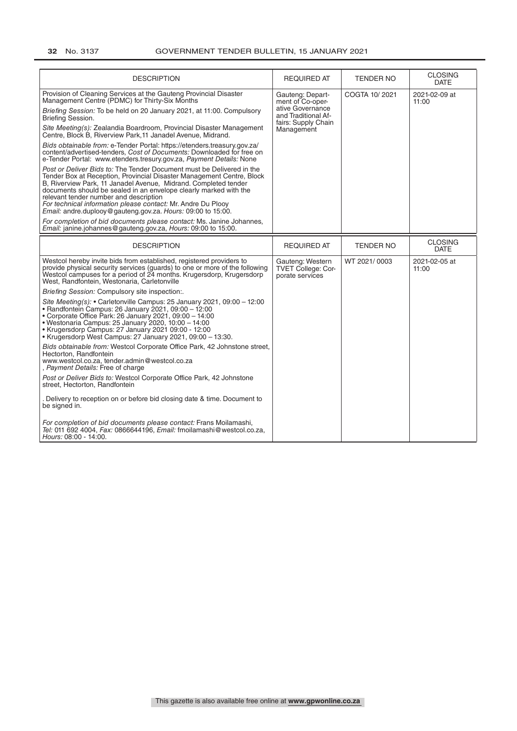| DESCRIPTION | REQUIRED AT | TENDER NO | CLOSING DATE |
|---|---|---|---|
| Provision of Cleaning Services at the Gauteng Provincial Disaster Management Centre (PDMC) for Thirty-Six Months<br><br>*Briefing Session:* To be held on 20 January 2021, at 11:00. Compulsory Briefing Session.<br><br>*Site Meeting(s):* Zealandia Boardroom, Provincial Disaster Management Centre, Block B, Riverview Park,11 Janadel Avenue, Midrand.<br><br>*Bids obtainable from:* e-Tender Portal: https://etenders.treasury.gov.za/content/advertised-tenders, *Cost of Documents:* Downloaded for free on e-Tender Portal: www.etenders.tresury.gov.za, *Payment Details:* None<br><br>*Post or Deliver Bids to:* The Tender Document must be Delivered in the Tender Box at Reception, Provincial Disaster Management Centre, Block B, Riverview Park, 11 Janadel Avenue, Midrand. Completed tender documents should be sealed in an envelope clearly marked with the relevant tender number and description<br>*For technical information please contact:* Mr. Andre Du Plooy<br>*Email:* andre.duplooy@gauteng.gov.za. *Hours:* 09:00 to 15:00.<br><br>*For completion of bid documents please contact:* Ms. Janine Johannes, *Email:* janine.johannes@gauteng.gov.za, *Hours:* 09:00 to 15:00. | Gauteng: Department of Co-operative Governance and Traditional Affairs: Supply Chain Management | COGTA 10/ 2021 | 2021-02-09 at 11:00 |

| DESCRIPTION | REQUIRED AT | TENDER NO | CLOSING DATE |
|---|---|---|---|
| Westcol hereby invite bids from established, registered providers to provide physical security services (guards) to one or more of the following Westcol campuses for a period of 24 months. Krugersdorp, Krugersdorp West, Randfontein, Westonaria, Carletonville<br><br>*Briefing Session:* Compulsory site inspection:.<br><br>*Site Meeting(s):* • Carletonville Campus: 25 January 2021, 09:00 – 12:00<br>• Randfontein Campus: 26 January 2021, 09:00 – 12:00<br>• Corporate Office Park: 26 January 2021, 09:00 – 14:00<br>• Westonaria Campus: 25 January 2020, 10:00 – 14:00<br>• Krugersdorp Campus: 27 January 2021 09:00 - 12:00<br>• Krugersdorp West Campus: 27 January 2021, 09:00 – 13:30.<br><br>*Bids obtainable from:* Westcol Corporate Office Park, 42 Johnstone street, Hectorton, Randfontein<br>www.westcol.co.za, tender.admin@westcol.co.za<br>, *Payment Details:* Free of charge<br><br>*Post or Deliver Bids to:* Westcol Corporate Office Park, 42 Johnstone street, Hectorton, Randfontein<br><br>. Delivery to reception on or before bid closing date & time. Document to be signed in.<br><br>*For completion of bid documents please contact:* Frans Moilamashi, *Tel:* 011 692 4004, *Fax:* 0866644196, *Email:* fmoilamashi@westcol.co.za, *Hours:* 08:00 - 14:00. | Gauteng: Western TVET College: Corporate services | WT 2021/ 0003 | 2021-02-05 at 11:00 |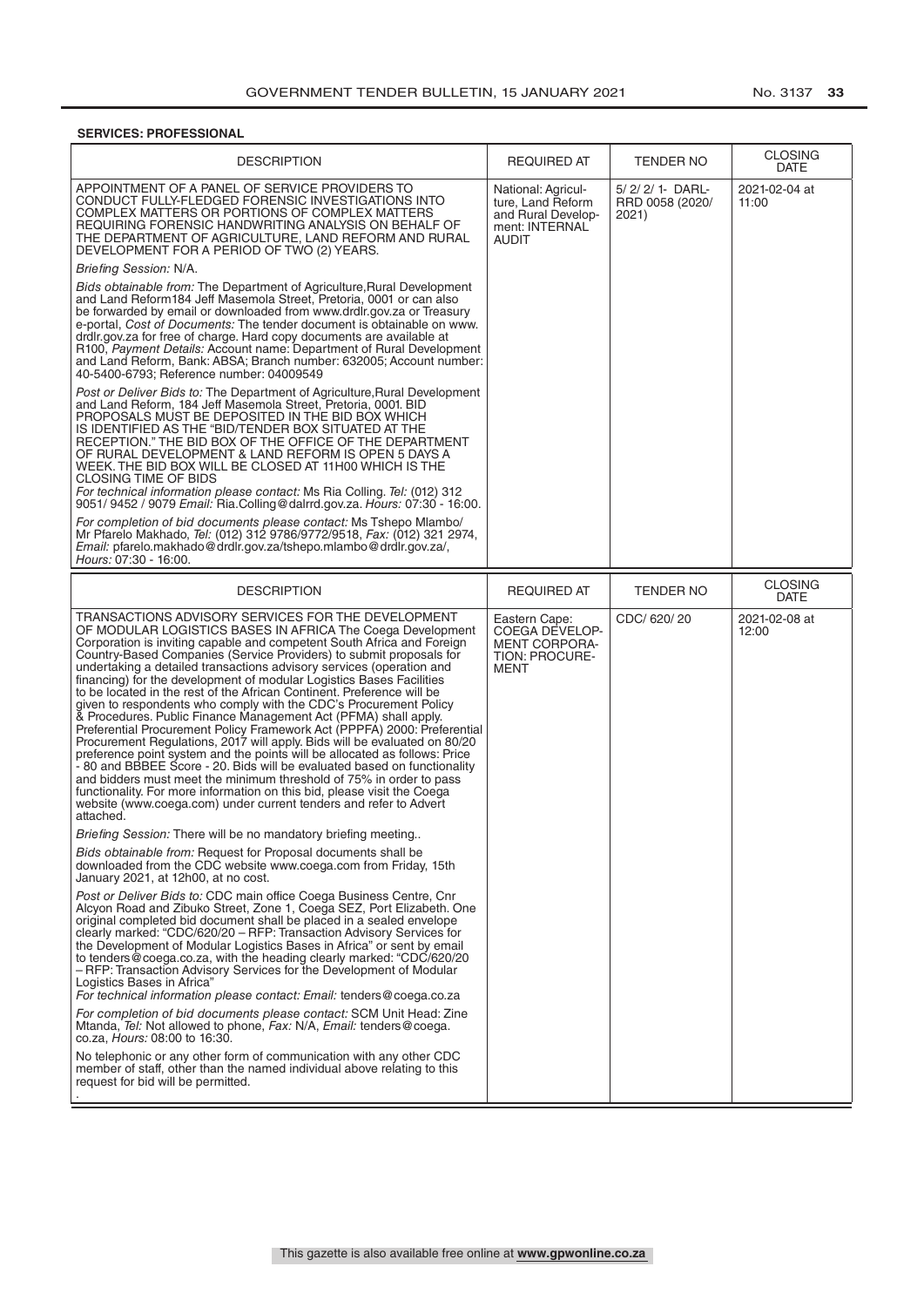**SERVICES: PROFESSIONAL**

| DESCRIPTION | REQUIRED AT | TENDER NO | CLOSING DATE |
|---|---|---|---|
| APPOINTMENT OF A PANEL OF SERVICE PROVIDERS TO CONDUCT FULLY-FLEDGED FORENSIC INVESTIGATIONS INTO COMPLEX MATTERS OR PORTIONS OF COMPLEX MATTERS REQUIRING FORENSIC HANDWRITING ANALYSIS ON BEHALF OF THE DEPARTMENT OF AGRICULTURE, LAND REFORM AND RURAL DEVELOPMENT FOR A PERIOD OF TWO (2) YEARS.<br><br>*Briefing Session:* N/A.<br><br>*Bids obtainable from:* The Department of Agriculture,Rural Development and Land Reform184 Jeff Masemola Street, Pretoria, 0001 or can also be forwarded by email or downloaded from www.drdlr.gov.za or Treasury e-portal, *Cost of Documents:* The tender document is obtainable on www.drdlr.gov.za for free of charge. Hard copy documents are available at R100, *Payment Details:* Account name: Department of Rural Development and Land Reform, Bank: ABSA; Branch number: 632005; Account number: 40-5400-6793; Reference number: 04009549<br><br>*Post or Deliver Bids to:* The Department of Agriculture,Rural Development and Land Reform, 184 Jeff Masemola Street, Pretoria, 0001. BID PROPOSALS MUST BE DEPOSITED IN THE BID BOX WHICH IS IDENTIFIED AS THE "BID/TENDER BOX SITUATED AT THE RECEPTION." THE BID BOX OF THE OFFICE OF THE DEPARTMENT OF RURAL DEVELOPMENT & LAND REFORM IS OPEN 5 DAYS A WEEK. THE BID BOX WILL BE CLOSED AT 11H00 WHICH IS THE CLOSING TIME OF BIDS<br>*For technical information please contact:* Ms Ria Colling. *Tel:* (012) 312 9051/ 9452 / 9079 *Email:* Ria.Colling@dalrrd.gov.za. *Hours:* 07:30 - 16:00.<br><br>*For completion of bid documents please contact:* Ms Tshepo Mlambo/ Mr Pfarelo Makhado, *Tel:* (012) 312 9786/9772/9518, *Fax:* (012) 321 2974, *Email:* pfarelo.makhado@drdlr.gov.za/tshepo.mlambo@drdlr.gov.za/, *Hours:* 07:30 - 16:00. | National: Agriculture, Land Reform and Rural Development: INTERNAL AUDIT | 5/ 2/ 2/ 1- DARLRRD 0058 (2020/ 2021) | 2021-02-04 at 11:00 |

| DESCRIPTION | REQUIRED AT | TENDER NO | CLOSING DATE |
|---|---|---|---|
| TRANSACTIONS ADVISORY SERVICES FOR THE DEVELOPMENT OF MODULAR LOGISTICS BASES IN AFRICA The Coega Development Corporation is inviting capable and competent South Africa and Foreign Country-Based Companies (Service Providers) to submit proposals for undertaking a detailed transactions advisory services (operation and financing) for the development of modular Logistics Bases Facilities to be located in the rest of the African Continent. Preference will be given to respondents who comply with the CDC's Procurement Policy & Procedures. Public Finance Management Act (PFMA) shall apply. Preferential Procurement Policy Framework Act (PPPFA) 2000: Preferential Procurement Regulations, 2017 will apply. Bids will be evaluated on 80/20 preference point system and the points will be allocated as follows: Price - 80 and BBBEE Score - 20. Bids will be evaluated based on functionality and bidders must meet the minimum threshold of 75% in order to pass functionality. For more information on this bid, please visit the Coega website (www.coega.com) under current tenders and refer to Advert attached.<br><br>*Briefing Session:* There will be no mandatory briefing meeting..<br><br>*Bids obtainable from:* Request for Proposal documents shall be downloaded from the CDC website www.coega.com from Friday, 15th January 2021, at 12h00, at no cost.<br><br>*Post or Deliver Bids to:* CDC main office Coega Business Centre, Cnr Alcyon Road and Zibuko Street, Zone 1, Coega SEZ, Port Elizabeth. One original completed bid document shall be placed in a sealed envelope clearly marked: "CDC/620/20 – RFP: Transaction Advisory Services for the Development of Modular Logistics Bases in Africa" or sent by email to tenders@coega.co.za, with the heading clearly marked: "CDC/620/20 – RFP: Transaction Advisory Services for the Development of Modular Logistics Bases in Africa"<br>*For technical information please contact: Email:* tenders@coega.co.za<br><br>*For completion of bid documents please contact:* SCM Unit Head: Zine Mtanda, *Tel:* Not allowed to phone, *Fax:* N/A, *Email:* tenders@coega.co.za, *Hours:* 08:00 to 16:30.<br><br>No telephonic or any other form of communication with any other CDC member of staff, other than the named individual above relating to this request for bid will be permitted.<br>. | Eastern Cape: COEGA DEVELOPMENT CORPORATION: PROCUREMENT | CDC/ 620/ 20 | 2021-02-08 at 12:00 |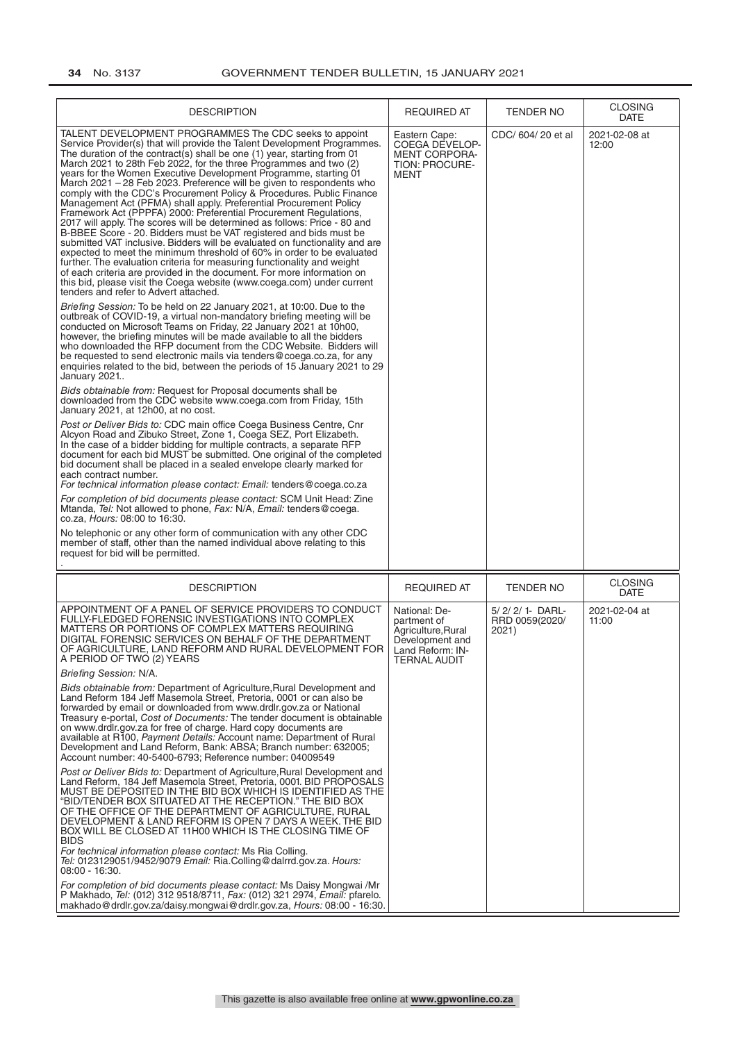| DESCRIPTION | REQUIRED AT | TENDER NO | CLOSING DATE |
|---|---|---|---|
| TALENT DEVELOPMENT PROGRAMMES The CDC seeks to appoint Service Provider(s) that will provide the Talent Development Programmes. The duration of the contract(s) shall be one (1) year, starting from 01 March 2021 to 28th Feb 2022, for the three Programmes and two (2) years for the Women Executive Development Programme, starting 01 March 2021 – 28 Feb 2023. Preference will be given to respondents who comply with the CDC's Procurement Policy & Procedures. Public Finance Management Act (PFMA) shall apply. Preferential Procurement Policy Framework Act (PPPFA) 2000: Preferential Procurement Regulations, 2017 will apply. The scores will be determined as follows: Price - 80 and B-BBEE Score - 20. Bidders must be VAT registered and bids must be submitted VAT inclusive. Bidders will be evaluated on functionality and are expected to meet the minimum threshold of 60% in order to be evaluated further. The evaluation criteria for measuring functionality and weight of each criteria are provided in the document. For more information on this bid, please visit the Coega website (www.coega.com) under current tenders and refer to Advert attached.<br><br>*Briefing Session:* To be held on 22 January 2021, at 10:00. Due to the outbreak of COVID-19, a virtual non-mandatory briefing meeting will be conducted on Microsoft Teams on Friday, 22 January 2021 at 10h00, however, the briefing minutes will be made available to all the bidders who downloaded the RFP document from the CDC Website. Bidders will be requested to send electronic mails via tenders@coega.co.za, for any enquiries related to the bid, between the periods of 15 January 2021 to 29 January 2021..<br><br>*Bids obtainable from:* Request for Proposal documents shall be downloaded from the CDC website www.coega.com from Friday, 15th January 2021, at 12h00, at no cost.<br><br>*Post or Deliver Bids to:* CDC main office Coega Business Centre, Cnr Alcyon Road and Zibuko Street, Zone 1, Coega SEZ, Port Elizabeth. In the case of a bidder bidding for multiple contracts, a separate RFP document for each bid MUST be submitted. One original of the completed bid document shall be placed in a sealed envelope clearly marked for each contract number.<br>*For technical information please contact: Email:* tenders@coega.co.za<br><br>*For completion of bid documents please contact:* SCM Unit Head: Zine Mtanda, *Tel:* Not allowed to phone, *Fax:* N/A, *Email:* tenders@coega.co.za, *Hours:* 08:00 to 16:30.<br><br>No telephonic or any other form of communication with any other CDC member of staff, other than the named individual above relating to this request for bid will be permitted.<br>. | Eastern Cape: COEGA DEVELOPMENT CORPORATION: PROCUREMENT | CDC/ 604/ 20 et al | 2021-02-08 at 12:00 |

| DESCRIPTION | REQUIRED AT | TENDER NO | CLOSING DATE |
|---|---|---|---|
| APPOINTMENT OF A PANEL OF SERVICE PROVIDERS TO CONDUCT FULLY-FLEDGED FORENSIC INVESTIGATIONS INTO COMPLEX MATTERS OR PORTIONS OF COMPLEX MATTERS REQUIRING DIGITAL FORENSIC SERVICES ON BEHALF OF THE DEPARTMENT OF AGRICULTURE, LAND REFORM AND RURAL DEVELOPMENT FOR A PERIOD OF TWO (2) YEARS<br><br>*Briefing Session:* N/A.<br><br>*Bids obtainable from:* Department of Agriculture,Rural Development and Land Reform 184 Jeff Masemola Street, Pretoria, 0001 or can also be forwarded by email or downloaded from www.drdlr.gov.za or National Treasury e-portal, *Cost of Documents:* The tender document is obtainable on www.drdlr.gov.za for free of charge. Hard copy documents are available at R100, *Payment Details:* Account name: Department of Rural Development and Land Reform, Bank: ABSA; Branch number: 632005; Account number: 40-5400-6793; Reference number: 04009549<br><br>*Post or Deliver Bids to:* Department of Agriculture,Rural Development and Land Reform, 184 Jeff Masemola Street, Pretoria, 0001. BID PROPOSALS MUST BE DEPOSITED IN THE BID BOX WHICH IS IDENTIFIED AS THE "BID/TENDER BOX SITUATED AT THE RECEPTION." THE BID BOX OF THE OFFICE OF THE DEPARTMENT OF AGRICULTURE, RURAL DEVELOPMENT & LAND REFORM IS OPEN 7 DAYS A WEEK. THE BID BOX WILL BE CLOSED AT 11H00 WHICH IS THE CLOSING TIME OF BIDS<br>*For technical information please contact:* Ms Ria Colling. *Tel:* 0123129051/9452/9079 *Email:* Ria.Colling@dalrrd.gov.za. *Hours:* 08:00 - 16:30.<br><br>*For completion of bid documents please contact:* Ms Daisy Mongwai /Mr P Makhado, *Tel:* (012) 312 9518/8711, *Fax:* (012) 321 2974, *Email:* pfarelo.makhado@drdlr.gov.za/daisy.mongwai@drdlr.gov.za, *Hours:* 08:00 - 16:30. | National: Department of Agriculture,Rural Development and Land Reform: INTERNAL AUDIT | 5/ 2/ 2/ 1- DARL-RRD 0059(2020/ 2021) | 2021-02-04 at 11:00 |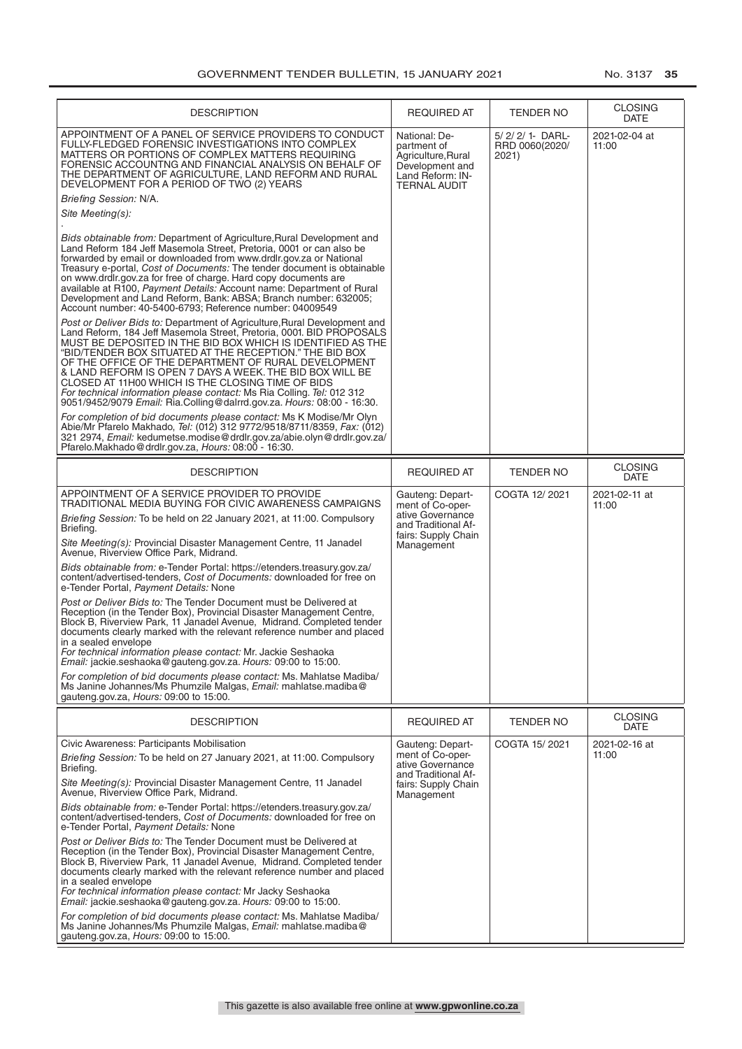| DESCRIPTION | REQUIRED AT | TENDER NO | CLOSING DATE |
|---|---|---|---|
| APPOINTMENT OF A PANEL OF SERVICE PROVIDERS TO CONDUCT FULLY-FLEDGED FORENSIC INVESTIGATIONS INTO COMPLEX MATTERS OR PORTIONS OF COMPLEX MATTERS REQUIRING FORENSIC ACCOUNTNG AND FINANCIAL ANALYSIS ON BEHALF OF THE DEPARTMENT OF AGRICULTURE, LAND REFORM AND RURAL DEVELOPMENT FOR A PERIOD OF TWO (2) YEARS<br>*Briefing Session:* N/A.<br>*Site Meeting(s):*<br>.<br>*Bids obtainable from:* Department of Agriculture,Rural Development and Land Reform 184 Jeff Masemola Street, Pretoria, 0001 or can also be forwarded by email or downloaded from www.drdlr.gov.za or National Treasury e-portal, *Cost of Documents:* The tender document is obtainable on www.drdlr.gov.za for free of charge. Hard copy documents are available at R100, *Payment Details:* Account name: Department of Rural Development and Land Reform, Bank: ABSA; Branch number: 632005; Account number: 40-5400-6793; Reference number: 04009549<br>*Post or Deliver Bids to:* Department of Agriculture,Rural Development and Land Reform, 184 Jeff Masemola Street, Pretoria, 0001. BID PROPOSALS MUST BE DEPOSITED IN THE BID BOX WHICH IS IDENTIFIED AS THE "BID/TENDER BOX SITUATED AT THE RECEPTION." THE BID BOX OF THE OFFICE OF THE DEPARTMENT OF RURAL DEVELOPMENT & LAND REFORM IS OPEN 7 DAYS A WEEK. THE BID BOX WILL BE CLOSED AT 11H00 WHICH IS THE CLOSING TIME OF BIDS<br>*For technical information please contact:* Ms Ria Colling. *Tel:* 012 312 9051/9452/9079 *Email:* Ria.Colling@dalrrd.gov.za. *Hours:* 08:00 - 16:30.<br>*For completion of bid documents please contact:* Ms K Modise/Mr Olyn Abie/Mr Pfarelo Makhado, *Tel:* (012) 312 9772/9518/8711/8359, *Fax:* (012) 321 2974, *Email:* kedumetse.modise@drdlr.gov.za/abie.olyn@drdlr.gov.za/Pfarelo.Makhado@drdlr.gov.za, *Hours:* 08:00 - 16:30. | National: Department of Agriculture,Rural Development and Land Reform: INTERNAL AUDIT | 5/ 2/ 2/ 1- DARLRRD 0060(2020/ 2021) | 2021-02-04 at 11:00 |

| DESCRIPTION | REQUIRED AT | TENDER NO | CLOSING DATE |
|---|---|---|---|
| APPOINTMENT OF A SERVICE PROVIDER TO PROVIDE TRADITIONAL MEDIA BUYING FOR CIVIC AWARENESS CAMPAIGNS<br>*Briefing Session:* To be held on 22 January 2021, at 11:00. Compulsory Briefing.<br>*Site Meeting(s):* Provincial Disaster Management Centre, 11 Janadel Avenue, Riverview Office Park, Midrand.<br>*Bids obtainable from:* e-Tender Portal: https://etenders.treasury.gov.za/content/advertised-tenders, *Cost of Documents:* downloaded for free on e-Tender Portal, *Payment Details:* None<br>*Post or Deliver Bids to:* The Tender Document must be Delivered at Reception (in the Tender Box), Provincial Disaster Management Centre, Block B, Riverview Park, 11 Janadel Avenue, Midrand. Completed tender documents clearly marked with the relevant reference number and placed in a sealed envelope<br>*For technical information please contact:* Mr. Jackie Seshaoka *Email:* jackie.seshaoka@gauteng.gov.za. *Hours:* 09:00 to 15:00.<br>*For completion of bid documents please contact:* Ms. Mahlatse Madiba/ Ms Janine Johannes/Ms Phumzile Malgas, *Email:* mahlatse.madiba@gauteng.gov.za, *Hours:* 09:00 to 15:00. | Gauteng: Department of Co-operative Governance and Traditional Affairs: Supply Chain Management | COGTA 12/ 2021 | 2021-02-11 at 11:00 |

| DESCRIPTION | REQUIRED AT | TENDER NO | CLOSING DATE |
|---|---|---|---|
| Civic Awareness: Participants Mobilisation<br>*Briefing Session:* To be held on 27 January 2021, at 11:00. Compulsory Briefing.<br>*Site Meeting(s):* Provincial Disaster Management Centre, 11 Janadel Avenue, Riverview Office Park, Midrand.<br>*Bids obtainable from:* e-Tender Portal: https://etenders.treasury.gov.za/content/advertised-tenders, *Cost of Documents:* downloaded for free on e-Tender Portal, *Payment Details:* None<br>*Post or Deliver Bids to:* The Tender Document must be Delivered at Reception (in the Tender Box), Provincial Disaster Management Centre, Block B, Riverview Park, 11 Janadel Avenue, Midrand. Completed tender documents clearly marked with the relevant reference number and placed in a sealed envelope<br>*For technical information please contact:* Mr Jacky Seshaoka *Email:* jackie.seshaoka@gauteng.gov.za. *Hours:* 09:00 to 15:00.<br>*For completion of bid documents please contact:* Ms. Mahlatse Madiba/ Ms Janine Johannes/Ms Phumzile Malgas, *Email:* mahlatse.madiba@gauteng.gov.za, *Hours:* 09:00 to 15:00. | Gauteng: Department of Co-operative Governance and Traditional Affairs: Supply Chain Management | COGTA 15/ 2021 | 2021-02-16 at 11:00 |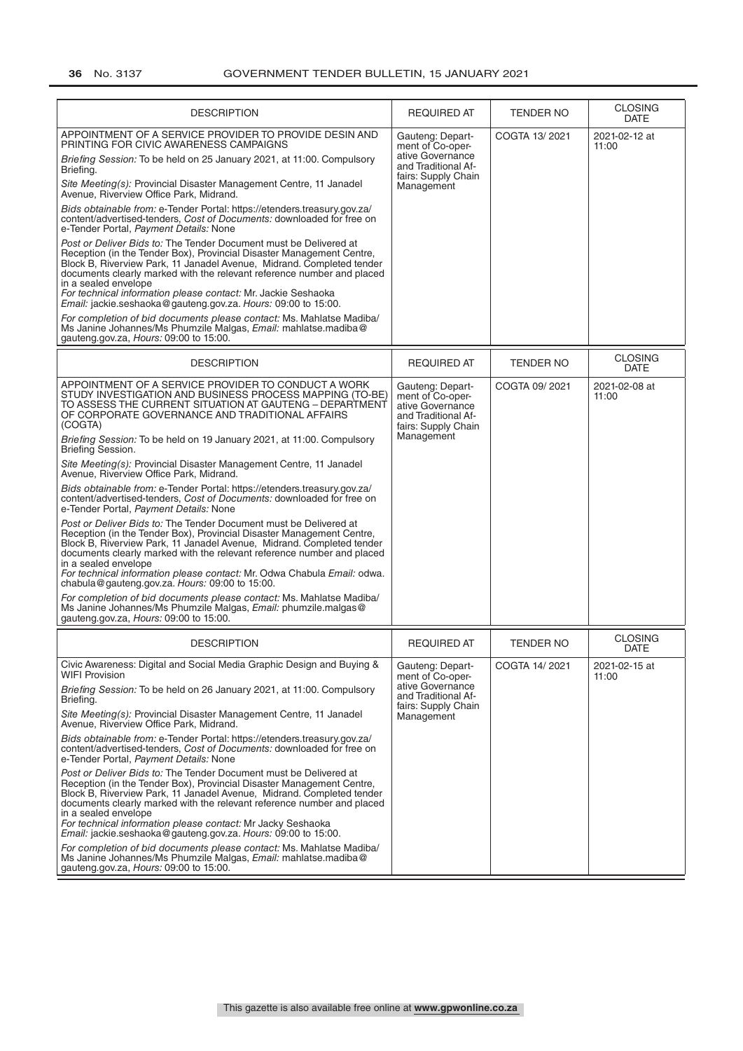| DESCRIPTION | REQUIRED AT | TENDER NO | CLOSING DATE |
|---|---|---|---|
| APPOINTMENT OF A SERVICE PROVIDER TO PROVIDE DESIN AND PRINTING FOR CIVIC AWARENESS CAMPAIGNS<br>*Briefing Session:* To be held on 25 January 2021, at 11:00. Compulsory Briefing.<br>*Site Meeting(s):* Provincial Disaster Management Centre, 11 Janadel Avenue, Riverview Office Park, Midrand.<br>*Bids obtainable from:* e-Tender Portal: https://etenders.treasury.gov.za/content/advertised-tenders, *Cost of Documents:* downloaded for free on e-Tender Portal, *Payment Details:* None<br>*Post or Deliver Bids to:* The Tender Document must be Delivered at Reception (in the Tender Box), Provincial Disaster Management Centre, Block B, Riverview Park, 11 Janadel Avenue, Midrand. Completed tender documents clearly marked with the relevant reference number and placed in a sealed envelope<br>*For technical information please contact:* Mr. Jackie Seshaoka *Email:* jackie.seshaoka@gauteng.gov.za. *Hours:* 09:00 to 15:00.<br>*For completion of bid documents please contact:* Ms. Mahlatse Madiba/ Ms Janine Johannes/Ms Phumzile Malgas, *Email:* mahlatse.madiba@gauteng.gov.za, *Hours:* 09:00 to 15:00. | Gauteng: Department of Co-operative Governance and Traditional Affairs: Supply Chain Management | COGTA 13/ 2021 | 2021-02-12 at 11:00 |

| DESCRIPTION | REQUIRED AT | TENDER NO | CLOSING DATE |
|---|---|---|---|
| APPOINTMENT OF A SERVICE PROVIDER TO CONDUCT A WORK STUDY INVESTIGATION AND BUSINESS PROCESS MAPPING (TO-BE) TO ASSESS THE CURRENT SITUATION AT GAUTENG – DEPARTMENT OF CORPORATE GOVERNANCE AND TRADITIONAL AFFAIRS (COGTA)<br>*Briefing Session:* To be held on 19 January 2021, at 11:00. Compulsory Briefing Session.<br>*Site Meeting(s):* Provincial Disaster Management Centre, 11 Janadel Avenue, Riverview Office Park, Midrand.<br>*Bids obtainable from:* e-Tender Portal: https://etenders.treasury.gov.za/content/advertised-tenders, *Cost of Documents:* downloaded for free on e-Tender Portal, *Payment Details:* None<br>*Post or Deliver Bids to:* The Tender Document must be Delivered at Reception (in the Tender Box), Provincial Disaster Management Centre, Block B, Riverview Park, 11 Janadel Avenue, Midrand. Completed tender documents clearly marked with the relevant reference number and placed in a sealed envelope<br>*For technical information please contact:* Mr. Odwa Chabula *Email:* odwa.chabula@gauteng.gov.za. *Hours:* 09:00 to 15:00.<br>*For completion of bid documents please contact:* Ms. Mahlatse Madiba/ Ms Janine Johannes/Ms Phumzile Malgas, *Email:* phumzile.malgas@gauteng.gov.za, *Hours:* 09:00 to 15:00. | Gauteng: Department of Co-operative Governance and Traditional Affairs: Supply Chain Management | COGTA 09/ 2021 | 2021-02-08 at 11:00 |

| DESCRIPTION | REQUIRED AT | TENDER NO | CLOSING DATE |
|---|---|---|---|
| Civic Awareness: Digital and Social Media Graphic Design and Buying & WIFI Provision<br>*Briefing Session:* To be held on 26 January 2021, at 11:00. Compulsory Briefing.<br>*Site Meeting(s):* Provincial Disaster Management Centre, 11 Janadel Avenue, Riverview Office Park, Midrand.<br>*Bids obtainable from:* e-Tender Portal: https://etenders.treasury.gov.za/content/advertised-tenders, *Cost of Documents:* downloaded for free on e-Tender Portal, *Payment Details:* None<br>*Post or Deliver Bids to:* The Tender Document must be Delivered at Reception (in the Tender Box), Provincial Disaster Management Centre, Block B, Riverview Park, 11 Janadel Avenue, Midrand. Completed tender documents clearly marked with the relevant reference number and placed in a sealed envelope<br>*For technical information please contact:* Mr Jacky Seshaoka *Email:* jackie.seshaoka@gauteng.gov.za. *Hours:* 09:00 to 15:00.<br>*For completion of bid documents please contact:* Ms. Mahlatse Madiba/ Ms Janine Johannes/Ms Phumzile Malgas, *Email:* mahlatse.madiba@gauteng.gov.za, *Hours:* 09:00 to 15:00. | Gauteng: Department of Co-operative Governance and Traditional Affairs: Supply Chain Management | COGTA 14/ 2021 | 2021-02-15 at 11:00 |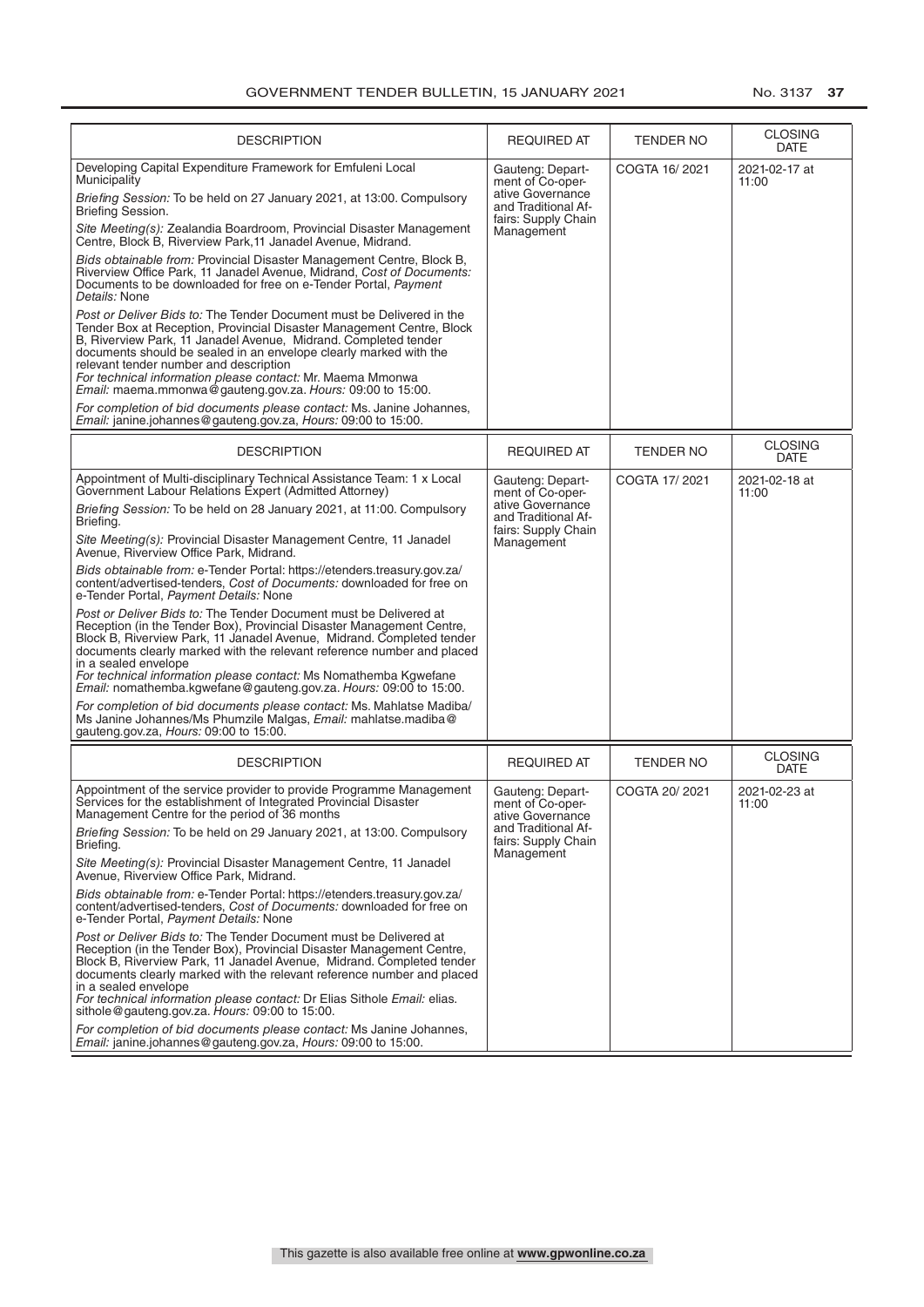| DESCRIPTION | REQUIRED AT | TENDER NO | CLOSING DATE |
|---|---|---|---|
| Developing Capital Expenditure Framework for Emfuleni Local Municipality<br>*Briefing Session:* To be held on 27 January 2021, at 13:00. Compulsory Briefing Session.<br>*Site Meeting(s):* Zealandia Boardroom, Provincial Disaster Management Centre, Block B, Riverview Park,11 Janadel Avenue, Midrand.<br>*Bids obtainable from:* Provincial Disaster Management Centre, Block B, Riverview Office Park, 11 Janadel Avenue, Midrand, *Cost of Documents:* Documents to be downloaded for free on e-Tender Portal, *Payment Details:* None<br>*Post or Deliver Bids to:* The Tender Document must be Delivered in the Tender Box at Reception, Provincial Disaster Management Centre, Block B, Riverview Park, 11 Janadel Avenue, Midrand. Completed tender documents should be sealed in an envelope clearly marked with the relevant tender number and description<br>*For technical information please contact:* Mr. Maema Mmonwa *Email:* maema.mmonwa@gauteng.gov.za. *Hours:* 09:00 to 15:00.<br>*For completion of bid documents please contact:* Ms. Janine Johannes, *Email:* janine.johannes@gauteng.gov.za, *Hours:* 09:00 to 15:00. | Gauteng: Department of Co-operative Governance and Traditional Affairs: Supply Chain Management | COGTA 16/ 2021 | 2021-02-17 at 11:00 |

| DESCRIPTION | REQUIRED AT | TENDER NO | CLOSING DATE |
|---|---|---|---|
| Appointment of Multi-disciplinary Technical Assistance Team: 1 x Local Government Labour Relations Expert (Admitted Attorney)<br>*Briefing Session:* To be held on 28 January 2021, at 11:00. Compulsory Briefing.<br>*Site Meeting(s):* Provincial Disaster Management Centre, 11 Janadel Avenue, Riverview Office Park, Midrand.<br>*Bids obtainable from:* e-Tender Portal: https://etenders.treasury.gov.za/content/advertised-tenders, *Cost of Documents:* downloaded for free on e-Tender Portal, *Payment Details:* None<br>*Post or Deliver Bids to:* The Tender Document must be Delivered at Reception (in the Tender Box), Provincial Disaster Management Centre, Block B, Riverview Park, 11 Janadel Avenue, Midrand. Completed tender documents clearly marked with the relevant reference number and placed in a sealed envelope<br>*For technical information please contact:* Ms Nomathemba Kgwefane *Email:* nomathemba.kgwefane@gauteng.gov.za. *Hours:* 09:00 to 15:00.<br>*For completion of bid documents please contact:* Ms. Mahlatse Madiba/ Ms Janine Johannes/Ms Phumzile Malgas, *Email:* mahlatse.madiba@gauteng.gov.za, *Hours:* 09:00 to 15:00. | Gauteng: Department of Co-operative Governance and Traditional Affairs: Supply Chain Management | COGTA 17/ 2021 | 2021-02-18 at 11:00 |

| DESCRIPTION | REQUIRED AT | TENDER NO | CLOSING DATE |
|---|---|---|---|
| Appointment of the service provider to provide Programme Management Services for the establishment of Integrated Provincial Disaster Management Centre for the period of 36 months<br>*Briefing Session:* To be held on 29 January 2021, at 13:00. Compulsory Briefing.<br>*Site Meeting(s):* Provincial Disaster Management Centre, 11 Janadel Avenue, Riverview Office Park, Midrand.<br>*Bids obtainable from:* e-Tender Portal: https://etenders.treasury.gov.za/content/advertised-tenders, *Cost of Documents:* downloaded for free on e-Tender Portal, *Payment Details:* None<br>*Post or Deliver Bids to:* The Tender Document must be Delivered at Reception (in the Tender Box), Provincial Disaster Management Centre, Block B, Riverview Park, 11 Janadel Avenue, Midrand. Completed tender documents clearly marked with the relevant reference number and placed in a sealed envelope<br>*For technical information please contact:* Dr Elias Sithole *Email:* elias.sithole@gauteng.gov.za. *Hours:* 09:00 to 15:00.<br>*For completion of bid documents please contact:* Ms Janine Johannes, *Email:* janine.johannes@gauteng.gov.za, *Hours:* 09:00 to 15:00. | Gauteng: Department of Co-operative Governance and Traditional Affairs: Supply Chain Management | COGTA 20/ 2021 | 2021-02-23 at 11:00 |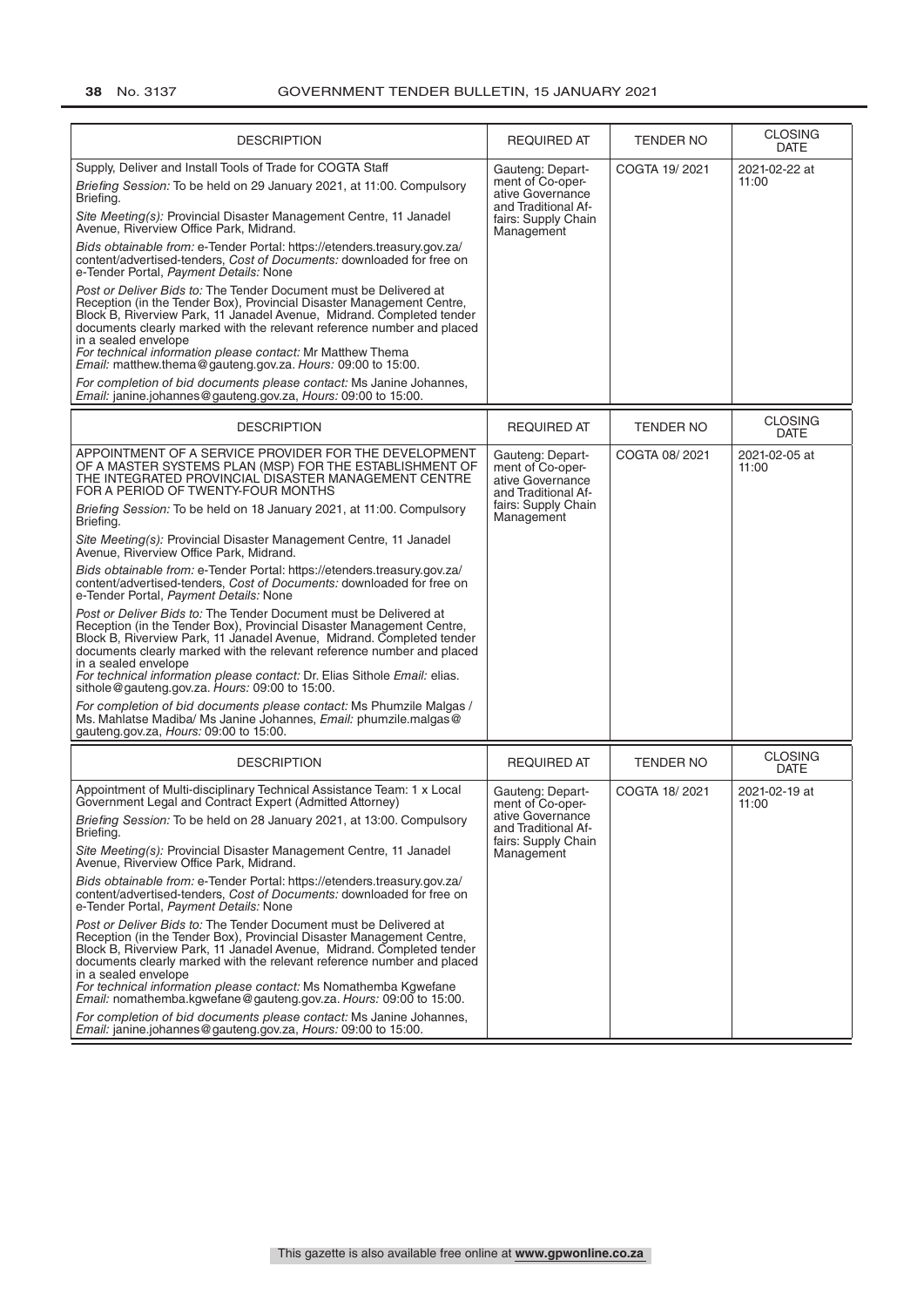| DESCRIPTION | REQUIRED AT | TENDER NO | CLOSING DATE |
|---|---|---|---|
| Supply, Deliver and Install Tools of Trade for COGTA Staff<br>*Briefing Session:* To be held on 29 January 2021, at 11:00. Compulsory Briefing.<br>*Site Meeting(s):* Provincial Disaster Management Centre, 11 Janadel Avenue, Riverview Office Park, Midrand.<br>*Bids obtainable from:* e-Tender Portal: https://etenders.treasury.gov.za/content/advertised-tenders, *Cost of Documents:* downloaded for free on e-Tender Portal, *Payment Details:* None<br>*Post or Deliver Bids to:* The Tender Document must be Delivered at Reception (in the Tender Box), Provincial Disaster Management Centre, Block B, Riverview Park, 11 Janadel Avenue, Midrand. Completed tender documents clearly marked with the relevant reference number and placed in a sealed envelope<br>*For technical information please contact:* Mr Matthew Thema *Email:* matthew.thema@gauteng.gov.za. *Hours:* 09:00 to 15:00.<br>*For completion of bid documents please contact:* Ms Janine Johannes, *Email:* janine.johannes@gauteng.gov.za, *Hours:* 09:00 to 15:00. | Gauteng: Department of Co-operative Governance and Traditional Affairs: Supply Chain Management | COGTA 19/ 2021 | 2021-02-22 at 11:00 |

| DESCRIPTION | REQUIRED AT | TENDER NO | CLOSING DATE |
|---|---|---|---|
| APPOINTMENT OF A SERVICE PROVIDER FOR THE DEVELOPMENT OF A MASTER SYSTEMS PLAN (MSP) FOR THE ESTABLISHMENT OF THE INTEGRATED PROVINCIAL DISASTER MANAGEMENT CENTRE FOR A PERIOD OF TWENTY-FOUR MONTHS<br>*Briefing Session:* To be held on 18 January 2021, at 11:00. Compulsory Briefing.<br>*Site Meeting(s):* Provincial Disaster Management Centre, 11 Janadel Avenue, Riverview Office Park, Midrand.<br>*Bids obtainable from:* e-Tender Portal: https://etenders.treasury.gov.za/content/advertised-tenders, *Cost of Documents:* downloaded for free on e-Tender Portal, *Payment Details:* None<br>*Post or Deliver Bids to:* The Tender Document must be Delivered at Reception (in the Tender Box), Provincial Disaster Management Centre, Block B, Riverview Park, 11 Janadel Avenue, Midrand. Completed tender documents clearly marked with the relevant reference number and placed in a sealed envelope<br>*For technical information please contact:* Dr. Elias Sithole *Email:* elias.sithole@gauteng.gov.za. *Hours:* 09:00 to 15:00.<br>*For completion of bid documents please contact:* Ms Phumzile Malgas / Ms. Mahlatse Madiba/ Ms Janine Johannes, *Email:* phumzile.malgas@gauteng.gov.za, *Hours:* 09:00 to 15:00. | Gauteng: Department of Co-operative Governance and Traditional Affairs: Supply Chain Management | COGTA 08/ 2021 | 2021-02-05 at 11:00 |

| DESCRIPTION | REQUIRED AT | TENDER NO | CLOSING DATE |
|---|---|---|---|
| Appointment of Multi-disciplinary Technical Assistance Team: 1 x Local Government Legal and Contract Expert (Admitted Attorney)<br>*Briefing Session:* To be held on 28 January 2021, at 13:00. Compulsory Briefing.<br>*Site Meeting(s):* Provincial Disaster Management Centre, 11 Janadel Avenue, Riverview Office Park, Midrand.<br>*Bids obtainable from:* e-Tender Portal: https://etenders.treasury.gov.za/content/advertised-tenders, *Cost of Documents:* downloaded for free on e-Tender Portal, *Payment Details:* None<br>*Post or Deliver Bids to:* The Tender Document must be Delivered at Reception (in the Tender Box), Provincial Disaster Management Centre, Block B, Riverview Park, 11 Janadel Avenue, Midrand. Completed tender documents clearly marked with the relevant reference number and placed in a sealed envelope<br>*For technical information please contact:* Ms Nomathemba Kgwefane *Email:* nomathemba.kgwefane@gauteng.gov.za. *Hours:* 09:00 to 15:00.<br>*For completion of bid documents please contact:* Ms Janine Johannes, *Email:* janine.johannes@gauteng.gov.za, *Hours:* 09:00 to 15:00. | Gauteng: Department of Co-operative Governance and Traditional Affairs: Supply Chain Management | COGTA 18/ 2021 | 2021-02-19 at 11:00 |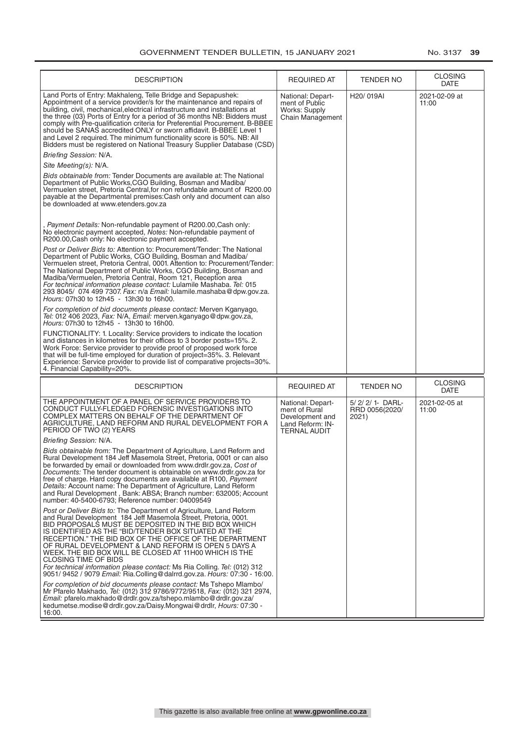| DESCRIPTION | REQUIRED AT | TENDER NO | CLOSING DATE |
|---|---|---|---|
| Land Ports of Entry: Makhaleng, Telle Bridge and Sepapushek: Appointment of a service provider/s for the maintenance and repairs of building, civil, mechanical,electrical infrastructure and installations at the three (03) Ports of Entry for a period of 36 months NB: Bidders must comply with Pre-qualification criteria for Preferential Procurement. B-BBEE should be SANAS accredited ONLY or sworn affidavit. B-BBEE Level 1 and Level 2 required. The minimum functionality score is 50%. NB: All Bidders must be registered on National Treasury Supplier Database (CSD)<br>*Briefing Session:* N/A.<br>*Site Meeting(s):* N/A.<br>*Bids obtainable from:* Tender Documents are available at: The National Department of Public Works,CGO Building, Bosman and Madiba/ Vermuelen street, Pretoria Central,for non refundable amount of R200.00 payable at the Departmental premises:Cash only and document can also be downloaded at www.etenders.gov.za<br>, *Payment Details:* Non-refundable payment of R200.00,Cash only: No electronic payment accepted, *Notes:* Non-refundable payment of R200.00,Cash only: No electronic payment accepted.<br>*Post or Deliver Bids to:* Attention to: Procurement/Tender: The National Department of Public Works, CGO Building, Bosman and Madiba/ Vermuelen street, Pretoria Central, 0001. Attention to: Procurement/Tender: The National Department of Public Works, CGO Building, Bosman and Madiba/Vermuelen, Pretoria Central, Room 121, Reception area<br>*For technical information please contact:* Lulamile Mashaba. *Tel:* 015 293 8045/ 074 499 7307. *Fax:* n/a *Email:* lulamile.mashaba@dpw.gov.za. *Hours:* 07h30 to 12h45 - 13h30 to 16h00.<br>*For completion of bid documents please contact:* Merven Kganyago, *Tel:* 012 406 2023, *Fax:* N/A, *Email:* merven.kganyago@dpw.gov.za, *Hours:* 07h30 to 12h45 - 13h30 to 16h00.<br>FUNCTIONALITY: 1. Locality: Service providers to indicate the location and distances in kilometres for their offices to 3 border posts=15%. 2. Work Force: Service provider to provide proof of proposed work force that will be full-time employed for duration of project=35%. 3. Relevant Experience: Service provider to provide list of comparative projects=30%. 4. Financial Capability=20%. | National: Department of Public Works: Supply Chain Management | H20/ 019AI | 2021-02-09 at 11:00 |

| DESCRIPTION | REQUIRED AT | TENDER NO | CLOSING DATE |
|---|---|---|---|
| THE APPOINTMENT OF A PANEL OF SERVICE PROVIDERS TO CONDUCT FULLY-FLEDGED FORENSIC INVESTIGATIONS INTO COMPLEX MATTERS ON BEHALF OF THE DEPARTMENT OF AGRICULTURE, LAND REFORM AND RURAL DEVELOPMENT FOR A PERIOD OF TWO (2) YEARS<br>*Briefing Session:* N/A.<br>*Bids obtainable from:* The Department of Agriculture, Land Reform and Rural Development 184 Jeff Masemola Street, Pretoria, 0001 or can also be forwarded by email or downloaded from www.drdlr.gov.za, *Cost of Documents:* The tender document is obtainable on www.drdlr.gov.za for free of charge. Hard copy documents are available at R100, *Payment Details:* Account name: The Department of Agriculture, Land Reform and Rural Development , Bank: ABSA; Branch number: 632005; Account number: 40-5400-6793; Reference number: 04009549<br>*Post or Deliver Bids to:* The Department of Agriculture, Land Reform and Rural Development 184 Jeff Masemola Street, Pretoria, 0001. BID PROPOSALS MUST BE DEPOSITED IN THE BID BOX WHICH IS IDENTIFIED AS THE "BID/TENDER BOX SITUATED AT THE RECEPTION." THE BID BOX OF THE OFFICE OF THE DEPARTMENT OF RURAL DEVELOPMENT & LAND REFORM IS OPEN 5 DAYS A WEEK. THE BID BOX WILL BE CLOSED AT 11H00 WHICH IS THE CLOSING TIME OF BIDS<br>*For technical information please contact:* Ms Ria Colling. *Tel:* (012) 312 9051/ 9452 / 9079 *Email:* Ria.Colling@dalrrd.gov.za. *Hours:* 07:30 - 16:00.<br>*For completion of bid documents please contact:* Ms Tshepo Mlambo/ Mr Pfarelo Makhado, *Tel:* (012) 312 9786/9772/9518, *Fax:* (012) 321 2974, *Email:* pfarelo.makhado@drdlr.gov.za/tshepo.mlambo@drdlr.gov.za/ kedumetse.modise@drdlr.gov.za/Daisy.Mongwai@drdlr, *Hours:* 07:30 - 16:00. | National: Department of Rural Development and Land Reform: INTERNAL AUDIT | 5/ 2/ 2/ 1- DARL-RRD 0056(2020/ 2021) | 2021-02-05 at 11:00 |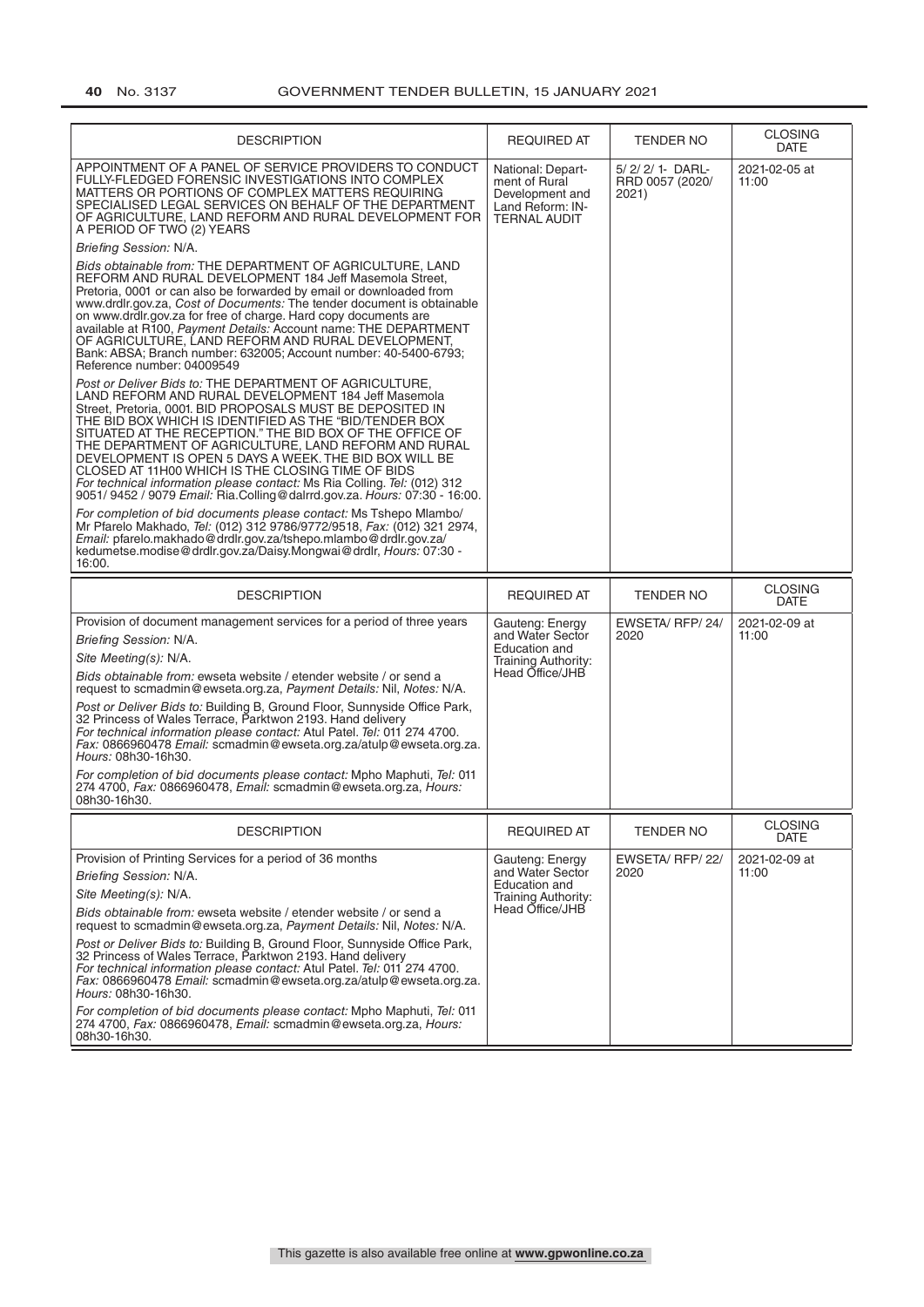| DESCRIPTION | REQUIRED AT | TENDER NO | CLOSING DATE |
|---|---|---|---|
| APPOINTMENT OF A PANEL OF SERVICE PROVIDERS TO CONDUCT FULLY-FLEDGED FORENSIC INVESTIGATIONS INTO COMPLEX MATTERS OR PORTIONS OF COMPLEX MATTERS REQUIRING SPECIALISED LEGAL SERVICES ON BEHALF OF THE DEPARTMENT OF AGRICULTURE, LAND REFORM AND RURAL DEVELOPMENT FOR A PERIOD OF TWO (2) YEARS<br><br>*Briefing Session:* N/A.<br><br>*Bids obtainable from:* THE DEPARTMENT OF AGRICULTURE, LAND REFORM AND RURAL DEVELOPMENT 184 Jeff Masemola Street, Pretoria, 0001 or can also be forwarded by email or downloaded from www.drdlr.gov.za, *Cost of Documents:* The tender document is obtainable on www.drdlr.gov.za for free of charge. Hard copy documents are available at R100, *Payment Details:* Account name: THE DEPARTMENT OF AGRICULTURE, LAND REFORM AND RURAL DEVELOPMENT, Bank: ABSA; Branch number: 632005; Account number: 40-5400-6793; Reference number: 04009549<br><br>*Post or Deliver Bids to:* THE DEPARTMENT OF AGRICULTURE, LAND REFORM AND RURAL DEVELOPMENT 184 Jeff Masemola Street, Pretoria, 0001. BID PROPOSALS MUST BE DEPOSITED IN THE BID BOX WHICH IS IDENTIFIED AS THE "BID/TENDER BOX SITUATED AT THE RECEPTION." THE BID BOX OF THE OFFICE OF THE DEPARTMENT OF AGRICULTURE, LAND REFORM AND RURAL DEVELOPMENT IS OPEN 5 DAYS A WEEK. THE BID BOX WILL BE CLOSED AT 11H00 WHICH IS THE CLOSING TIME OF BIDS<br>*For technical information please contact:* Ms Ria Colling. *Tel:* (012) 312 9051/ 9452 / 9079 *Email:* Ria.Colling@dalrrd.gov.za. *Hours:* 07:30 - 16:00.<br><br>*For completion of bid documents please contact:* Ms Tshepo Mlambo/ Mr Pfarelo Makhado, *Tel:* (012) 312 9786/9772/9518, *Fax:* (012) 321 2974, *Email:* pfarelo.makhado@drdlr.gov.za/tshepo.mlambo@drdlr.gov.za/ kedumetse.modise@drdlr.gov.za/Daisy.Mongwai@drdlr, *Hours:* 07:30 - 16:00. | National: Department of Rural Development and Land Reform: INTERNAL AUDIT | 5/ 2/ 2/ 1- DARL-RRD 0057 (2020/ 2021) | 2021-02-05 at 11:00 |

| DESCRIPTION | REQUIRED AT | TENDER NO | CLOSING DATE |
|---|---|---|---|
| Provision of document management services for a period of three years<br><br>*Briefing Session:* N/A.<br><br>*Site Meeting(s):* N/A.<br><br>*Bids obtainable from:* ewseta website / etender website / or send a request to scmadmin@ewseta.org.za, *Payment Details:* Nil, *Notes:* N/A.<br><br>*Post or Deliver Bids to:* Building B, Ground Floor, Sunnyside Office Park, 32 Princess of Wales Terrace, Parktwon 2193. Hand delivery<br>*For technical information please contact:* Atul Patel. *Tel:* 011 274 4700. *Fax:* 0866960478 *Email:* scmadmin@ewseta.org.za/atulp@ewseta.org.za. *Hours:* 08h30-16h30.<br><br>*For completion of bid documents please contact:* Mpho Maphuti, *Tel:* 011 274 4700, *Fax:* 0866960478, *Email:* scmadmin@ewseta.org.za, *Hours:* 08h30-16h30. | Gauteng: Energy and Water Sector Education and Training Authority: Head Office/JHB | EWSETA/ RFP/ 24/ 2020 | 2021-02-09 at 11:00 |

| DESCRIPTION | REQUIRED AT | TENDER NO | CLOSING DATE |
|---|---|---|---|
| Provision of Printing Services for a period of 36 months<br><br>*Briefing Session:* N/A.<br><br>*Site Meeting(s):* N/A.<br><br>*Bids obtainable from:* ewseta website / etender website / or send a request to scmadmin@ewseta.org.za, *Payment Details:* Nil, *Notes:* N/A.<br><br>*Post or Deliver Bids to:* Building B, Ground Floor, Sunnyside Office Park, 32 Princess of Wales Terrace, Parktwon 2193. Hand delivery<br>*For technical information please contact:* Atul Patel. *Tel:* 011 274 4700. *Fax:* 0866960478 *Email:* scmadmin@ewseta.org.za/atulp@ewseta.org.za. *Hours:* 08h30-16h30.<br><br>*For completion of bid documents please contact:* Mpho Maphuti, *Tel:* 011 274 4700, *Fax:* 0866960478, *Email:* scmadmin@ewseta.org.za, *Hours:* 08h30-16h30. | Gauteng: Energy and Water Sector Education and Training Authority: Head Office/JHB | EWSETA/ RFP/ 22/ 2020 | 2021-02-09 at 11:00 |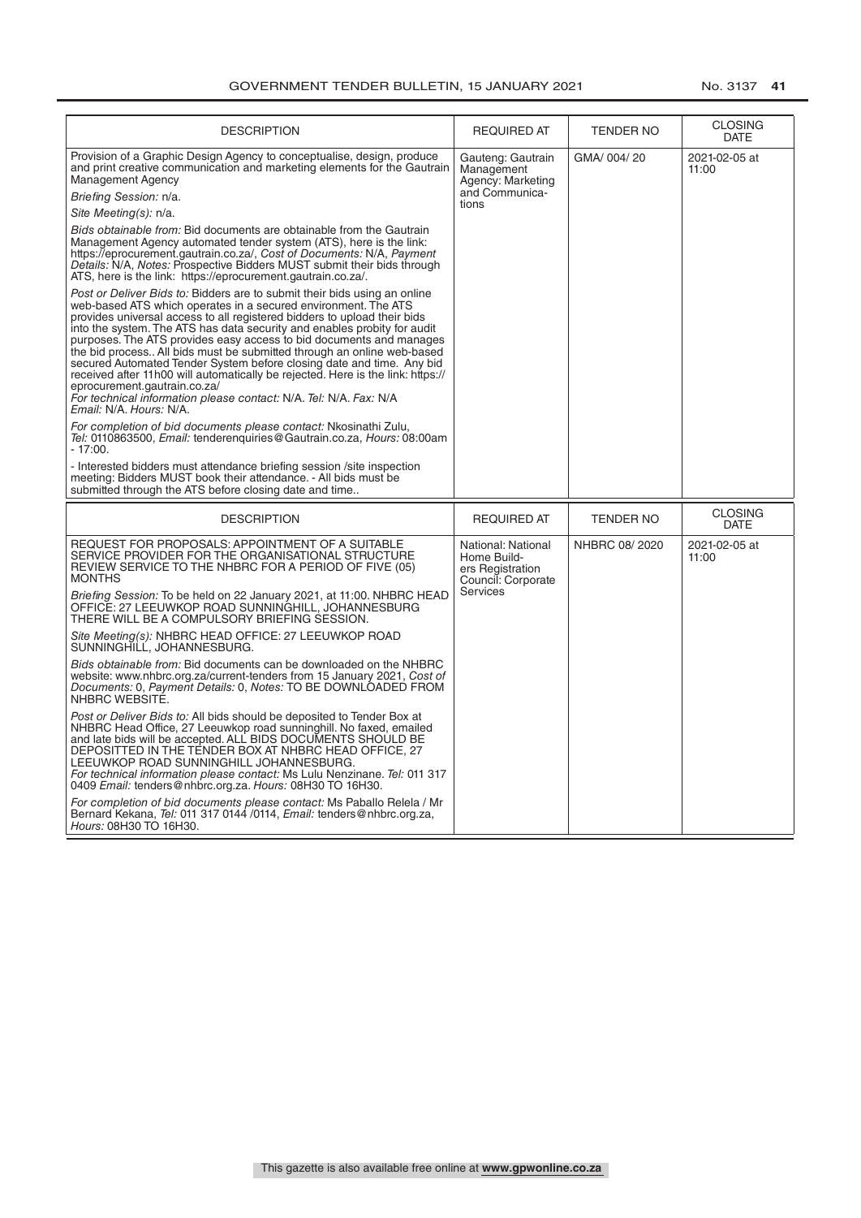| DESCRIPTION | REQUIRED AT | TENDER NO | CLOSING DATE |
|---|---|---|---|
| Provision of a Graphic Design Agency to conceptualise, design, produce and print creative communication and marketing elements for the Gautrain Management Agency<br>*Briefing Session:* n/a.<br>*Site Meeting(s):* n/a.<br>*Bids obtainable from:* Bid documents are obtainable from the Gautrain Management Agency automated tender system (ATS), here is the link: https://eprocurement.gautrain.co.za/, *Cost of Documents:* N/A, *Payment Details:* N/A, *Notes:* Prospective Bidders MUST submit their bids through ATS, here is the link: https://eprocurement.gautrain.co.za/.<br>*Post or Deliver Bids to:* Bidders are to submit their bids using an online web-based ATS which operates in a secured environment. The ATS provides universal access to all registered bidders to upload their bids into the system. The ATS has data security and enables probity for audit purposes. The ATS provides easy access to bid documents and manages the bid process.. All bids must be submitted through an online web-based secured Automated Tender System before closing date and time. Any bid received after 11h00 will automatically be rejected. Here is the link: https://eprocurement.gautrain.co.za/<br>*For technical information please contact:* N/A. *Tel:* N/A. *Fax:* N/A *Email:* N/A. *Hours:* N/A.<br>*For completion of bid documents please contact:* Nkosinathi Zulu, *Tel:* 0110863500, *Email:* tenderenquiries@Gautrain.co.za, *Hours:* 08:00am - 17:00.<br>- Interested bidders must attendance briefing session /site inspection meeting: Bidders MUST book their attendance. - All bids must be submitted through the ATS before closing date and time.. | Gauteng: Gautrain Management Agency: Marketing and Communications | GMA/ 004/ 20 | 2021-02-05 at 11:00 |

| DESCRIPTION | REQUIRED AT | TENDER NO | CLOSING DATE |
|---|---|---|---|
| REQUEST FOR PROPOSALS: APPOINTMENT OF A SUITABLE SERVICE PROVIDER FOR THE ORGANISATIONAL STRUCTURE REVIEW SERVICE TO THE NHBRC FOR A PERIOD OF FIVE (05) MONTHS<br>*Briefing Session:* To be held on 22 January 2021, at 11:00. NHBRC HEAD OFFICE: 27 LEEUWKOP ROAD SUNNINGHILL, JOHANNESBURG THERE WILL BE A COMPULSORY BRIEFING SESSION.<br>*Site Meeting(s):* NHBRC HEAD OFFICE: 27 LEEUWKOP ROAD SUNNINGHILL, JOHANNESBURG.<br>*Bids obtainable from:* Bid documents can be downloaded on the NHBRC website: www.nhbrc.org.za/current-tenders from 15 January 2021, *Cost of Documents:* 0, *Payment Details:* 0, *Notes:* TO BE DOWNLOADED FROM NHBRC WEBSITE.<br>*Post or Deliver Bids to:* All bids should be deposited to Tender Box at NHBRC Head Office, 27 Leeuwkop road sunninghill. No faxed, emailed and late bids will be accepted. ALL BIDS DOCUMENTS SHOULD BE DEPOSITTED IN THE TENDER BOX AT NHBRC HEAD OFFICE, 27 LEEUWKOP ROAD SUNNINGHILL JOHANNESBURG.<br>*For technical information please contact:* Ms Lulu Nenzinane. *Tel:* 011 317 0409 *Email:* tenders@nhbrc.org.za. *Hours:* 08H30 TO 16H30.<br>*For completion of bid documents please contact:* Ms Paballo Relela / Mr Bernard Kekana, *Tel:* 011 317 0144 /0114, *Email:* tenders@nhbrc.org.za, *Hours:* 08H30 TO 16H30. | National: National Home Builders Registration Council: Corporate Services | NHBRC 08/ 2020 | 2021-02-05 at 11:00 |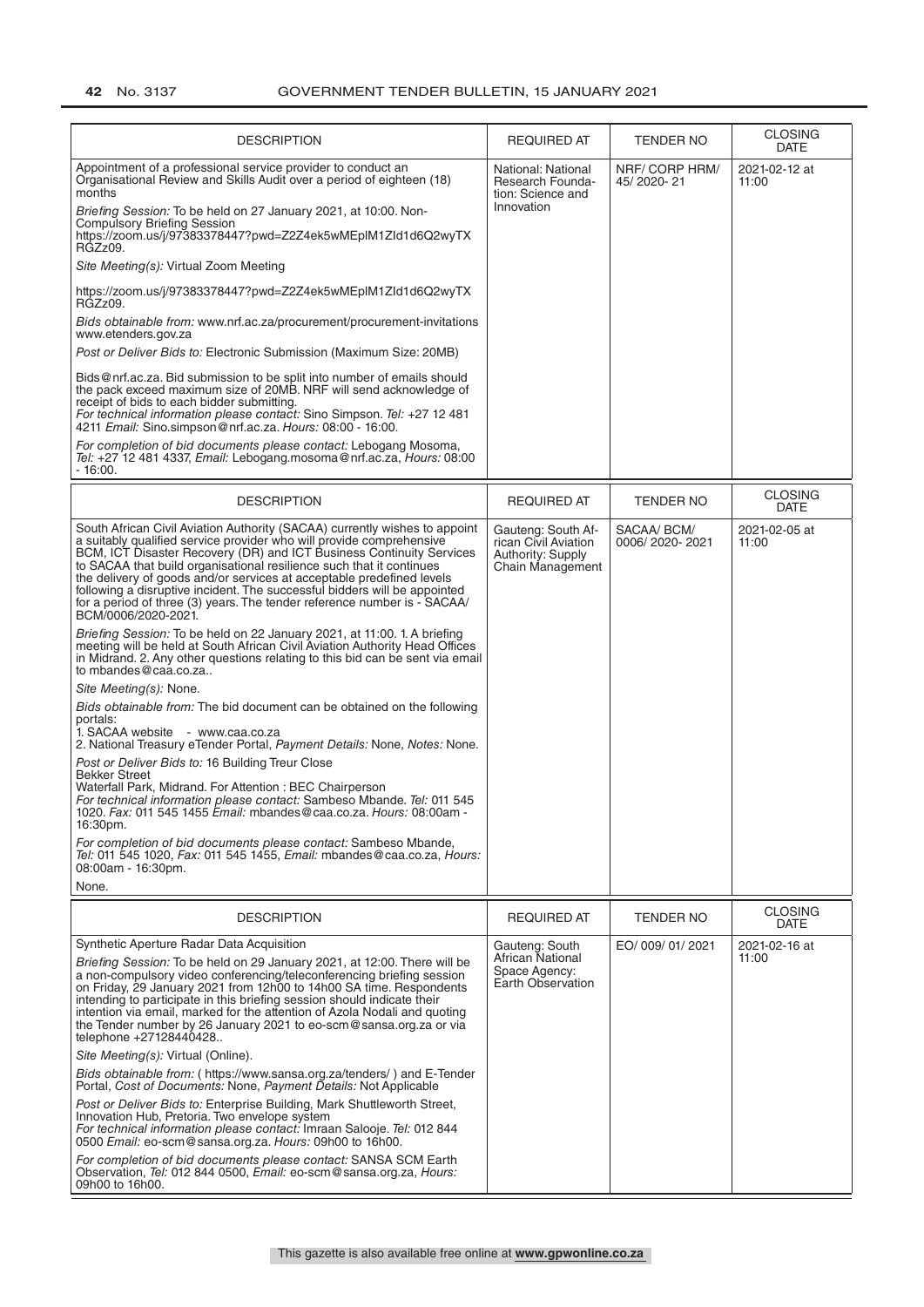| DESCRIPTION | REQUIRED AT | TENDER NO | CLOSING DATE |
| --- | --- | --- | --- |
| Appointment of a professional service provider to conduct an Organisational Review and Skills Audit over a period of eighteen (18) months<br><br>*Briefing Session:* To be held on 27 January 2021, at 10:00. Non-Compulsory Briefing Session https://zoom.us/j/97383378447?pwd=Z2Z4ek5wMEplM1Zld1d6Q2wyTXRGZz09.<br><br>*Site Meeting(s):* Virtual Zoom Meeting<br><br>https://zoom.us/j/97383378447?pwd=Z2Z4ek5wMEplM1Zld1d6Q2wyTXRGZz09.<br><br>*Bids obtainable from:* www.nrf.ac.za/procurement/procurement-invitations www.etenders.gov.za<br><br>*Post or Deliver Bids to:* Electronic Submission (Maximum Size: 20MB)<br><br>Bids@nrf.ac.za. Bid submission to be split into number of emails should the pack exceed maximum size of 20MB. NRF will send acknowledge of receipt of bids to each bidder submitting.<br>*For technical information please contact:* Sino Simpson. *Tel:* +27 12 481 4211 *Email:* Sino.simpson@nrf.ac.za. *Hours:* 08:00 - 16:00.<br><br>*For completion of bid documents please contact:* Lebogang Mosoma, *Tel:* +27 12 481 4337, *Email:* Lebogang.mosoma@nrf.ac.za, *Hours:* 08:00 - 16:00. | National: National Research Foundation: Science and Innovation | NRF/ CORP HRM/ 45/ 2020- 21 | 2021-02-12 at 11:00 |

| DESCRIPTION | REQUIRED AT | TENDER NO | CLOSING DATE |
| --- | --- | --- | --- |
| South African Civil Aviation Authority (SACAA) currently wishes to appoint a suitably qualified service provider who will provide comprehensive BCM, ICT Disaster Recovery (DR) and ICT Business Continuity Services to SACAA that build organisational resilience such that it continues the delivery of goods and/or services at acceptable predefined levels following a disruptive incident. The successful bidders will be appointed for a period of three (3) years. The tender reference number is - SACAA/ BCM/0006/2020-2021.<br><br>*Briefing Session:* To be held on 22 January 2021, at 11:00. 1. A briefing meeting will be held at South African Civil Aviation Authority Head Offices in Midrand. 2. Any other questions relating to this bid can be sent via email to mbandes@caa.co.za..<br><br>*Site Meeting(s):* None.<br><br>*Bids obtainable from:* The bid document can be obtained on the following portals:<br>1. SACAA website - www.caa.co.za<br>2. National Treasury eTender Portal, *Payment Details:* None, *Notes:* None.<br><br>*Post or Deliver Bids to:* 16 Building Treur Close Bekker Street Waterfall Park, Midrand. For Attention : BEC Chairperson<br>*For technical information please contact:* Sambeso Mbande. *Tel:* 011 545 1020. *Fax:* 011 545 1455 *Email:* mbandes@caa.co.za. *Hours:* 08:00am - 16:30pm.<br><br>*For completion of bid documents please contact:* Sambeso Mbande, *Tel:* 011 545 1020, *Fax:* 011 545 1455, *Email:* mbandes@caa.co.za, *Hours:* 08:00am - 16:30pm.<br><br>None. | Gauteng: South African Civil Aviation Authority: Supply Chain Management | SACAA/ BCM/ 0006/ 2020- 2021 | 2021-02-05 at 11:00 |

| DESCRIPTION | REQUIRED AT | TENDER NO | CLOSING DATE |
| --- | --- | --- | --- |
| Synthetic Aperture Radar Data Acquisition<br><br>*Briefing Session:* To be held on 29 January 2021, at 12:00. There will be a non-compulsory video conferencing/teleconferencing briefing session on Friday, 29 January 2021 from 12h00 to 14h00 SA time. Respondents intending to participate in this briefing session should indicate their intention via email, marked for the attention of Azola Nodali and quoting the Tender number by 26 January 2021 to eo-scm@sansa.org.za or via telephone +27128440428..<br><br>*Site Meeting(s):* Virtual (Online).<br><br>*Bids obtainable from:* ( https://www.sansa.org.za/tenders/ ) and E-Tender Portal, *Cost of Documents:* None, *Payment Details:* Not Applicable<br><br>*Post or Deliver Bids to:* Enterprise Building, Mark Shuttleworth Street, Innovation Hub, Pretoria. Two envelope system<br>*For technical information please contact:* Imraan Salooje. *Tel:* 012 844 0500 *Email:* eo-scm@sansa.org.za. *Hours:* 09h00 to 16h00.<br><br>*For completion of bid documents please contact:* SANSA SCM Earth Observation, *Tel:* 012 844 0500, *Email:* eo-scm@sansa.org.za, *Hours:* 09h00 to 16h00. | Gauteng: South African National Space Agency: Earth Observation | EO/ 009/ 01/ 2021 | 2021-02-16 at 11:00 |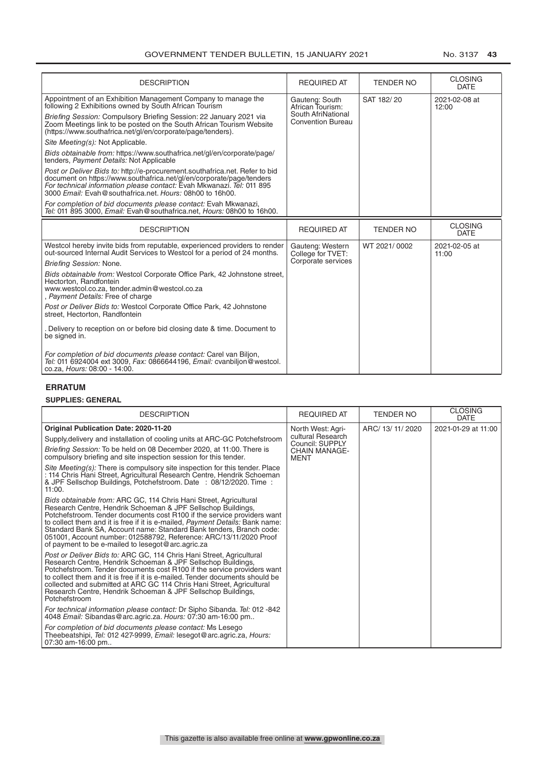| DESCRIPTION | REQUIRED AT | TENDER NO | CLOSING DATE |
|---|---|---|---|
| Appointment of an Exhibition Management Company to manage the following 2 Exhibitions owned by South African Tourism<br>*Briefing Session:* Compulsory Briefing Session: 22 January 2021 via Zoom Meetings link to be posted on the South African Tourism Website (https://www.southafrica.net/gl/en/corporate/page/tenders).<br>*Site Meeting(s):* Not Applicable.<br>*Bids obtainable from:* https://www.southafrica.net/gl/en/corporate/page/tenders, *Payment Details:* Not Applicable<br>*Post or Deliver Bids to:* http://e-procurement.southafrica.net. Refer to bid document on https://www.southafrica.net/gl/en/corporate/page/tenders *For technical information please contact:* Evah Mkwanazi. *Tel:* 011 895 3000 *Email:* Evah@southafrica.net. *Hours:* 08h00 to 16h00.<br>*For completion of bid documents please contact:* Evah Mkwanazi, *Tel:* 011 895 3000, *Email:* Evah@southafrica.net, *Hours:* 08h00 to 16h00. | Gauteng: South African Tourism: South AfriNational Convention Bureau | SAT 182/ 20 | 2021-02-08 at 12:00 |

| DESCRIPTION | REQUIRED AT | TENDER NO | CLOSING DATE |
|---|---|---|---|
| Westcol hereby invite bids from reputable, experienced providers to render out-sourced Internal Audit Services to Westcol for a period of 24 months.<br>*Briefing Session:* None.<br>*Bids obtainable from:* Westcol Corporate Office Park, 42 Johnstone street, Hectorton, Randfontein www.westcol.co.za, tender.admin@westcol.co.za , *Payment Details:* Free of charge<br>*Post or Deliver Bids to:* Westcol Corporate Office Park, 42 Johnstone street, Hectorton, Randfontein<br>. Delivery to reception on or before bid closing date & time. Document to be signed in.<br>*For completion of bid documents please contact:* Carel van Biljon, *Tel:* 011 6924004 ext 3009, *Fax:* 0866644196, *Email:* cvanbiljon@westcol.co.za, *Hours:* 08:00 - 14:00. | Gauteng: Western College for TVET: Corporate services | WT 2021/ 0002 | 2021-02-05 at 11:00 |

## ERRATUM

### SUPPLIES: GENERAL

| DESCRIPTION | REQUIRED AT | TENDER NO | CLOSING DATE |
|---|---|---|---|
| **Original Publication Date: 2020-11-20**<br>Supply,delivery and installation of cooling units at ARC-GC Potchefstroom<br>*Briefing Session:* To be held on 08 December 2020, at 11:00. There is compulsory briefing and site inspection session for this tender.<br>*Site Meeting(s):* There is compulsory site inspection for this tender. Place : 114 Chris Hani Street, Agricultural Research Centre, Hendrik Schoeman & JPF Sellschop Buildings, Potchefstroom. Date : 08/12/2020. Time : 11:00.<br>*Bids obtainable from:* ARC GC, 114 Chris Hani Street, Agricultural Research Centre, Hendrik Schoeman & JPF Sellschop Buildings, Potchefstroom. Tender documents cost R100 if the service providers want to collect them and it is free if it is e-mailed, *Payment Details:* Bank name: Standard Bank SA, Account name: Standard Bank tenders, Branch code: 051001, Account number: 012588792, Reference: ARC/13/11/2020 Proof of payment to be e-mailed to lesegot@arc.agric.za<br>*Post or Deliver Bids to:* ARC GC, 114 Chris Hani Street, Agricultural Research Centre, Hendrik Schoeman & JPF Sellschop Buildings, Potchefstroom. Tender documents cost R100 if the service providers want to collect them and it is free if it is e-mailed. Tender documents should be collected and submitted at ARC GC 114 Chris Hani Street, Agricultural Research Centre, Hendrik Schoeman & JPF Sellschop Buildings, Potchefstroom<br>*For technical information please contact:* Dr Sipho Sibanda. *Tel:* 012 -842 4048 *Email:* Sibandas@arc.agric.za. *Hours:* 07:30 am-16:00 pm..<br>*For completion of bid documents please contact:* Ms Lesego Theebeatshipi, *Tel:* 012 427-9999, *Email:* lesegot@arc.agric.za, *Hours:* 07:30 am-16:00 pm.. | North West: Agricultural Research Council: SUPPLY CHAIN MANAGEMENT | ARC/ 13/ 11/ 2020 | 2021-01-29 at 11:00 |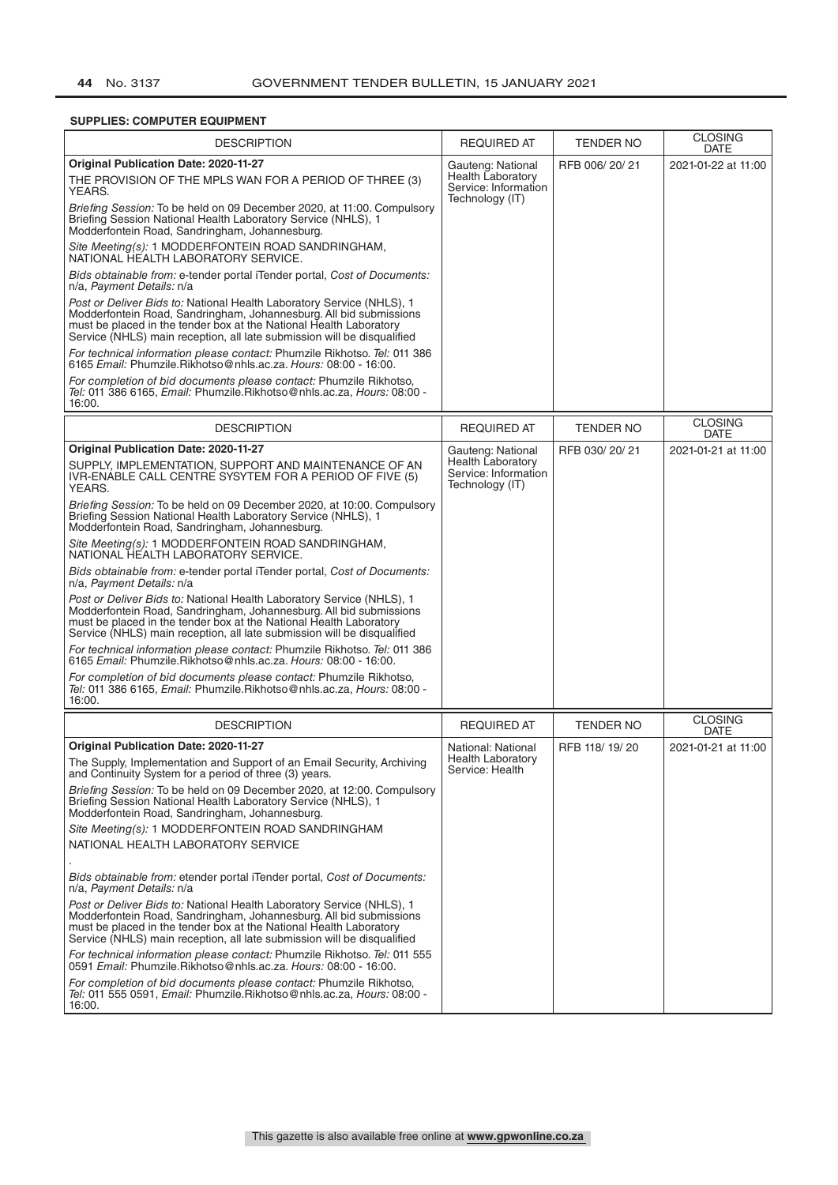**SUPPLIES: COMPUTER EQUIPMENT**

| DESCRIPTION | REQUIRED AT | TENDER NO | CLOSING DATE |
|---|---|---|---|
| **Original Publication Date: 2020-11-27**<br>THE PROVISION OF THE MPLS WAN FOR A PERIOD OF THREE (3) YEARS.<br>*Briefing Session:* To be held on 09 December 2020, at 11:00. Compulsory Briefing Session National Health Laboratory Service (NHLS), 1 Modderfontein Road, Sandringham, Johannesburg.<br>*Site Meeting(s):* 1 MODDERFONTEIN ROAD SANDRINGHAM, NATIONAL HEALTH LABORATORY SERVICE.<br>*Bids obtainable from:* e-tender portal iTender portal, *Cost of Documents:* n/a, *Payment Details:* n/a<br>*Post or Deliver Bids to:* National Health Laboratory Service (NHLS), 1 Modderfontein Road, Sandringham, Johannesburg. All bid submissions must be placed in the tender box at the National Health Laboratory Service (NHLS) main reception, all late submission will be disqualified<br>*For technical information please contact:* Phumzile Rikhotso. *Tel:* 011 386 6165 *Email:* Phumzile.Rikhotso@nhls.ac.za. *Hours:* 08:00 - 16:00.<br>*For completion of bid documents please contact:* Phumzile Rikhotso, *Tel:* 011 386 6165, *Email:* Phumzile.Rikhotso@nhls.ac.za, *Hours:* 08:00 - 16:00. | Gauteng: National Health Laboratory Service: Information Technology (IT) | RFB 006/ 20/ 21 | 2021-01-22 at 11:00 |

| DESCRIPTION | REQUIRED AT | TENDER NO | CLOSING DATE |
|---|---|---|---|
| **Original Publication Date: 2020-11-27**<br>SUPPLY, IMPLEMENTATION, SUPPORT AND MAINTENANCE OF AN IVR-ENABLE CALL CENTRE SYSYTEM FOR A PERIOD OF FIVE (5) YEARS.<br>*Briefing Session:* To be held on 09 December 2020, at 10:00. Compulsory Briefing Session National Health Laboratory Service (NHLS), 1 Modderfontein Road, Sandringham, Johannesburg.<br>*Site Meeting(s):* 1 MODDERFONTEIN ROAD SANDRINGHAM, NATIONAL HEALTH LABORATORY SERVICE.<br>*Bids obtainable from:* e-tender portal iTender portal, *Cost of Documents:* n/a, *Payment Details:* n/a<br>*Post or Deliver Bids to:* National Health Laboratory Service (NHLS), 1 Modderfontein Road, Sandringham, Johannesburg. All bid submissions must be placed in the tender box at the National Health Laboratory Service (NHLS) main reception, all late submission will be disqualified<br>*For technical information please contact:* Phumzile Rikhotso. *Tel:* 011 386 6165 *Email:* Phumzile.Rikhotso@nhls.ac.za. *Hours:* 08:00 - 16:00.<br>*For completion of bid documents please contact:* Phumzile Rikhotso, *Tel:* 011 386 6165, *Email:* Phumzile.Rikhotso@nhls.ac.za, *Hours:* 08:00 - 16:00. | Gauteng: National Health Laboratory Service: Information Technology (IT) | RFB 030/ 20/ 21 | 2021-01-21 at 11:00 |

| DESCRIPTION | REQUIRED AT | TENDER NO | CLOSING DATE |
|---|---|---|---|
| **Original Publication Date: 2020-11-27**<br>The Supply, Implementation and Support of an Email Security, Archiving and Continuity System for a period of three (3) years.<br>*Briefing Session:* To be held on 09 December 2020, at 12:00. Compulsory Briefing Session National Health Laboratory Service (NHLS), 1 Modderfontein Road, Sandringham, Johannesburg.<br>*Site Meeting(s):* 1 MODDERFONTEIN ROAD SANDRINGHAM<br>NATIONAL HEALTH LABORATORY SERVICE<br>.<br>*Bids obtainable from:* etender portal iTender portal, *Cost of Documents:* n/a, *Payment Details:* n/a<br>*Post or Deliver Bids to:* National Health Laboratory Service (NHLS), 1 Modderfontein Road, Sandringham, Johannesburg. All bid submissions must be placed in the tender box at the National Health Laboratory Service (NHLS) main reception, all late submission will be disqualified<br>*For technical information please contact:* Phumzile Rikhotso. *Tel:* 011 555 0591 *Email:* Phumzile.Rikhotso@nhls.ac.za. *Hours:* 08:00 - 16:00.<br>*For completion of bid documents please contact:* Phumzile Rikhotso, *Tel:* 011 555 0591, *Email:* Phumzile.Rikhotso@nhls.ac.za, *Hours:* 08:00 - 16:00. | National: National Health Laboratory Service: Health | RFB 118/ 19/ 20 | 2021-01-21 at 11:00 |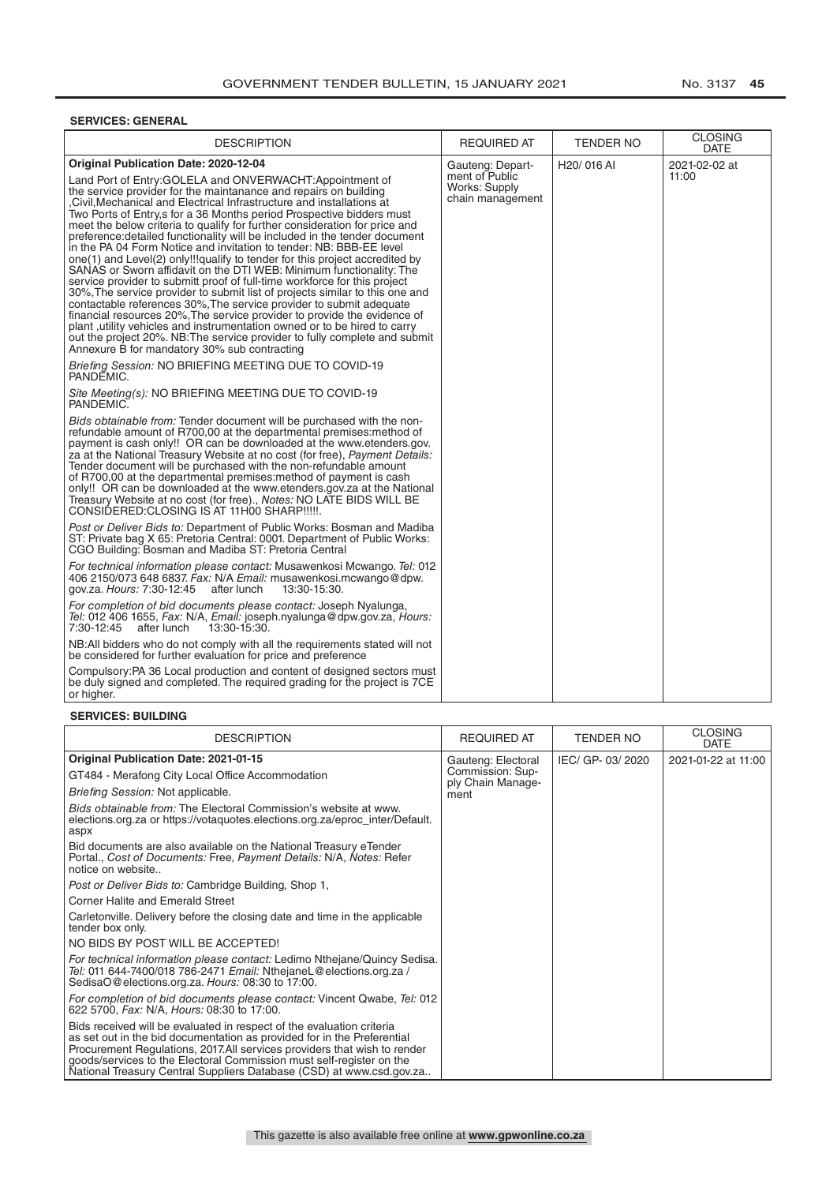**SERVICES: GENERAL**

| DESCRIPTION | REQUIRED AT | TENDER NO | CLOSING DATE |
|---|---|---|---|
| **Original Publication Date: 2020-12-04**<br><br>Land Port of Entry:GOLELA and ONVERWACHT:Appointment of the service provider for the maintanance and repairs on building ,Civil,Mechanical and Electrical Infrastructure and installations at Two Ports of Entry,s for a 36 Months period Prospective bidders must meet the below criteria to qualify for further consideration for price and preference:detailed functionality will be included in the tender document in the PA 04 Form Notice and invitation to tender: NB: BBB-EE level one(1) and Level(2) only!!!qualify to tender for this project accredited by SANAS or Sworn affidavit on the DTI WEB: Minimum functionality: The service provider to submitt proof of full-time workforce for this project 30%,The service provider to submit list of projects similar to this one and contactable references 30%,The service provider to submit adequate financial resources 20%,The service provider to provide the evidence of plant ,utility vehicles and instrumentation owned or to be hired to carry out the project 20%. NB:The service provider to fully complete and submit Annexure B for mandatory 30% sub contracting<br><br>*Briefing Session:* NO BRIEFING MEETING DUE TO COVID-19 PANDEMIC.<br><br>*Site Meeting(s):* NO BRIEFING MEETING DUE TO COVID-19 PANDEMIC.<br><br>*Bids obtainable from:* Tender document will be purchased with the non-refundable amount of R700,00 at the departmental premises:method of payment is cash only!! OR can be downloaded at the www.etenders.gov.za at the National Treasury Website at no cost (for free), *Payment Details:* Tender document will be purchased with the non-refundable amount of R700,00 at the departmental premises:method of payment is cash only!! OR can be downloaded at the www.etenders.gov.za at the National Treasury Website at no cost (for free)., *Notes:* NO LATE BIDS WILL BE CONSIDERED:CLOSING IS AT 11H00 SHARP!!!!!.<br><br>*Post or Deliver Bids to:* Department of Public Works: Bosman and Madiba ST: Private bag X 65: Pretoria Central: 0001. Department of Public Works: CGO Building: Bosman and Madiba ST: Pretoria Central<br><br>*For technical information please contact:* Musawenkosi Mcwango. *Tel:* 012 406 2150/073 648 6837. *Fax:* N/A *Email:* musawenkosi.mcwango@dpw.gov.za. *Hours:* 7:30-12:45 after lunch 13:30-15:30.<br><br>*For completion of bid documents please contact:* Joseph Nyalunga, *Tel:* 012 406 1655, *Fax:* N/A, *Email:* joseph.nyalunga@dpw.gov.za, *Hours:* 7:30-12:45 after lunch 13:30-15:30.<br><br>NB:All bidders who do not comply with all the requirements stated will not be considered for further evaluation for price and preference<br><br>Compulsory:PA 36 Local production and content of designed sectors must be duly signed and completed. The required grading for the project is 7CE or higher. | Gauteng: Department of Public Works: Supply chain management | H20/ 016 AI | 2021-02-02 at 11:00 |

**SERVICES: BUILDING**

| DESCRIPTION | REQUIRED AT | TENDER NO | CLOSING DATE |
|---|---|---|---|
| **Original Publication Date: 2021-01-15**<br><br>GT484 - Merafong City Local Office Accommodation<br><br>*Briefing Session:* Not applicable.<br><br>*Bids obtainable from:* The Electoral Commission's website at www.elections.org.za or https://votaquotes.elections.org.za/eproc_inter/Default.aspx<br><br>Bid documents are also available on the National Treasury eTender Portal., *Cost of Documents:* Free, *Payment Details:* N/A, *Notes:* Refer notice on website..<br><br>*Post or Deliver Bids to:* Cambridge Building, Shop 1,<br><br>Corner Halite and Emerald Street<br><br>Carletonville. Delivery before the closing date and time in the applicable tender box only.<br><br>NO BIDS BY POST WILL BE ACCEPTED!<br><br>*For technical information please contact:* Ledimo Nthejane/Quincy Sedisa. *Tel:* 011 644-7400/018 786-2471 *Email:* NthejaneL@elections.org.za / SedisaO@elections.org.za. *Hours:* 08:30 to 17:00.<br><br>*For completion of bid documents please contact:* Vincent Qwabe, *Tel:* 012 622 5700, *Fax:* N/A, *Hours:* 08:30 to 17:00.<br><br>Bids received will be evaluated in respect of the evaluation criteria as set out in the bid documentation as provided for in the Preferential Procurement Regulations, 2017.All services providers that wish to render goods/services to the Electoral Commission must self-register on the National Treasury Central Suppliers Database (CSD) at www.csd.gov.za.. | Gauteng: Electoral Commission: Supply Chain Management | IEC/ GP- 03/ 2020 | 2021-01-22 at 11:00 |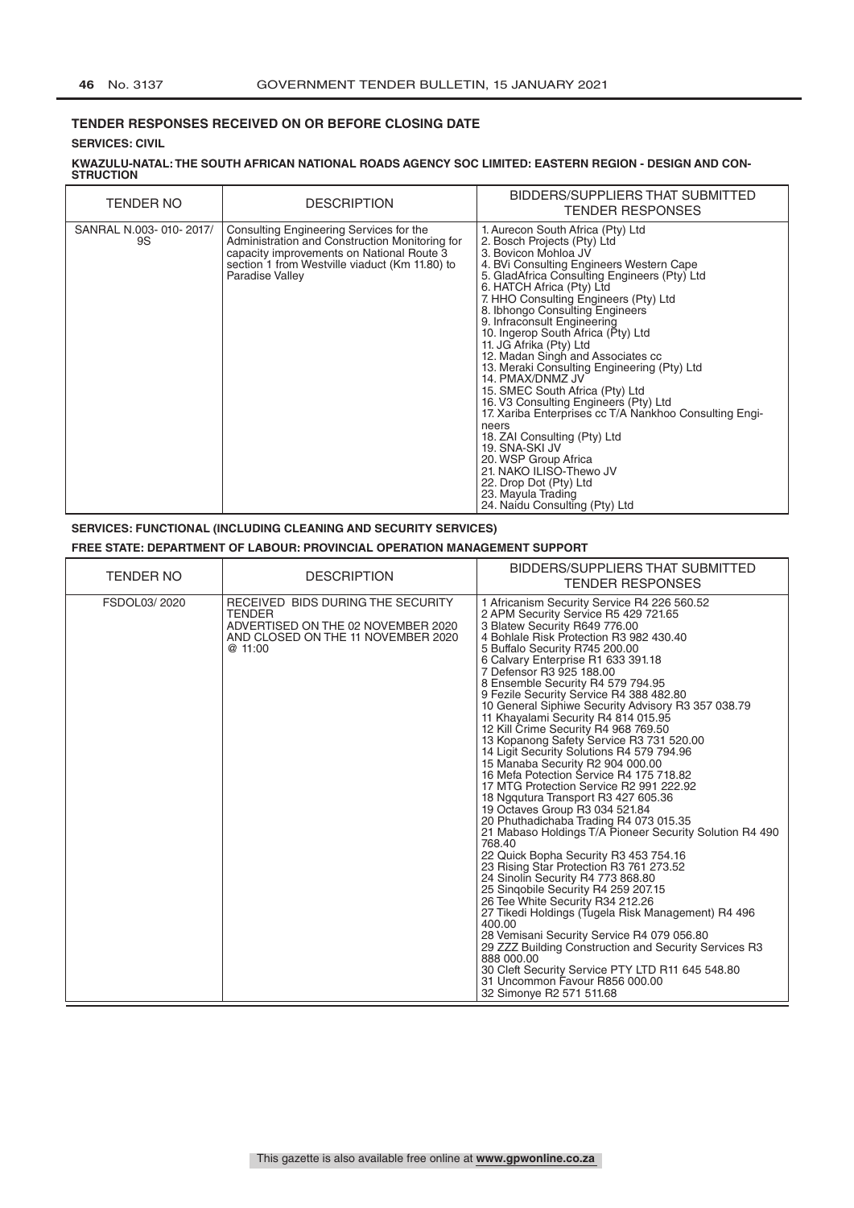## TENDER RESPONSES RECEIVED ON OR BEFORE CLOSING DATE

### SERVICES: CIVIL

**KWAZULU-NATAL: THE SOUTH AFRICAN NATIONAL ROADS AGENCY SOC LIMITED: EASTERN REGION - DESIGN AND CONSTRUCTION**

| TENDER NO | DESCRIPTION | BIDDERS/SUPPLIERS THAT SUBMITTED TENDER RESPONSES |
|---|---|---|
| SANRAL N.003- 010- 2017/ 9S | Consulting Engineering Services for the Administration and Construction Monitoring for capacity improvements on National Route 3 section 1 from Westville viaduct (Km 11.80) to Paradise Valley | 1. Aurecon South Africa (Pty) Ltd<br>2. Bosch Projects (Pty) Ltd<br>3. Bovicon Mohloa JV<br>4. BVi Consulting Engineers Western Cape<br>5. GladAfrica Consulting Engineers (Pty) Ltd<br>6. HATCH Africa (Pty) Ltd<br>7. HHO Consulting Engineers (Pty) Ltd<br>8. Ibhongo Consulting Engineers<br>9. Infraconsult Engineering<br>10. Ingerop South Africa (Pty) Ltd<br>11. JG Afrika (Pty) Ltd<br>12. Madan Singh and Associates cc<br>13. Meraki Consulting Engineering (Pty) Ltd<br>14. PMAX/DNMZ JV<br>15. SMEC South Africa (Pty) Ltd<br>16. V3 Consulting Engineers (Pty) Ltd<br>17. Xariba Enterprises cc T/A Nankhoo Consulting Engineers<br>18. ZAI Consulting (Pty) Ltd<br>19. SNA-SKI JV<br>20. WSP Group Africa<br>21. NAKO ILISO-Thewo JV<br>22. Drop Dot (Pty) Ltd<br>23. Mayula Trading<br>24. Naidu Consulting (Pty) Ltd |

### SERVICES: FUNCTIONAL (INCLUDING CLEANING AND SECURITY SERVICES)

**FREE STATE: DEPARTMENT OF LABOUR: PROVINCIAL OPERATION MANAGEMENT SUPPORT**

| TENDER NO | DESCRIPTION | BIDDERS/SUPPLIERS THAT SUBMITTED TENDER RESPONSES |
|---|---|---|
| FSDOL03/ 2020 | RECEIVED BIDS DURING THE SECURITY TENDER ADVERTISED ON THE 02 NOVEMBER 2020 AND CLOSED ON THE 11 NOVEMBER 2020 @ 11:00 | 1 Africanism Security Service R4 226 560.52<br>2 APM Security Service R5 429 721.65<br>3 Blatew Security R649 776.00<br>4 Bohlale Risk Protection R3 982 430.40<br>5 Buffalo Security R745 200.00<br>6 Calvary Enterprise R1 633 391.18<br>7 Defensor R3 925 188.00<br>8 Ensemble Security R4 579 794.95<br>9 Fezile Security Service R4 388 482.80<br>10 General Siphiwe Security Advisory R3 357 038.79<br>11 Khayalami Security R4 814 015.95<br>12 Kill Crime Security R4 968 769.50<br>13 Kopanong Safety Service R3 731 520.00<br>14 Ligit Security Solutions R4 579 794.96<br>15 Manaba Security R2 904 000.00<br>16 Mefa Potection Service R4 175 718.82<br>17 MTG Protection Service R2 991 222.92<br>18 Ngqutura Transport R3 427 605.36<br>19 Octaves Group R3 034 521.84<br>20 Phuthadichaba Trading R4 073 015.35<br>21 Mabaso Holdings T/A Pioneer Security Solution R4 490 768.40<br>22 Quick Bopha Security R3 453 754.16<br>23 Rising Star Protection R3 761 273.52<br>24 Sinolin Security R4 773 868.80<br>25 Sinqobile Security R4 259 207.15<br>26 Tee White Security R34 212.26<br>27 Tikedi Holdings (Tugela Risk Management) R4 496 400.00<br>28 Vemisani Security Service R4 079 056.80<br>29 ZZZ Building Construction and Security Services R3 888 000.00<br>30 Cleft Security Service PTY LTD R11 645 548.80<br>31 Uncommon Favour R856 000.00<br>32 Simonye R2 571 511.68 |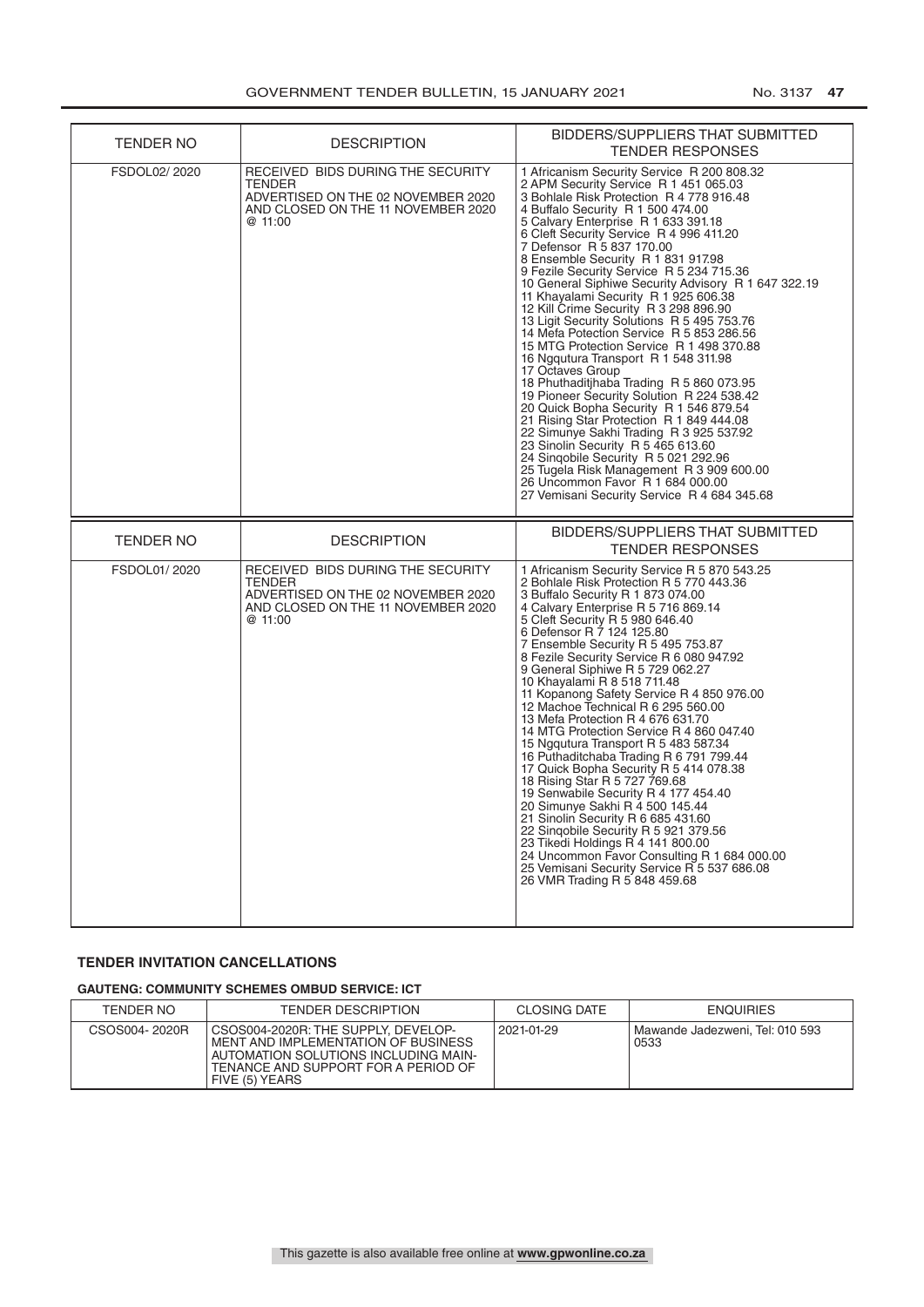| TENDER NO | DESCRIPTION | BIDDERS/SUPPLIERS THAT SUBMITTED TENDER RESPONSES |
|---|---|---|
| FSDOL02/ 2020 | RECEIVED BIDS DURING THE SECURITY TENDER ADVERTISED ON THE 02 NOVEMBER 2020 AND CLOSED ON THE 11 NOVEMBER 2020 @ 11:00 | 1 Africanism Security Service R 200 808.32<br>2 APM Security Service R 1 451 065.03<br>3 Bohlale Risk Protection R 4 778 916.48<br>4 Buffalo Security R 1 500 474.00<br>5 Calvary Enterprise R 1 633 391.18<br>6 Cleft Security Service R 4 996 411.20<br>7 Defensor R 5 837 170.00<br>8 Ensemble Security R 1 831 917.98<br>9 Fezile Security Service R 5 234 715.36<br>10 General Siphiwe Security Advisory R 1 647 322.19<br>11 Khayalami Security R 1 925 606.38<br>12 Kill Crime Security R 3 298 896.90<br>13 Ligit Security Solutions R 5 495 753.76<br>14 Mefa Potection Service R 5 853 286.56<br>15 MTG Protection Service R 1 498 370.88<br>16 Ngqutura Transport R 1 548 311.98<br>17 Octaves Group<br>18 Phuthaditjhaba Trading R 5 860 073.95<br>19 Pioneer Security Solution R 224 538.42<br>20 Quick Bopha Security R 1 546 879.54<br>21 Rising Star Protection R 1 849 444.08<br>22 Simunye Sakhi Trading R 3 925 537.92<br>23 Sinolin Security R 5 465 613.60<br>24 Sinqobile Security R 5 021 292.96<br>25 Tugela Risk Management R 3 909 600.00<br>26 Uncommon Favor R 1 684 000.00<br>27 Vemisani Security Service R 4 684 345.68 |

| TENDER NO | DESCRIPTION | BIDDERS/SUPPLIERS THAT SUBMITTED TENDER RESPONSES |
|---|---|---|
| FSDOL01/ 2020 | RECEIVED BIDS DURING THE SECURITY TENDER ADVERTISED ON THE 02 NOVEMBER 2020 AND CLOSED ON THE 11 NOVEMBER 2020 @ 11:00 | 1 Africanism Security Service R 5 870 543.25<br>2 Bohlale Risk Protection R 5 770 443.36<br>3 Buffalo Security R 1 873 074.00<br>4 Calvary Enterprise R 5 716 869.14<br>5 Cleft Security R 5 980 646.40<br>6 Defensor R 7 124 125.80<br>7 Ensemble Security R 5 495 753.87<br>8 Fezile Security Service R 6 080 947.92<br>9 General Siphiwe R 5 729 062.27<br>10 Khayalami R 8 518 711.48<br>11 Kopanong Safety Service R 4 850 976.00<br>12 Machoe Technical R 6 295 560.00<br>13 Mefa Protection R 4 676 631.70<br>14 MTG Protection Service R 4 860 047.40<br>15 Ngqutura Transport R 5 483 587.34<br>16 Puthaditchaba Trading R 6 791 799.44<br>17 Quick Bopha Security R 5 414 078.38<br>18 Rising Star R 5 727 769.68<br>19 Senwabile Security R 4 177 454.40<br>20 Simunye Sakhi R 4 500 145.44<br>21 Sinolin Security R 6 685 431.60<br>22 Sinqobile Security R 5 921 379.56<br>23 Tikedi Holdings R 4 141 800.00<br>24 Uncommon Favor Consulting R 1 684 000.00<br>25 Vemisani Security Service R 5 537 686.08<br>26 VMR Trading R 5 848 459.68 |

## TENDER INVITATION CANCELLATIONS

### GAUTENG: COMMUNITY SCHEMES OMBUD SERVICE: ICT

| TENDER NO | TENDER DESCRIPTION | CLOSING DATE | ENQUIRIES |
|---|---|---|---|
| CSOS004- 2020R | CSOS004-2020R: THE SUPPLY, DEVELOPMENT AND IMPLEMENTATION OF BUSINESS AUTOMATION SOLUTIONS INCLUDING MAINTENANCE AND SUPPORT FOR A PERIOD OF FIVE (5) YEARS | 2021-01-29 | Mawande Jadezweni, Tel: 010 593 0533 |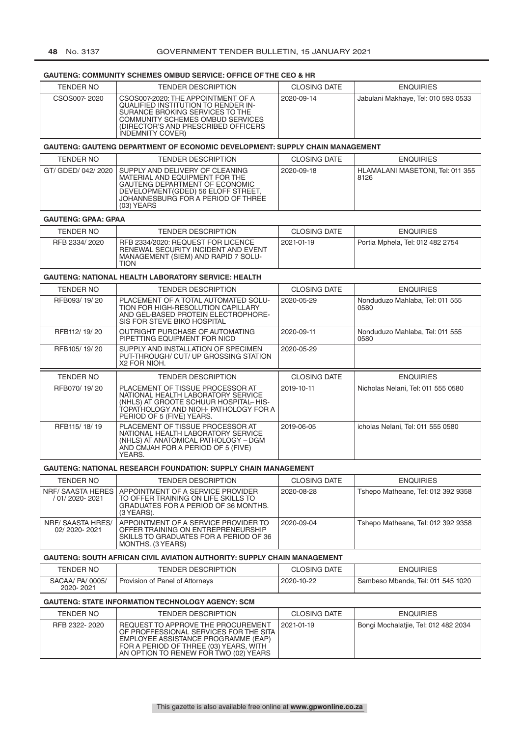**GAUTENG: COMMUNITY SCHEMES OMBUD SERVICE: OFFICE OF THE CEO & HR**

| TENDER NO | TENDER DESCRIPTION | CLOSING DATE | ENQUIRIES |
|---|---|---|---|
| CSOS007- 2020 | CSOS007-2020: THE APPOINTMENT OF A QUALIFIED INSTITUTION TO RENDER IN-SURANCE BROKING SERVICES TO THE COMMUNITY SCHEMES OMBUD SERVICES (DIRECTOR'S AND PRESCRIBED OFFICERS INDEMNITY COVER) | 2020-09-14 | Jabulani Makhaye, Tel: 010 593 0533 |

**GAUTENG: GAUTENG DEPARTMENT OF ECONOMIC DEVELOPMENT: SUPPLY CHAIN MANAGEMENT**

| TENDER NO | TENDER DESCRIPTION | CLOSING DATE | ENQUIRIES |
|---|---|---|---|
| GT/ GDED/ 042/ 2020 | SUPPLY AND DELIVERY OF CLEANING MATERIAL AND EQUIPMENT FOR THE GAUTENG DEPARTMENT OF ECONOMIC DEVELOPMENT(GDED) 56 ELOFF STREET, JOHANNESBURG FOR A PERIOD OF THREE (03) YEARS | 2020-09-18 | HLAMALANI MASETONI, Tel: 011 355 8126 |

**GAUTENG: GPAA: GPAA**

| TENDER NO | TENDER DESCRIPTION | CLOSING DATE | ENQUIRIES |
|---|---|---|---|
| RFB 2334/ 2020 | RFB 2334/2020: REQUEST FOR LICENCE RENEWAL SECURITY INCIDENT AND EVENT MANAGEMENT (SIEM) AND RAPID 7 SOLU-TION | 2021-01-19 | Portia Mphela, Tel: 012 482 2754 |

**GAUTENG: NATIONAL HEALTH LABORATORY SERVICE: HEALTH**

| TENDER NO | TENDER DESCRIPTION | CLOSING DATE | ENQUIRIES |
|---|---|---|---|
| RFB093/ 19/ 20 | PLACEMENT OF A TOTAL AUTOMATED SOLU-TION FOR HIGH-RESOLUTION CAPILLARY AND GEL-BASED PROTEIN ELECTROPHORE-SIS FOR STEVE BIKO HOSPITAL | 2020-05-29 | Nonduduzo Mahlaba, Tel: 011 555 0580 |
| RFB112/ 19/ 20 | OUTRIGHT PURCHASE OF AUTOMATING PIPETTING EQUIPMENT FOR NICD | 2020-09-11 | Nonduduzo Mahlaba, Tel: 011 555 0580 |
| RFB105/ 19/ 20 | SUPPLY AND INSTALLATION OF SPECIMEN PUT-THROUGH/ CUT/ UP GROSSING STATION X2 FOR NIOH. | 2020-05-29 | |
| RFB070/ 19/ 20 | PLACEMENT OF TISSUE PROCESSOR AT NATIONAL HEALTH LABORATORY SERVICE (NHLS) AT GROOTE SCHUUR HOSPITAL– HIS-TOPATHOLOGY AND NIOH- PATHOLOGY FOR A PERIOD OF 5 (FIVE) YEARS. | 2019-10-11 | Nicholas Nelani, Tel: 011 555 0580 |
| RFB115/ 18/ 19 | PLACEMENT OF TISSUE PROCESSOR AT NATIONAL HEALTH LABORATORY SERVICE (NHLS) AT ANATOMICAL PATHOLOGY – DGM AND CMJAH FOR A PERIOD OF 5 (FIVE) YEARS. | 2019-06-05 | icholas Nelani, Tel: 011 555 0580 |

**GAUTENG: NATIONAL RESEARCH FOUNDATION: SUPPLY CHAIN MANAGEMENT**

| TENDER NO | TENDER DESCRIPTION | CLOSING DATE | ENQUIRIES |
|---|---|---|---|
| NRF/ SAASTA HERES / 01/ 2020- 2021 | APPOINTMENT OF A SERVICE PROVIDER TO OFFER TRAINING ON LIFE SKILLS TO GRADUATES FOR A PERIOD OF 36 MONTHS. (3 YEARS). | 2020-08-28 | Tshepo Matheane, Tel: 012 392 9358 |
| NRF/ SAASTA HRES/ 02/ 2020- 2021 | APPOINTMENT OF A SERVICE PROVIDER TO OFFER TRAINING ON ENTREPRENEURSHIP SKILLS TO GRADUATES FOR A PERIOD OF 36 MONTHS. (3 YEARS) | 2020-09-04 | Tshepo Matheane, Tel: 012 392 9358 |

**GAUTENG: SOUTH AFRICAN CIVIL AVIATION AUTHORITY: SUPPLY CHAIN MANAGEMENT**

| TENDER NO | TENDER DESCRIPTION | CLOSING DATE | ENQUIRIES |
|---|---|---|---|
| SACAA/ PA/ 0005/ 2020- 2021 | Provision of Panel of Attorneys | 2020-10-22 | Sambeso Mbande, Tel: 011 545 1020 |

**GAUTENG: STATE INFORMATION TECHNOLOGY AGENCY: SCM**

| TENDER NO | TENDER DESCRIPTION | CLOSING DATE | ENQUIRIES |
|---|---|---|---|
| RFB 2322- 2020 | REQUEST TO APPROVE THE PROCUREMENT OF PROFFESSIONAL SERVICES FOR THE SITA EMPLOYEE ASSISTANCE PROGRAMME (EAP) FOR A PERIOD OF THREE (03) YEARS, WITH AN OPTION TO RENEW FOR TWO (02) YEARS | 2021-01-19 | Bongi Mochalatjie, Tel: 012 482 2034 |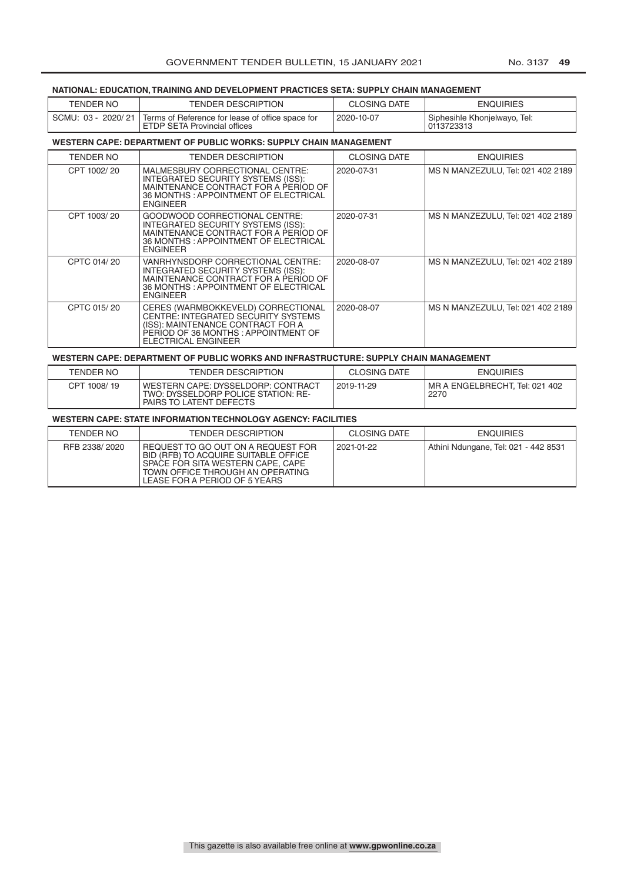**NATIONAL: EDUCATION, TRAINING AND DEVELOPMENT PRACTICES SETA: SUPPLY CHAIN MANAGEMENT**

| TENDER NO | TENDER DESCRIPTION | CLOSING DATE | ENQUIRIES |
|---|---|---|---|
| SCMU: 03 - 2020/ 21 | Terms of Reference for lease of office space for ETDP SETA Provincial offices | 2020-10-07 | Siphesihle Khonjelwayo, Tel: 0113723313 |

**WESTERN CAPE: DEPARTMENT OF PUBLIC WORKS: SUPPLY CHAIN MANAGEMENT**

| TENDER NO | TENDER DESCRIPTION | CLOSING DATE | ENQUIRIES |
|---|---|---|---|
| CPT 1002/ 20 | MALMESBURY CORRECTIONAL CENTRE: INTEGRATED SECURITY SYSTEMS (ISS): MAINTENANCE CONTRACT FOR A PERIOD OF 36 MONTHS : APPOINTMENT OF ELECTRICAL ENGINEER | 2020-07-31 | MS N MANZEZULU, Tel: 021 402 2189 |
| CPT 1003/ 20 | GOODWOOD CORRECTIONAL CENTRE: INTEGRATED SECURITY SYSTEMS (ISS): MAINTENANCE CONTRACT FOR A PERIOD OF 36 MONTHS : APPOINTMENT OF ELECTRICAL ENGINEER | 2020-07-31 | MS N MANZEZULU, Tel: 021 402 2189 |
| CPTC 014/ 20 | VANRHYNSDORP CORRECTIONAL CENTRE: INTEGRATED SECURITY SYSTEMS (ISS): MAINTENANCE CONTRACT FOR A PERIOD OF 36 MONTHS : APPOINTMENT OF ELECTRICAL ENGINEER | 2020-08-07 | MS N MANZEZULU, Tel: 021 402 2189 |
| CPTC 015/ 20 | CERES (WARMBOKKEVELD) CORRECTIONAL CENTRE: INTEGRATED SECURITY SYSTEMS (ISS): MAINTENANCE CONTRACT FOR A PERIOD OF 36 MONTHS : APPOINTMENT OF ELECTRICAL ENGINEER | 2020-08-07 | MS N MANZEZULU, Tel: 021 402 2189 |

**WESTERN CAPE: DEPARTMENT OF PUBLIC WORKS AND INFRASTRUCTURE: SUPPLY CHAIN MANAGEMENT**

| TENDER NO | TENDER DESCRIPTION | CLOSING DATE | ENQUIRIES |
|---|---|---|---|
| CPT 1008/ 19 | WESTERN CAPE: DYSSELDORP: CONTRACT TWO: DYSSELDORP POLICE STATION: RE-PAIRS TO LATENT DEFECTS | 2019-11-29 | MR A ENGELBRECHT, Tel: 021 402 2270 |

**WESTERN CAPE: STATE INFORMATION TECHNOLOGY AGENCY: FACILITIES**

| TENDER NO | TENDER DESCRIPTION | CLOSING DATE | ENQUIRIES |
|---|---|---|---|
| RFB 2338/ 2020 | REQUEST TO GO OUT ON A REQUEST FOR BID (RFB) TO ACQUIRE SUITABLE OFFICE SPACE FOR SITA WESTERN CAPE, CAPE TOWN OFFICE THROUGH AN OPERATING LEASE FOR A PERIOD OF 5 YEARS | 2021-01-22 | Athini Ndungane, Tel: 021 - 442 8531 |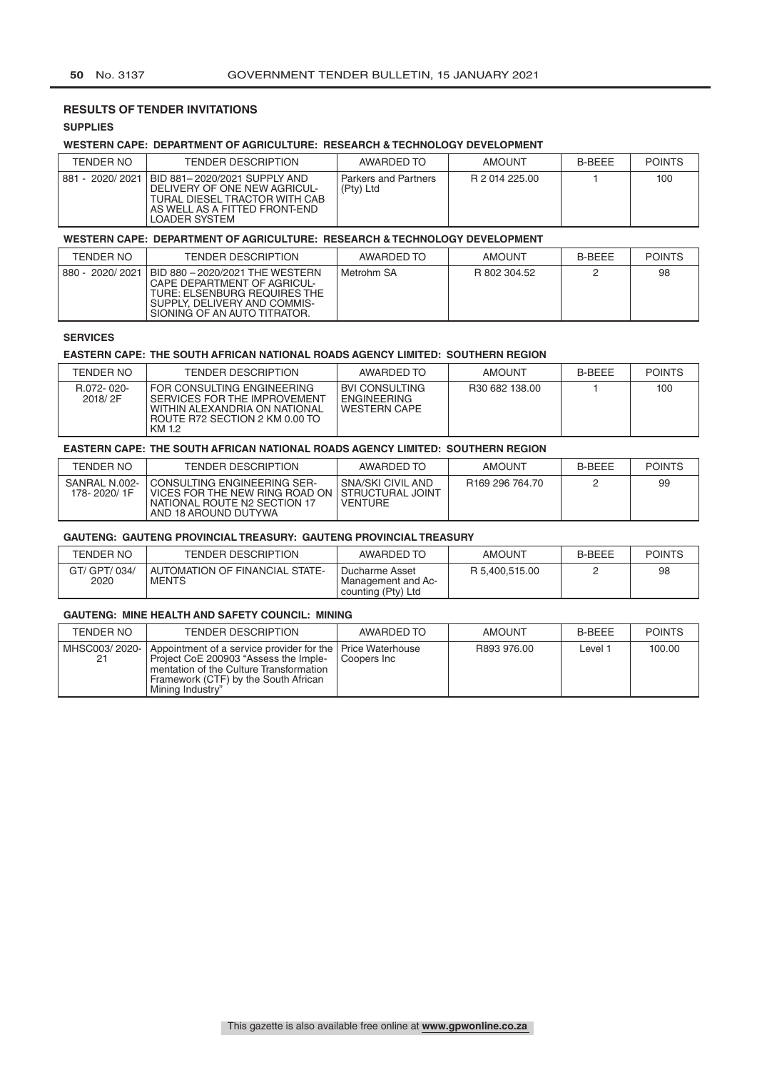## RESULTS OF TENDER INVITATIONS

### SUPPLIES

**WESTERN CAPE: DEPARTMENT OF AGRICULTURE: RESEARCH & TECHNOLOGY DEVELOPMENT**

| TENDER NO | TENDER DESCRIPTION | AWARDED TO | AMOUNT | B-BEEE | POINTS |
|---|---|---|---|---|---|
| 881 - 2020/ 2021 | BID 881– 2020/2021 SUPPLY AND DELIVERY OF ONE NEW AGRICULTURAL DIESEL TRACTOR WITH CAB AS WELL AS A FITTED FRONT-END LOADER SYSTEM | Parkers and Partners (Pty) Ltd | R 2 014 225.00 | 1 | 100 |

**WESTERN CAPE: DEPARTMENT OF AGRICULTURE: RESEARCH & TECHNOLOGY DEVELOPMENT**

| TENDER NO | TENDER DESCRIPTION | AWARDED TO | AMOUNT | B-BEEE | POINTS |
|---|---|---|---|---|---|
| 880 - 2020/ 2021 | BID 880 – 2020/2021 THE WESTERN CAPE DEPARTMENT OF AGRICULTURE: ELSENBURG REQUIRES THE SUPPLY, DELIVERY AND COMMISSIONING OF AN AUTO TITRATOR. | Metrohm SA | R 802 304.52 | 2 | 98 |

### SERVICES

**EASTERN CAPE: THE SOUTH AFRICAN NATIONAL ROADS AGENCY LIMITED: SOUTHERN REGION**

| TENDER NO | TENDER DESCRIPTION | AWARDED TO | AMOUNT | B-BEEE | POINTS |
|---|---|---|---|---|---|
| R.072- 020- 2018/ 2F | FOR CONSULTING ENGINEERING SERVICES FOR THE IMPROVEMENT WITHIN ALEXANDRIA ON NATIONAL ROUTE R72 SECTION 2 KM 0.00 TO KM 1.2 | BVI CONSULTING ENGINEERING WESTERN CAPE | R30 682 138.00 | 1 | 100 |

**EASTERN CAPE: THE SOUTH AFRICAN NATIONAL ROADS AGENCY LIMITED: SOUTHERN REGION**

| TENDER NO | TENDER DESCRIPTION | AWARDED TO | AMOUNT | B-BEEE | POINTS |
|---|---|---|---|---|---|
| SANRAL N.002- 178- 2020/ 1F | CONSULTING ENGINEERING SERVICES FOR THE NEW RING ROAD ON NATIONAL ROUTE N2 SECTION 17 AND 18 AROUND DUTYWA | SNA/SKI CIVIL AND STRUCTURAL JOINT VENTURE | R169 296 764.70 | 2 | 99 |

**GAUTENG: GAUTENG PROVINCIAL TREASURY: GAUTENG PROVINCIAL TREASURY**

| TENDER NO | TENDER DESCRIPTION | AWARDED TO | AMOUNT | B-BEEE | POINTS |
|---|---|---|---|---|---|
| GT/ GPT/ 034/ 2020 | AUTOMATION OF FINANCIAL STATEMENTS | Ducharme Asset Management and Accounting (Pty) Ltd | R 5,400,515.00 | 2 | 98 |

**GAUTENG: MINE HEALTH AND SAFETY COUNCIL: MINING**

| TENDER NO | TENDER DESCRIPTION | AWARDED TO | AMOUNT | B-BEEE | POINTS |
|---|---|---|---|---|---|
| MHSC003/ 2020-21 | Appointment of a service provider for the Project CoE 200903 "Assess the Implementation of the Culture Transformation Framework (CTF) by the South African Mining Industry" | Price Waterhouse Coopers Inc | R893 976.00 | Level 1 | 100.00 |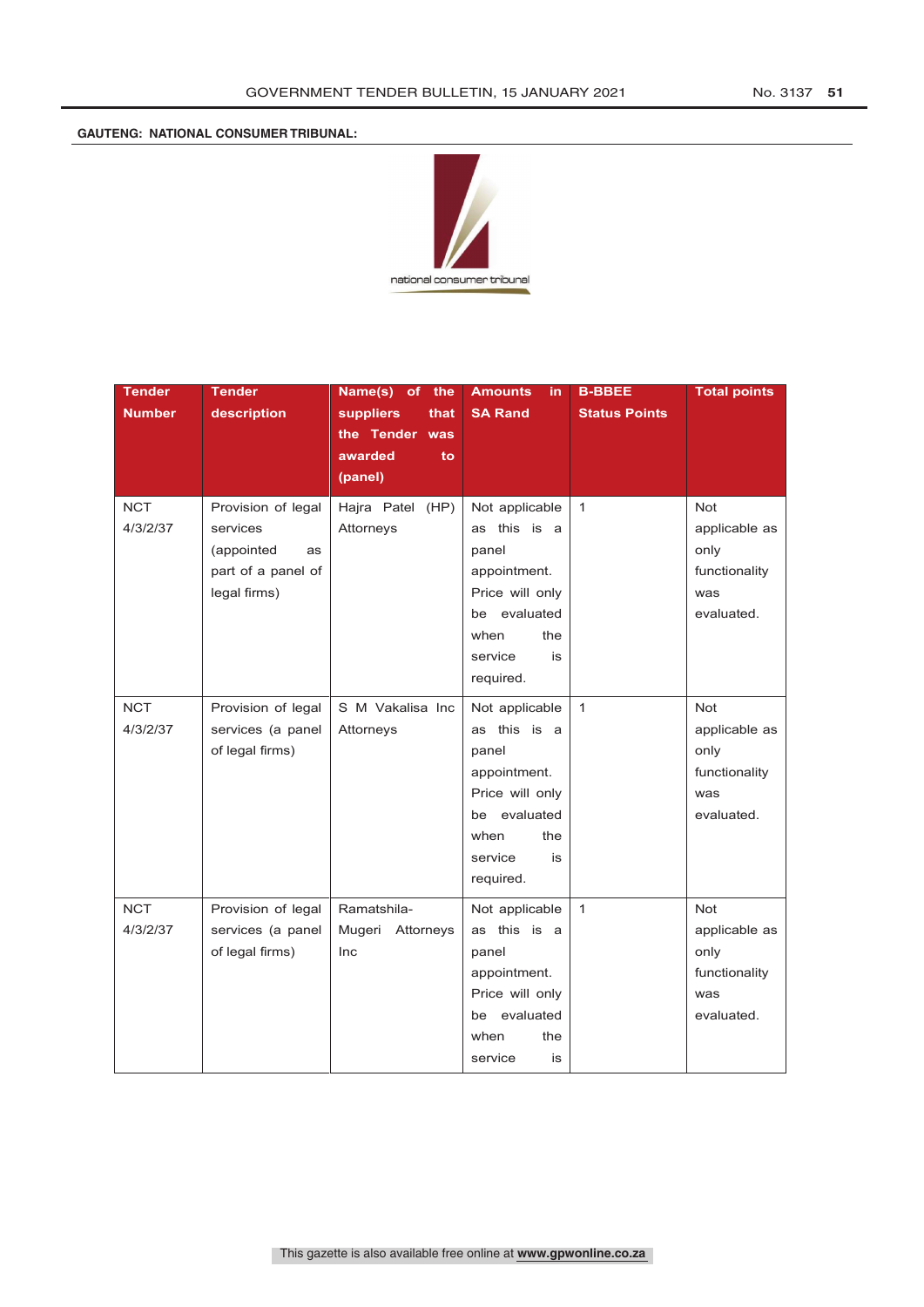**GAUTENG: NATIONAL CONSUMER TRIBUNAL:**

national consumer tribunal

| Tender Number | Tender description | Name(s) of the suppliers that the Tender was awarded to (panel) | Amounts in SA Rand | B-BBEE Status Points | Total points |
|---|---|---|---|---|---|
| NCT 4/3/2/37 | Provision of legal services (appointed as part of a panel of legal firms) | Hajra Patel (HP) Attorneys | Not applicable as this is a panel appointment. Price will only be evaluated when the service is required. | 1 | Not applicable as only functionality was evaluated. |
| NCT 4/3/2/37 | Provision of legal services (a panel of legal firms) | S M Vakalisa Inc Attorneys | Not applicable as this is a panel appointment. Price will only be evaluated when the service is required. | 1 | Not applicable as only functionality was evaluated. |
| NCT 4/3/2/37 | Provision of legal services (a panel of legal firms) | Ramatshila-Mugeri Attorneys Inc | Not applicable as this is a panel appointment. Price will only be evaluated when the service is | 1 | Not applicable as only functionality was evaluated. |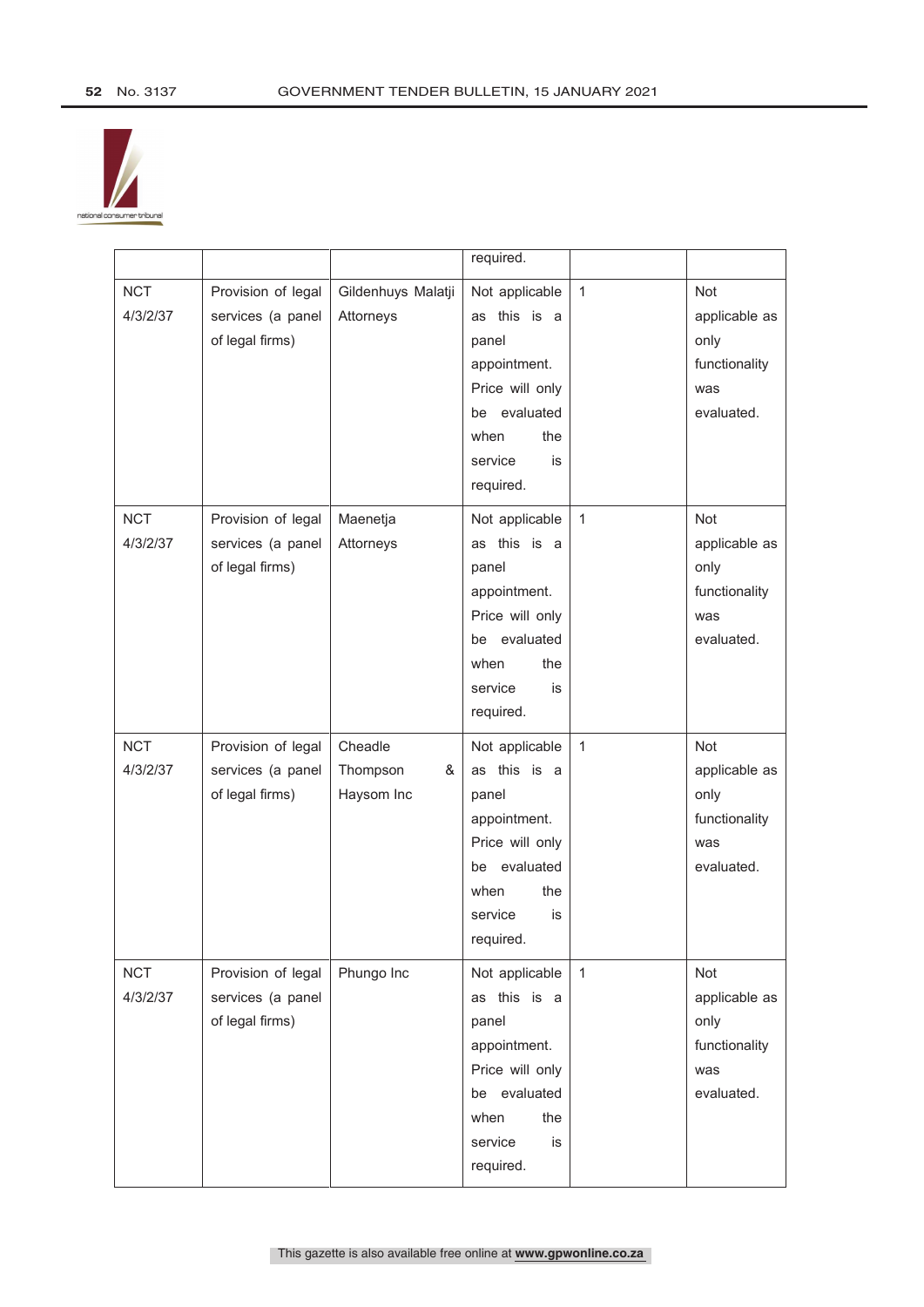| | | | required. | | |
|---|---|---|---|---|---|
| NCT 4/3/2/37 | Provision of legal services (a panel of legal firms) | Gildenhuys Malatji Attorneys | Not applicable as this is a panel appointment. Price will only be evaluated when the service is required. | 1 | Not applicable as only functionality was evaluated. |
| NCT 4/3/2/37 | Provision of legal services (a panel of legal firms) | Maenetja Attorneys | Not applicable as this is a panel appointment. Price will only be evaluated when the service is required. | 1 | Not applicable as only functionality was evaluated. |
| NCT 4/3/2/37 | Provision of legal services (a panel of legal firms) | Cheadle Thompson & Haysom Inc | Not applicable as this is a panel appointment. Price will only be evaluated when the service is required. | 1 | Not applicable as only functionality was evaluated. |
| NCT 4/3/2/37 | Provision of legal services (a panel of legal firms) | Phungo Inc | Not applicable as this is a panel appointment. Price will only be evaluated when the service is required. | 1 | Not applicable as only functionality was evaluated. |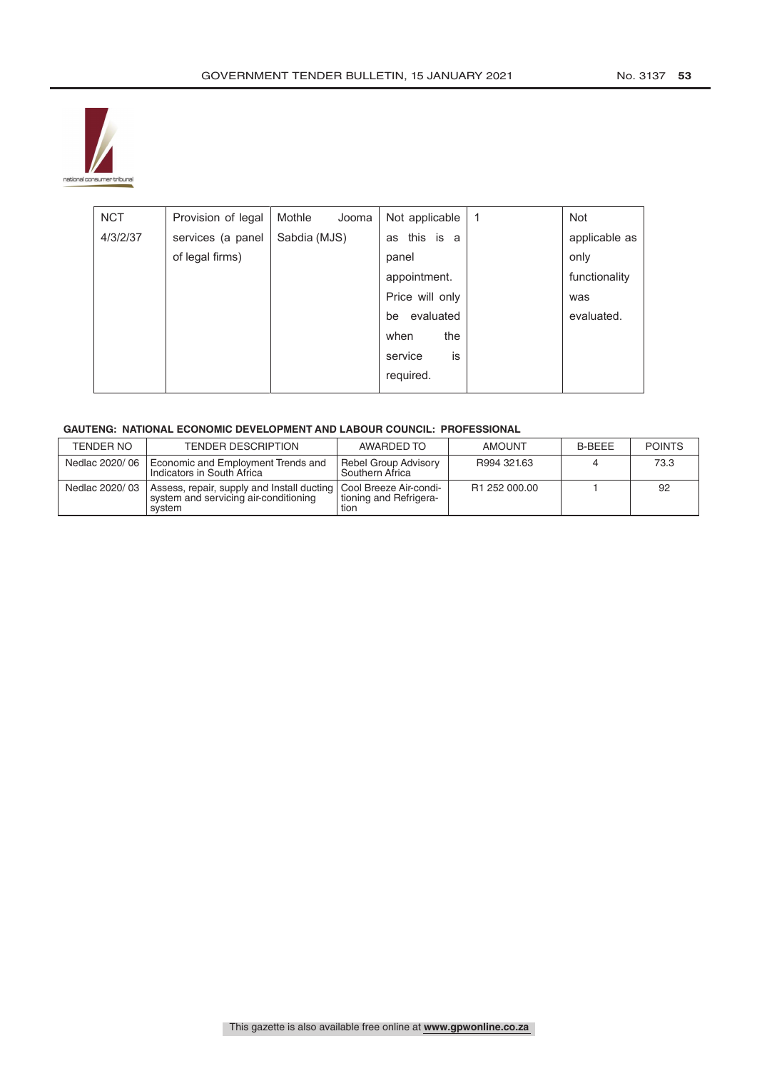national consumer tribunal

| NCT 4/3/2/37 | Provision of legal services (a panel of legal firms) | Mothle Jooma Sabdia (MJS) | Not applicable as this is a panel appointment. Price will only be evaluated when the service is required. | 1 | Not applicable as only functionality was evaluated. |
|---|---|---|---|---|---|

**GAUTENG: NATIONAL ECONOMIC DEVELOPMENT AND LABOUR COUNCIL: PROFESSIONAL**

| TENDER NO | TENDER DESCRIPTION | AWARDED TO | AMOUNT | B-BEEE | POINTS |
|---|---|---|---|---|---|
| Nedlac 2020/ 06 | Economic and Employment Trends and Indicators in South Africa | Rebel Group Advisory Southern Africa | R994 321.63 | 4 | 73.3 |
| Nedlac 2020/ 03 | Assess, repair, supply and Install ducting system and servicing air-conditioning system | Cool Breeze Air-conditioning and Refrigeration | R1 252 000.00 | 1 | 92 |

This gazette is also available free online at **www.gpwonline.co.za**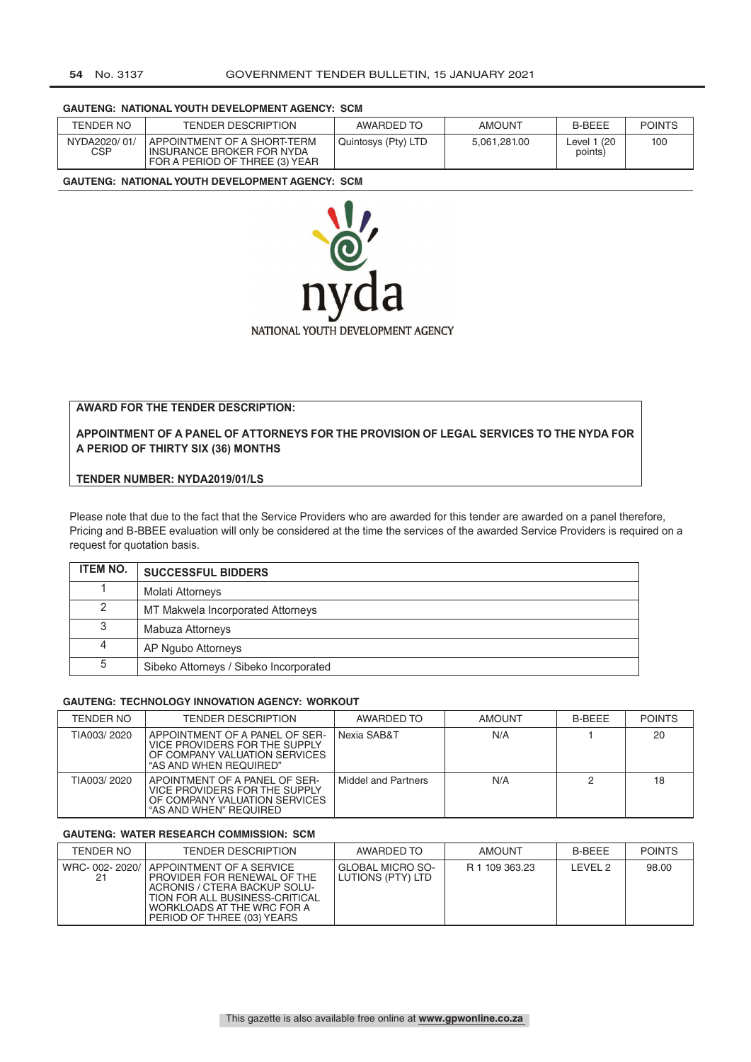**GAUTENG: NATIONAL YOUTH DEVELOPMENT AGENCY: SCM**

| TENDER NO | TENDER DESCRIPTION | AWARDED TO | AMOUNT | B-BEEE | POINTS |
|---|---|---|---|---|---|
| NYDA2020/ 01/ CSP | APPOINTMENT OF A SHORT-TERM INSURANCE BROKER FOR NYDA FOR A PERIOD OF THREE (3) YEAR | Quintosys (Pty) LTD | 5,061,281.00 | Level 1 (20 points) | 100 |

**GAUTENG: NATIONAL YOUTH DEVELOPMENT AGENCY: SCM**

nyda
NATIONAL YOUTH DEVELOPMENT AGENCY

**AWARD FOR THE TENDER DESCRIPTION:**

**APPOINTMENT OF A PANEL OF ATTORNEYS FOR THE PROVISION OF LEGAL SERVICES TO THE NYDA FOR A PERIOD OF THIRTY SIX (36) MONTHS**

**TENDER NUMBER: NYDA2019/01/LS**

Please note that due to the fact that the Service Providers who are awarded for this tender are awarded on a panel therefore, Pricing and B-BBEE evaluation will only be considered at the time the services of the awarded Service Providers is required on a request for quotation basis.

| ITEM NO. | SUCCESSFUL BIDDERS |
|---|---|
| 1 | Molati Attorneys |
| 2 | MT Makwela Incorporated Attorneys |
| 3 | Mabuza Attorneys |
| 4 | AP Ngubo Attorneys |
| 5 | Sibeko Attorneys / Sibeko Incorporated |

**GAUTENG: TECHNOLOGY INNOVATION AGENCY: WORKOUT**

| TENDER NO | TENDER DESCRIPTION | AWARDED TO | AMOUNT | B-BEEE | POINTS |
|---|---|---|---|---|---|
| TIA003/ 2020 | APPOINTMENT OF A PANEL OF SERVICE PROVIDERS FOR THE SUPPLY OF COMPANY VALUATION SERVICES "AS AND WHEN REQUIRED" | Nexia SAB&T | N/A | 1 | 20 |
| TIA003/ 2020 | APOINTMENT OF A PANEL OF SERVICE PROVIDERS FOR THE SUPPLY OF COMPANY VALUATION SERVICES "AS AND WHEN" REQUIRED | Middel and Partners | N/A | 2 | 18 |

**GAUTENG: WATER RESEARCH COMMISSION: SCM**

| TENDER NO | TENDER DESCRIPTION | AWARDED TO | AMOUNT | B-BEEE | POINTS |
|---|---|---|---|---|---|
| WRC- 002- 2020/ 21 | APPOINTMENT OF A SERVICE PROVIDER FOR RENEWAL OF THE ACRONIS / CTERA BACKUP SOLUTION FOR ALL BUSINESS-CRITICAL WORKLOADS AT THE WRC FOR A PERIOD OF THREE (03) YEARS | GLOBAL MICRO SOLUTIONS (PTY) LTD | R 1 109 363.23 | LEVEL 2 | 98.00 |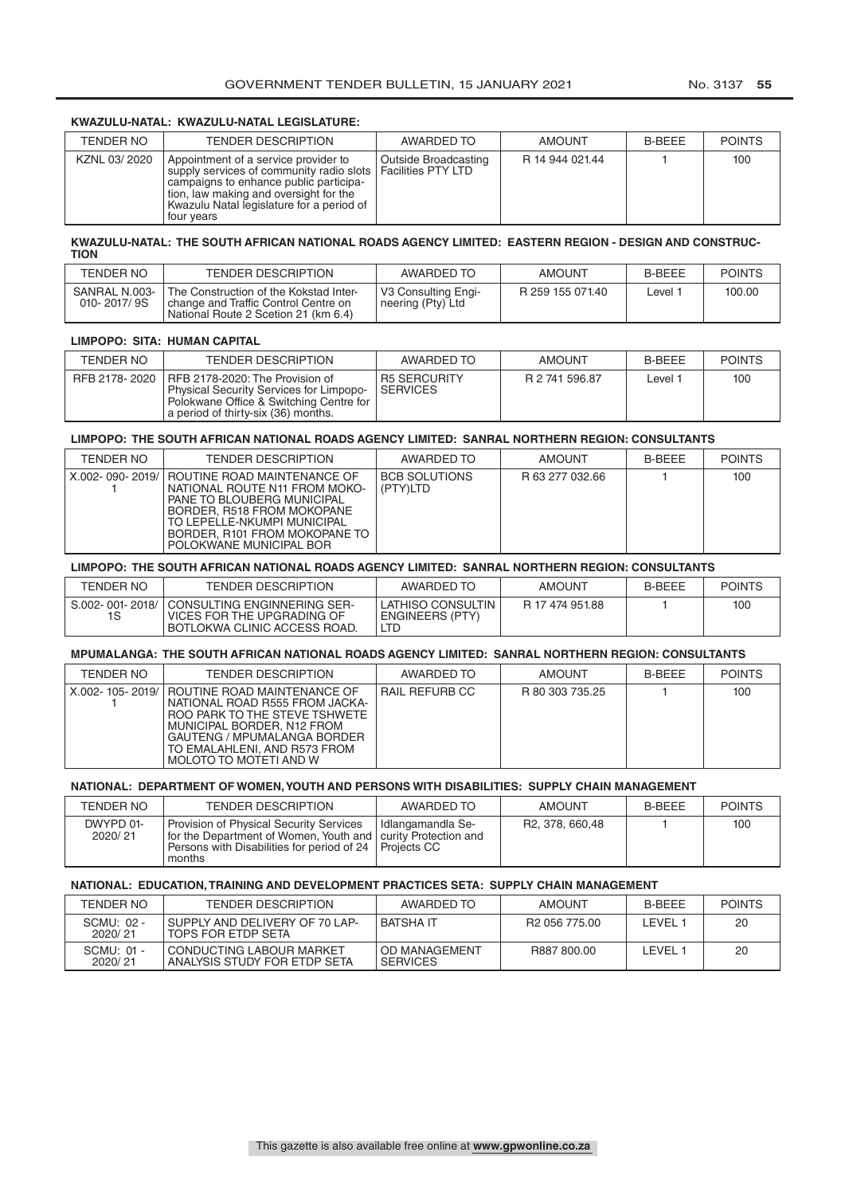### KWAZULU-NATAL: KWAZULU-NATAL LEGISLATURE:

| TENDER NO | TENDER DESCRIPTION | AWARDED TO | AMOUNT | B-BEEE | POINTS |
|---|---|---|---|---|---|
| KZNL 03/ 2020 | Appointment of a service provider to supply services of community radio slots campaigns to enhance public participation, law making and oversight for the Kwazulu Natal legislature for a period of four years | Outside Broadcasting Facilities PTY LTD | R 14 944 021.44 | 1 | 100 |

### KWAZULU-NATAL: THE SOUTH AFRICAN NATIONAL ROADS AGENCY LIMITED: EASTERN REGION - DESIGN AND CONSTRUCTION

| TENDER NO | TENDER DESCRIPTION | AWARDED TO | AMOUNT | B-BEEE | POINTS |
|---|---|---|---|---|---|
| SANRAL N.003-010- 2017/ 9S | The Construction of the Kokstad Interchange and Traffic Control Centre on National Route 2 Scetion 21 (km 6.4) | V3 Consulting Engineering (Pty) Ltd | R 259 155 071.40 | Level 1 | 100.00 |

### LIMPOPO: SITA: HUMAN CAPITAL

| TENDER NO | TENDER DESCRIPTION | AWARDED TO | AMOUNT | B-BEEE | POINTS |
|---|---|---|---|---|---|
| RFB 2178- 2020 | RFB 2178-2020: The Provision of Physical Security Services for Limpopo-Polokwane Office & Switching Centre for a period of thirty-six (36) months. | R5 SERCURITY SERVICES | R 2 741 596.87 | Level 1 | 100 |

### LIMPOPO: THE SOUTH AFRICAN NATIONAL ROADS AGENCY LIMITED: SANRAL NORTHERN REGION: CONSULTANTS

| TENDER NO | TENDER DESCRIPTION | AWARDED TO | AMOUNT | B-BEEE | POINTS |
|---|---|---|---|---|---|
| X.002- 090- 2019/ 1 | ROUTINE ROAD MAINTENANCE OF NATIONAL ROUTE N11 FROM MOKOPANE TO BLOUBERG MUNICIPAL BORDER, R518 FROM MOKOPANE TO LEPELLE-NKUMPI MUNICIPAL BORDER, R101 FROM MOKOPANE TO POLOKWANE MUNICIPAL BOR | BCB SOLUTIONS (PTY)LTD | R 63 277 032.66 | 1 | 100 |

### LIMPOPO: THE SOUTH AFRICAN NATIONAL ROADS AGENCY LIMITED: SANRAL NORTHERN REGION: CONSULTANTS

| TENDER NO | TENDER DESCRIPTION | AWARDED TO | AMOUNT | B-BEEE | POINTS |
|---|---|---|---|---|---|
| S.002- 001- 2018/ 1S | CONSULTING ENGINNERING SERVICES FOR THE UPGRADING OF BOTLOKWA CLINIC ACCESS ROAD. | LATHISO CONSULTIN ENGINEERS (PTY) LTD | R 17 474 951.88 | 1 | 100 |

### MPUMALANGA: THE SOUTH AFRICAN NATIONAL ROADS AGENCY LIMITED: SANRAL NORTHERN REGION: CONSULTANTS

| TENDER NO | TENDER DESCRIPTION | AWARDED TO | AMOUNT | B-BEEE | POINTS |
|---|---|---|---|---|---|
| X.002- 105- 2019/ 1 | ROUTINE ROAD MAINTENANCE OF NATIONAL ROAD R555 FROM JACKAROO PARK TO THE STEVE TSHWETE MUNICIPAL BORDER, N12 FROM GAUTENG / MPUMALANGA BORDER TO EMALAHLENI, AND R573 FROM MOLOTO TO MOTETI AND W | RAIL REFURB CC | R 80 303 735.25 | 1 | 100 |

### NATIONAL: DEPARTMENT OF WOMEN, YOUTH AND PERSONS WITH DISABILITIES: SUPPLY CHAIN MANAGEMENT

| TENDER NO | TENDER DESCRIPTION | AWARDED TO | AMOUNT | B-BEEE | POINTS |
|---|---|---|---|---|---|
| DWYPD 01-2020/ 21 | Provision of Physical Security Services for the Department of Women, Youth and Persons with Disabilities for period of 24 months | Idlangamandla Security Protection and Projects CC | R2, 378, 660,48 | 1 | 100 |

### NATIONAL: EDUCATION, TRAINING AND DEVELOPMENT PRACTICES SETA: SUPPLY CHAIN MANAGEMENT

| TENDER NO | TENDER DESCRIPTION | AWARDED TO | AMOUNT | B-BEEE | POINTS |
|---|---|---|---|---|---|
| SCMU: 02 - 2020/ 21 | SUPPLY AND DELIVERY OF 70 LAPTOPS FOR ETDP SETA | BATSHA IT | R2 056 775.00 | LEVEL 1 | 20 |
| SCMU: 01 - 2020/ 21 | CONDUCTING LABOUR MARKET ANALYSIS STUDY FOR ETDP SETA | OD MANAGEMENT SERVICES | R887 800.00 | LEVEL 1 | 20 |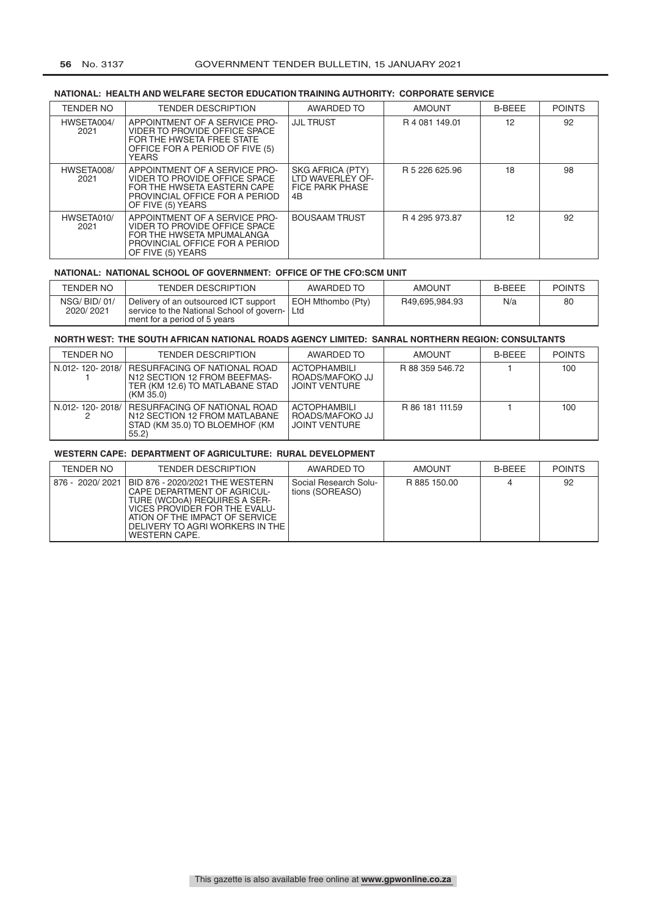**NATIONAL: HEALTH AND WELFARE SECTOR EDUCATION TRAINING AUTHORITY: CORPORATE SERVICE**

| TENDER NO | TENDER DESCRIPTION | AWARDED TO | AMOUNT | B-BEEE | POINTS |
|---|---|---|---|---|---|
| HWSETA004/ 2021 | APPOINTMENT OF A SERVICE PROVIDER TO PROVIDE OFFICE SPACE FOR THE HWSETA FREE STATE OFFICE FOR A PERIOD OF FIVE (5) YEARS | JJL TRUST | R 4 081 149.01 | 12 | 92 |
| HWSETA008/ 2021 | APPOINTMENT OF A SERVICE PROVIDER TO PROVIDE OFFICE SPACE FOR THE HWSETA EASTERN CAPE PROVINCIAL OFFICE FOR A PERIOD OF FIVE (5) YEARS | SKG AFRICA (PTY) LTD WAVERLEY OFFICE PARK PHASE 4B | R 5 226 625.96 | 18 | 98 |
| HWSETA010/ 2021 | APPOINTMENT OF A SERVICE PROVIDER TO PROVIDE OFFICE SPACE FOR THE HWSETA MPUMALANGA PROVINCIAL OFFICE FOR A PERIOD OF FIVE (5) YEARS | BOUSAAM TRUST | R 4 295 973.87 | 12 | 92 |

**NATIONAL: NATIONAL SCHOOL OF GOVERNMENT: OFFICE OF THE CFO:SCM UNIT**

| TENDER NO | TENDER DESCRIPTION | AWARDED TO | AMOUNT | B-BEEE | POINTS |
|---|---|---|---|---|---|
| NSG/ BID/ 01/ 2020/ 2021 | Delivery of an outsourced ICT support service to the National School of government for a period of 5 years | EOH Mthombo (Pty) Ltd | R49,695,984.93 | N/a | 80 |

**NORTH WEST: THE SOUTH AFRICAN NATIONAL ROADS AGENCY LIMITED: SANRAL NORTHERN REGION: CONSULTANTS**

| TENDER NO | TENDER DESCRIPTION | AWARDED TO | AMOUNT | B-BEEE | POINTS |
|---|---|---|---|---|---|
| N.012- 120- 2018/ 1 | RESURFACING OF NATIONAL ROAD N12 SECTION 12 FROM BEEFMASTER (KM 12.6) TO MATLABANE STAD (KM 35.0) | ACTOPHAMBILI ROADS/MAFOKO JJ JOINT VENTURE | R 88 359 546.72 | 1 | 100 |
| N.012- 120- 2018/ 2 | RESURFACING OF NATIONAL ROAD N12 SECTION 12 FROM MATLABANE STAD (KM 35.0) TO BLOEMHOF (KM 55.2) | ACTOPHAMBILI ROADS/MAFOKO JJ JOINT VENTURE | R 86 181 111.59 | 1 | 100 |

**WESTERN CAPE: DEPARTMENT OF AGRICULTURE: RURAL DEVELOPMENT**

| TENDER NO | TENDER DESCRIPTION | AWARDED TO | AMOUNT | B-BEEE | POINTS |
|---|---|---|---|---|---|
| 876 - 2020/ 2021 | BID 876 - 2020/2021 THE WESTERN CAPE DEPARTMENT OF AGRICULTURE (WCDoA) REQUIRES A SERVICES PROVIDER FOR THE EVALUATION OF THE IMPACT OF SERVICE DELIVERY TO AGRI WORKERS IN THE WESTERN CAPE. | Social Research Solutions (SOREASO) | R 885 150.00 | 4 | 92 |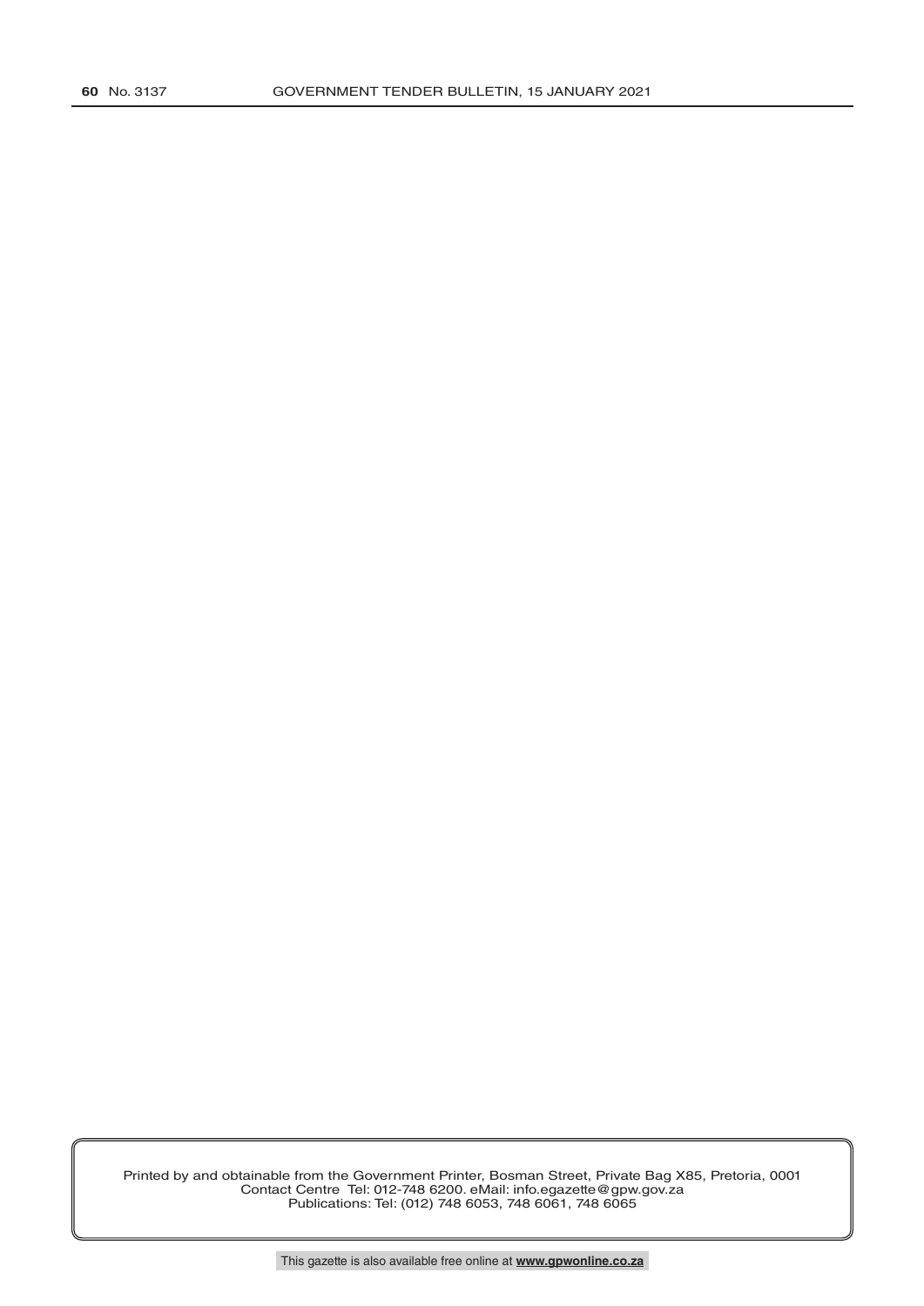Printed by and obtainable from the Government Printer, Bosman Street, Private Bag X85, Pretoria, 0001
Contact Centre Tel: 012-748 6200. eMail: info.egazette@gpw.gov.za
Publications: Tel: (012) 748 6053, 748 6061, 748 6065

This gazette is also available free online at **www.gpwonline.co.za**